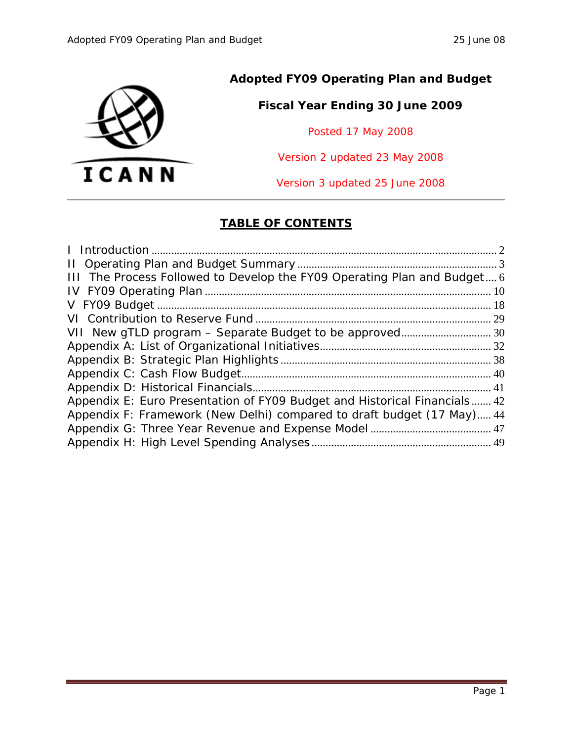# Adopted FY09 Operating Plan and Budget

## Fiscal Year Ending 30 June 2009

Posted 17 May 2008

Version 2 updated 23 May 2008

Version 3 updated 25 June 2008

ICANN

## TABLE OF CONTENTS

- I Introduction ..... 2
- II Operating Plan and Budget Summary ..... 3
- III The Process Followed to Develop the FY09 Operating Plan and Budget ..... 6
- IV FY09 Operating Plan ..... 10
- V FY09 Budget ..... 18
- VI Contribution to Reserve Fund ..... 29
- VII New gTLD program – Separate Budget to be approved ..... 30
- Appendix A: List of Organizational Initiatives ..... 32
- Appendix B: Strategic Plan Highlights ..... 38
- Appendix C: Cash Flow Budget ..... 40
- Appendix D: Historical Financials ..... 41
- Appendix E: Euro Presentation of FY09 Budget and Historical Financials ..... 42
- Appendix F: Framework (New Delhi) compared to draft budget (17 May) ..... 44
- Appendix G: Three Year Revenue and Expense Model ..... 47
- Appendix H: High Level Spending Analyses ..... 49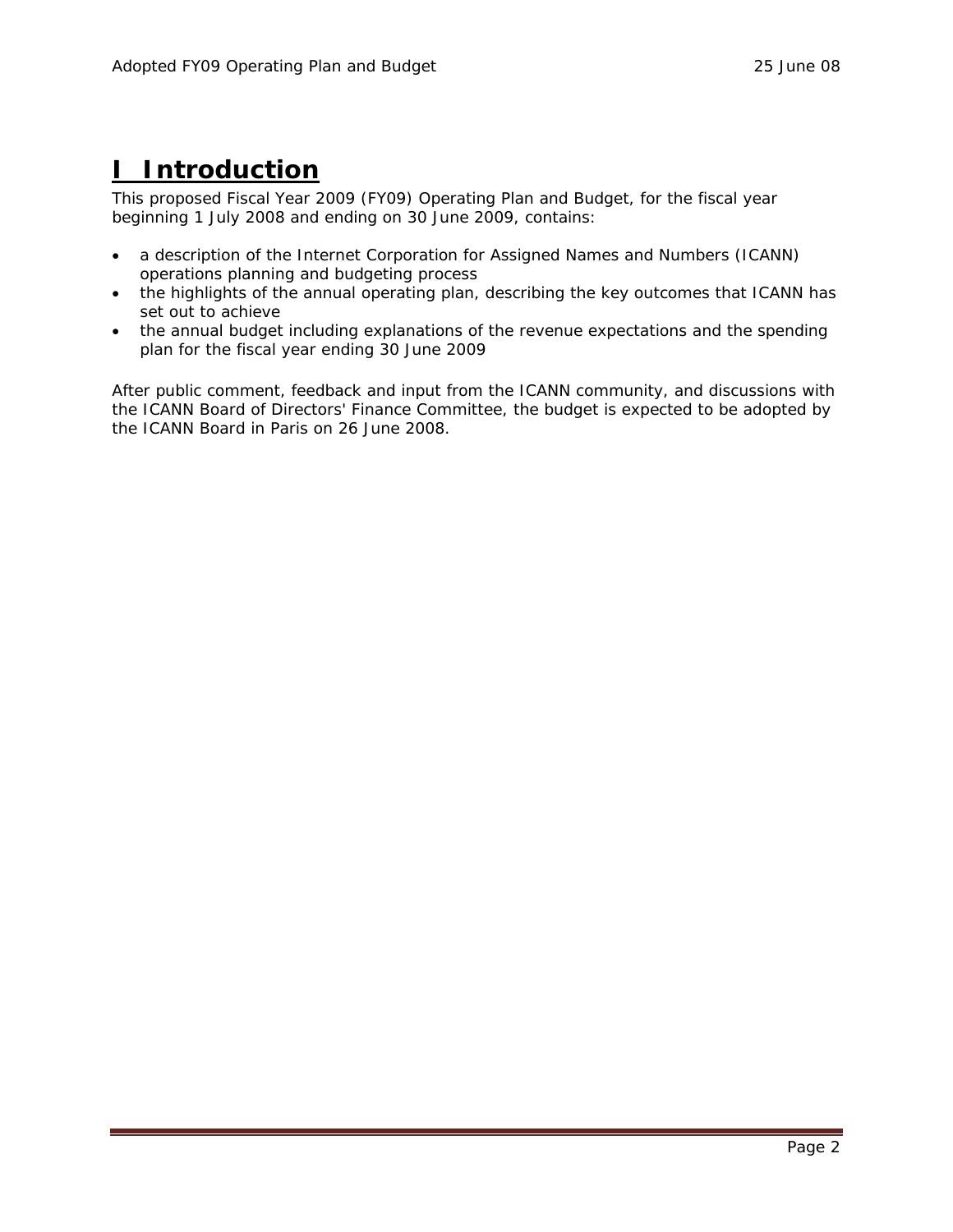# I Introduction

This proposed Fiscal Year 2009 (FY09) Operating Plan and Budget, for the fiscal year beginning 1 July 2008 and ending on 30 June 2009, contains:

- a description of the Internet Corporation for Assigned Names and Numbers (ICANN) operations planning and budgeting process
- the highlights of the annual operating plan, describing the key outcomes that ICANN has set out to achieve
- the annual budget including explanations of the revenue expectations and the spending plan for the fiscal year ending 30 June 2009

After public comment, feedback and input from the ICANN community, and discussions with the ICANN Board of Directors' Finance Committee, the budget is expected to be adopted by the ICANN Board in Paris on 26 June 2008.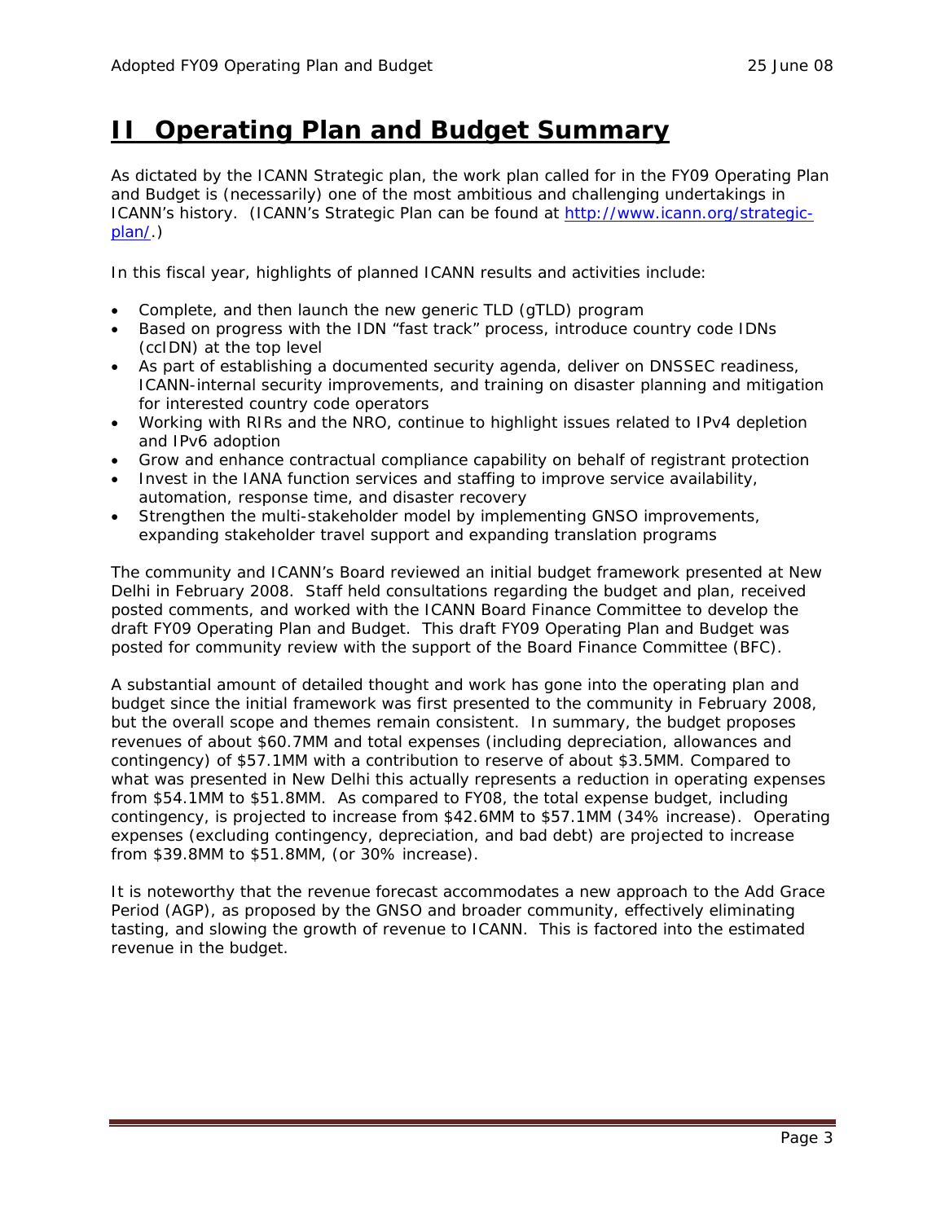# II Operating Plan and Budget Summary

As dictated by the ICANN Strategic plan, the work plan called for in the FY09 Operating Plan and Budget is (necessarily) one of the most ambitious and challenging undertakings in ICANN's history. (ICANN's Strategic Plan can be found at [http://www.icann.org/strategic-plan/](http://www.icann.org/strategic-plan/).)

In this fiscal year, highlights of planned ICANN results and activities include:

- Complete, and then launch the new generic TLD (gTLD) program
- Based on progress with the IDN "fast track" process, introduce country code IDNs (ccIDN) at the top level
- As part of establishing a documented security agenda, deliver on DNSSEC readiness, ICANN-internal security improvements, and training on disaster planning and mitigation for interested country code operators
- Working with RIRs and the NRO, continue to highlight issues related to IPv4 depletion and IPv6 adoption
- Grow and enhance contractual compliance capability on behalf of registrant protection
- Invest in the IANA function services and staffing to improve service availability, automation, response time, and disaster recovery
- Strengthen the multi-stakeholder model by implementing GNSO improvements, expanding stakeholder travel support and expanding translation programs

The community and ICANN's Board reviewed an initial budget framework presented at New Delhi in February 2008. Staff held consultations regarding the budget and plan, received posted comments, and worked with the ICANN Board Finance Committee to develop the draft FY09 Operating Plan and Budget. This draft FY09 Operating Plan and Budget was posted for community review with the support of the Board Finance Committee (BFC).

A substantial amount of detailed thought and work has gone into the operating plan and budget since the initial framework was first presented to the community in February 2008, but the overall scope and themes remain consistent. In summary, the budget proposes revenues of about $60.7MM and total expenses (including depreciation, allowances and contingency) of $57.1MM with a contribution to reserve of about $3.5MM. Compared to what was presented in New Delhi this actually represents a reduction in operating expenses from $54.1MM to $51.8MM. As compared to FY08, the total expense budget, including contingency, is projected to increase from $42.6MM to $57.1MM (34% increase). Operating expenses (excluding contingency, depreciation, and bad debt) are projected to increase from $39.8MM to $51.8MM, (or 30% increase).

It is noteworthy that the revenue forecast accommodates a new approach to the Add Grace Period (AGP), as proposed by the GNSO and broader community, effectively eliminating tasting, and slowing the growth of revenue to ICANN. This is factored into the estimated revenue in the budget.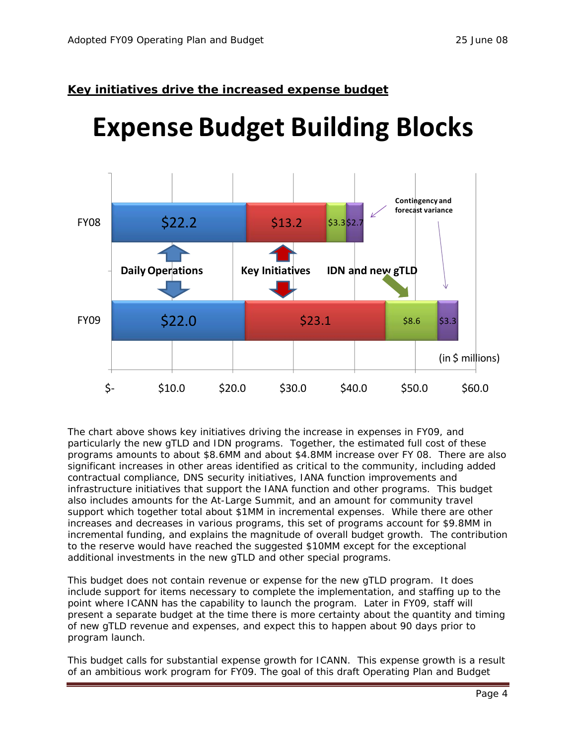**Key initiatives drive the increased expense budget**

# Expense Budget Building Blocks

| | Daily Operations | Key Initiatives | IDN and new gTLD | Contingency and forecast variance |
|---|---|---|---|---|
| FY08 | $22.2 | $13.2 | $3.3 | $2.7 |
| FY09 | $22.0 | $23.1 | $8.6 | $3.3 |

(in $ millions)

The chart above shows key initiatives driving the increase in expenses in FY09, and particularly the new gTLD and IDN programs. Together, the estimated full cost of these programs amounts to about $8.6MM and about $4.8MM increase over FY 08. There are also significant increases in other areas identified as critical to the community, including added contractual compliance, DNS security initiatives, IANA function improvements and infrastructure initiatives that support the IANA function and other programs. This budget also includes amounts for the At-Large Summit, and an amount for community travel support which together total about $1MM in incremental expenses. While there are other increases and decreases in various programs, this set of programs account for $9.8MM in incremental funding, and explains the magnitude of overall budget growth. The contribution to the reserve would have reached the suggested $10MM except for the exceptional additional investments in the new gTLD and other special programs.

This budget does not contain revenue or expense for the new gTLD program. It does include support for items necessary to complete the implementation, and staffing up to the point where ICANN has the capability to launch the program. Later in FY09, staff will present a separate budget at the time there is more certainty about the quantity and timing of new gTLD revenue and expenses, and expect this to happen about 90 days prior to program launch.

This budget calls for substantial expense growth for ICANN. This expense growth is a result of an ambitious work program for FY09. The goal of this draft Operating Plan and Budget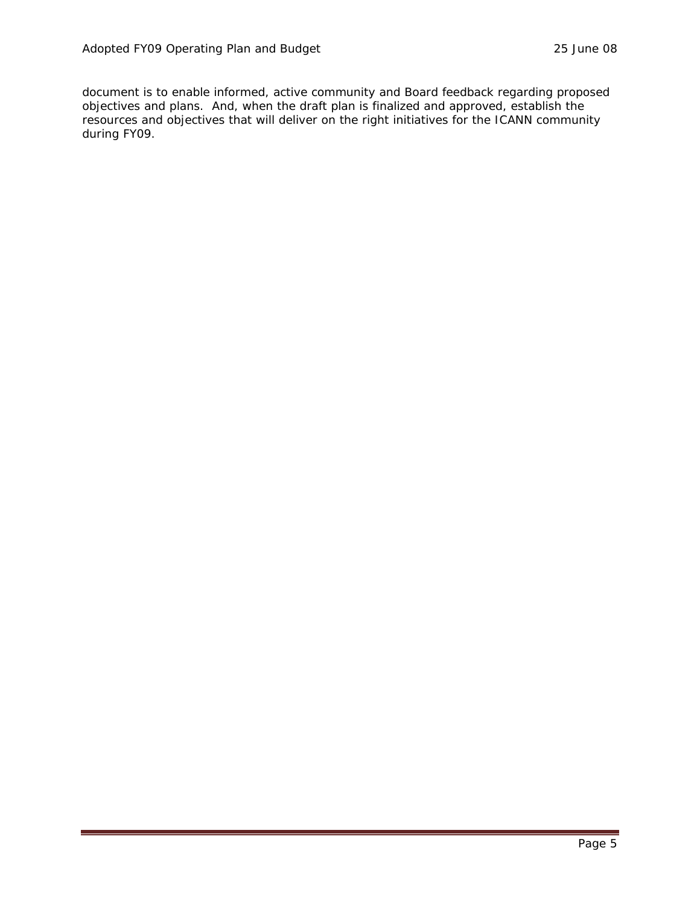document is to enable informed, active community and Board feedback regarding proposed objectives and plans. And, when the draft plan is finalized and approved, establish the resources and objectives that will deliver on the right initiatives for the ICANN community during FY09.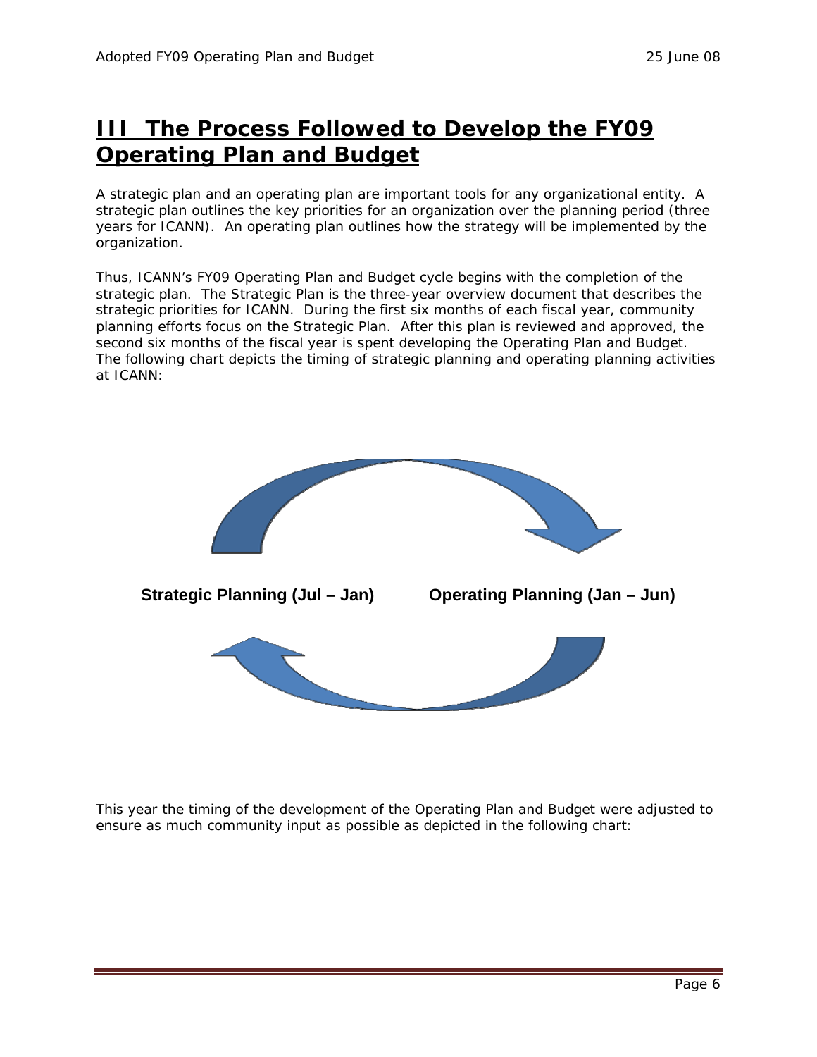# III The Process Followed to Develop the FY09 Operating Plan and Budget

A strategic plan and an operating plan are important tools for any organizational entity. A strategic plan outlines the key priorities for an organization over the planning period (three years for ICANN). An operating plan outlines how the strategy will be implemented by the organization.

Thus, ICANN's FY09 Operating Plan and Budget cycle begins with the completion of the strategic plan. The Strategic Plan is the three-year overview document that describes the strategic priorities for ICANN. During the first six months of each fiscal year, community planning efforts focus on the Strategic Plan. After this plan is reviewed and approved, the second six months of the fiscal year is spent developing the Operating Plan and Budget. The following chart depicts the timing of strategic planning and operating planning activities at ICANN:

**Strategic Planning (Jul – Jan)** **Operating Planning (Jan – Jun)**

This year the timing of the development of the Operating Plan and Budget were adjusted to ensure as much community input as possible as depicted in the following chart: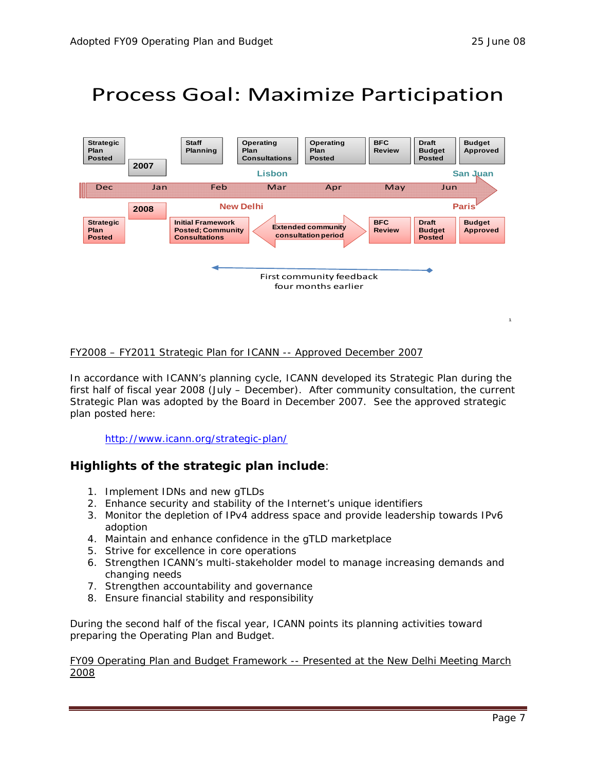# Process Goal: Maximize Participation

| | 2007 | | | | | |
|---|---|---|---|---|---|---|
| Strategic Plan Posted | Staff Planning | Operating Plan Consultations (Lisbon) | Operating Plan Posted | BFC Review | Draft Budget Posted | Budget Approved (San Juan) |

Dec — Jan — Feb — Mar — Apr — May — Jun

| | 2008 | | | | | |
|---|---|---|---|---|---|---|
| Strategic Plan Posted | Initial Framework Posted; Community Consultations (New Delhi) | Extended community consultation period | | BFC Review | Draft Budget Posted | Budget Approved (Paris) |

First community feedback four months earlier

1

FY2008 – FY2011 Strategic Plan for ICANN -- Approved December 2007

In accordance with ICANN's planning cycle, ICANN developed its Strategic Plan during the first half of fiscal year 2008 (July – December). After community consultation, the current Strategic Plan was adopted by the Board in December 2007. See the approved strategic plan posted here:

http://www.icann.org/strategic-plan/

## Highlights of the strategic plan include:

1. Implement IDNs and new gTLDs
2. Enhance security and stability of the Internet's unique identifiers
3. Monitor the depletion of IPv4 address space and provide leadership towards IPv6 adoption
4. Maintain and enhance confidence in the gTLD marketplace
5. Strive for excellence in core operations
6. Strengthen ICANN's multi-stakeholder model to manage increasing demands and changing needs
7. Strengthen accountability and governance
8. Ensure financial stability and responsibility

During the second half of the fiscal year, ICANN points its planning activities toward preparing the Operating Plan and Budget.

FY09 Operating Plan and Budget Framework -- Presented at the New Delhi Meeting March 2008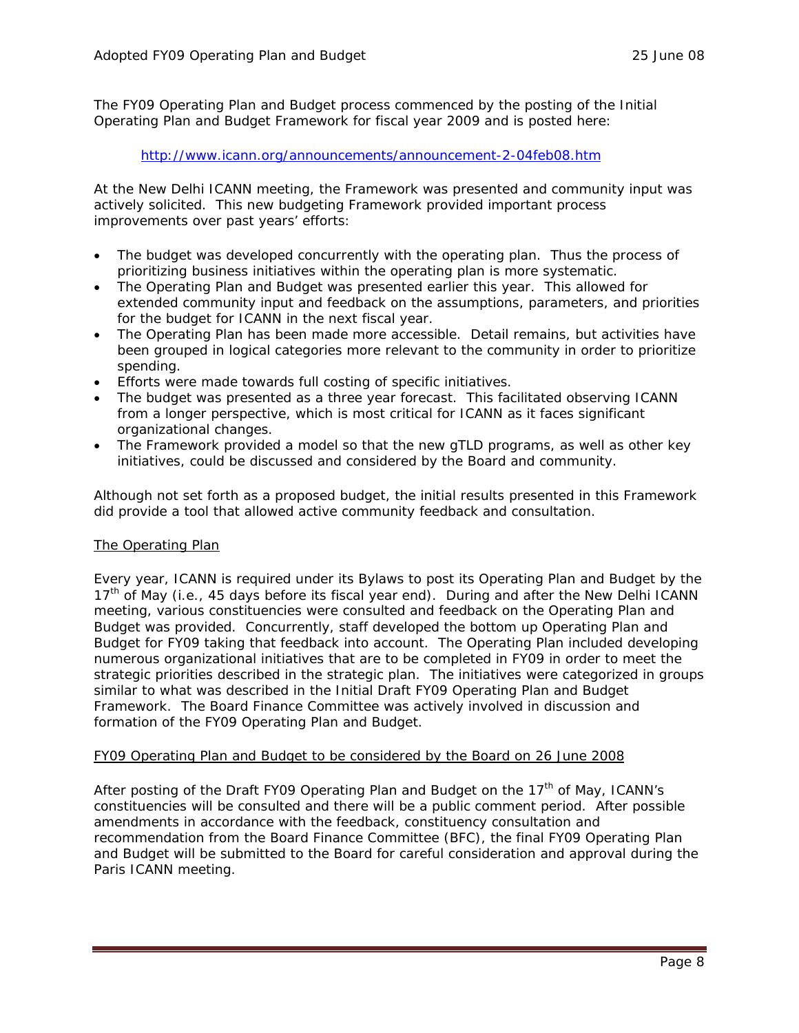The FY09 Operating Plan and Budget process commenced by the posting of the Initial Operating Plan and Budget Framework for fiscal year 2009 and is posted here:

http://www.icann.org/announcements/announcement-2-04feb08.htm

At the New Delhi ICANN meeting, the Framework was presented and community input was actively solicited. This new budgeting Framework provided important process improvements over past years' efforts:

- The budget was developed concurrently with the operating plan. Thus the process of prioritizing business initiatives within the operating plan is more systematic.
- The Operating Plan and Budget was presented earlier this year. This allowed for extended community input and feedback on the assumptions, parameters, and priorities for the budget for ICANN in the next fiscal year.
- The Operating Plan has been made more accessible. Detail remains, but activities have been grouped in logical categories more relevant to the community in order to prioritize spending.
- Efforts were made towards full costing of specific initiatives.
- The budget was presented as a three year forecast. This facilitated observing ICANN from a longer perspective, which is most critical for ICANN as it faces significant organizational changes.
- The Framework provided a model so that the new gTLD programs, as well as other key initiatives, could be discussed and considered by the Board and community.

Although not set forth as a proposed budget, the initial results presented in this Framework did provide a tool that allowed active community feedback and consultation.

## The Operating Plan

Every year, ICANN is required under its Bylaws to post its Operating Plan and Budget by the 17th of May (i.e., 45 days before its fiscal year end). During and after the New Delhi ICANN meeting, various constituencies were consulted and feedback on the Operating Plan and Budget was provided. Concurrently, staff developed the bottom up Operating Plan and Budget for FY09 taking that feedback into account. The Operating Plan included developing numerous organizational initiatives that are to be completed in FY09 in order to meet the strategic priorities described in the strategic plan. The initiatives were categorized in groups similar to what was described in the Initial Draft FY09 Operating Plan and Budget Framework. The Board Finance Committee was actively involved in discussion and formation of the FY09 Operating Plan and Budget.

## FY09 Operating Plan and Budget to be considered by the Board on 26 June 2008

After posting of the Draft FY09 Operating Plan and Budget on the 17th of May, ICANN's constituencies will be consulted and there will be a public comment period. After possible amendments in accordance with the feedback, constituency consultation and recommendation from the Board Finance Committee (BFC), the final FY09 Operating Plan and Budget will be submitted to the Board for careful consideration and approval during the Paris ICANN meeting.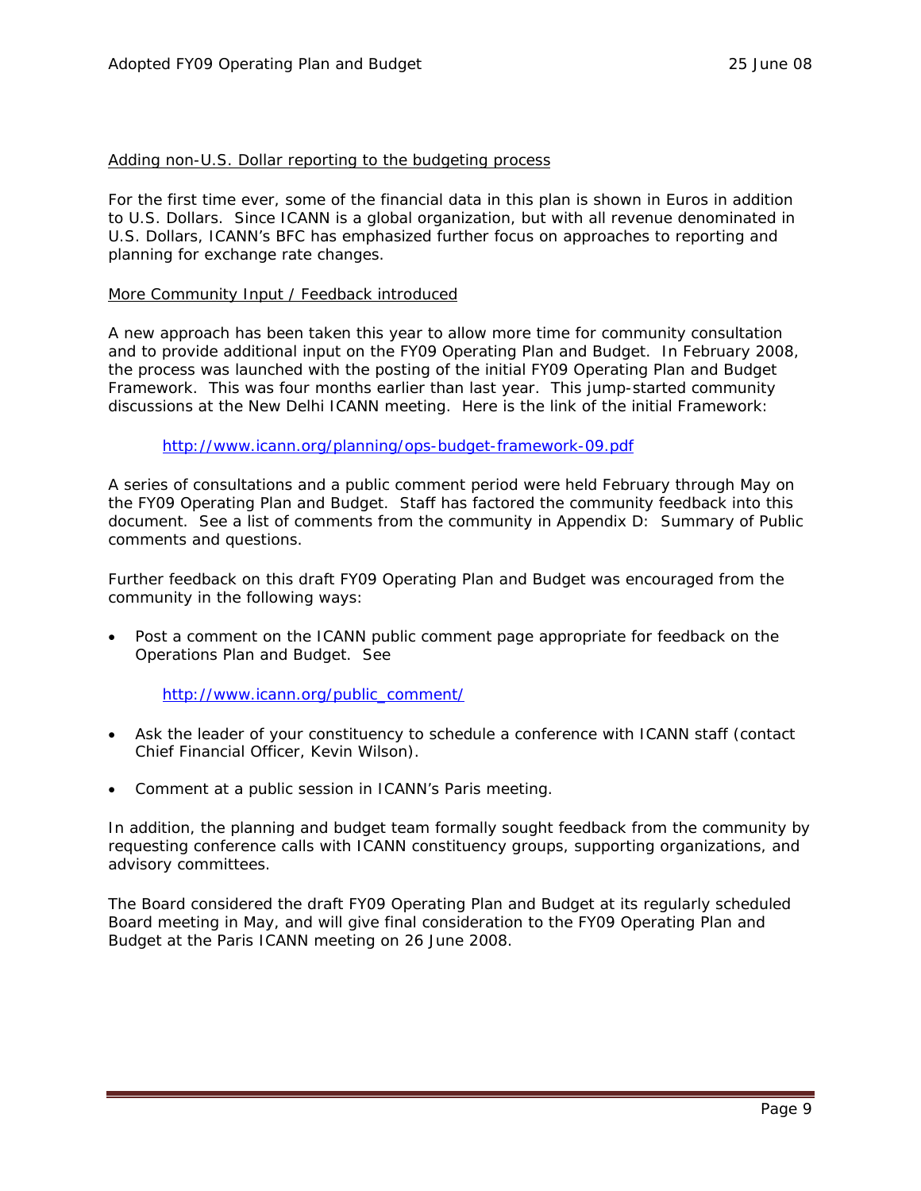Adding non-U.S. Dollar reporting to the budgeting process

For the first time ever, some of the financial data in this plan is shown in Euros in addition to U.S. Dollars. Since ICANN is a global organization, but with all revenue denominated in U.S. Dollars, ICANN's BFC has emphasized further focus on approaches to reporting and planning for exchange rate changes.

More Community Input / Feedback introduced

A new approach has been taken this year to allow more time for community consultation and to provide additional input on the FY09 Operating Plan and Budget. In February 2008, the process was launched with the posting of the initial FY09 Operating Plan and Budget Framework. This was four months earlier than last year. This jump-started community discussions at the New Delhi ICANN meeting. Here is the link of the initial Framework:

http://www.icann.org/planning/ops-budget-framework-09.pdf

A series of consultations and a public comment period were held February through May on the FY09 Operating Plan and Budget. Staff has factored the community feedback into this document. See a list of comments from the community in Appendix D: Summary of Public comments and questions.

Further feedback on this draft FY09 Operating Plan and Budget was encouraged from the community in the following ways:

- Post a comment on the ICANN public comment page appropriate for feedback on the Operations Plan and Budget. See

  http://www.icann.org/public_comment/

- Ask the leader of your constituency to schedule a conference with ICANN staff (contact Chief Financial Officer, Kevin Wilson).

- Comment at a public session in ICANN's Paris meeting.

In addition, the planning and budget team formally sought feedback from the community by requesting conference calls with ICANN constituency groups, supporting organizations, and advisory committees.

The Board considered the draft FY09 Operating Plan and Budget at its regularly scheduled Board meeting in May, and will give final consideration to the FY09 Operating Plan and Budget at the Paris ICANN meeting on 26 June 2008.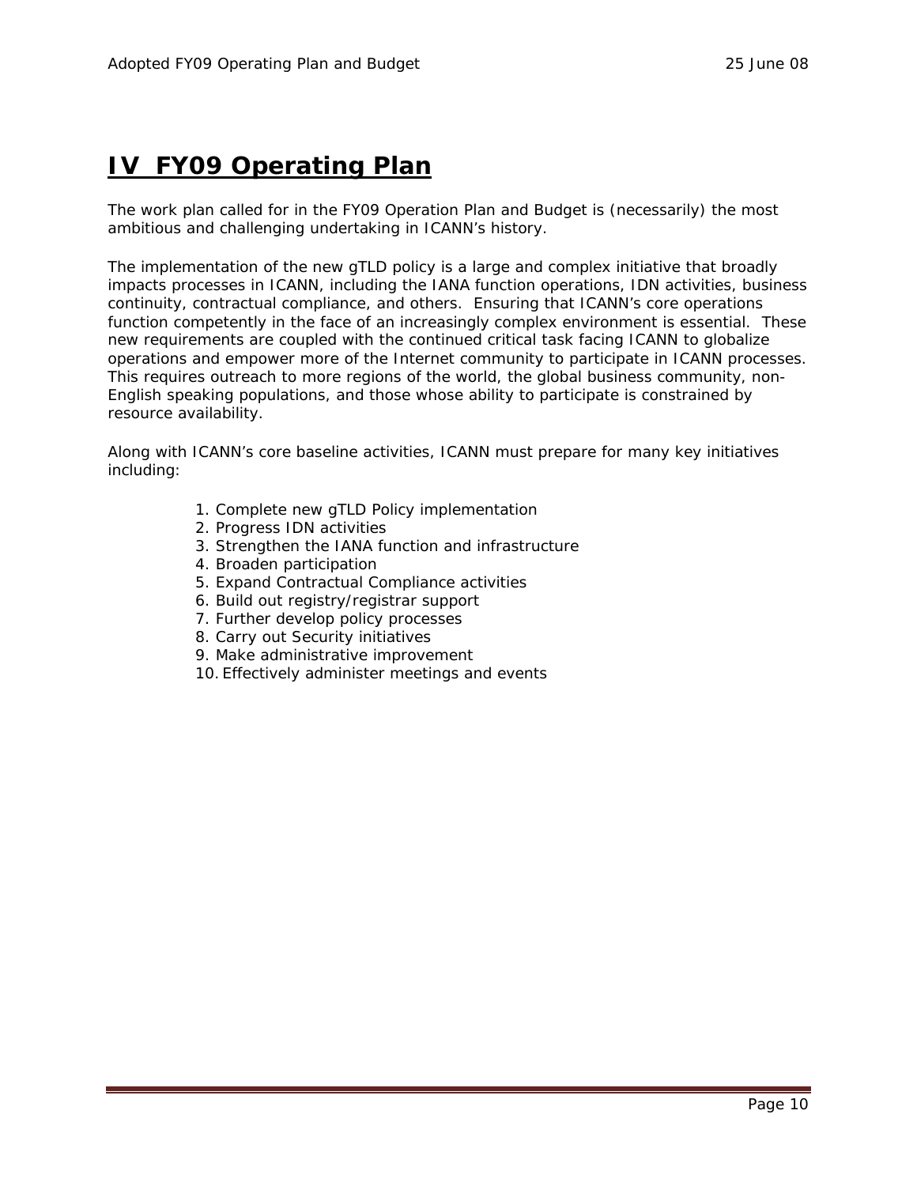# IV FY09 Operating Plan

The work plan called for in the FY09 Operation Plan and Budget is (necessarily) the most ambitious and challenging undertaking in ICANN's history.

The implementation of the new gTLD policy is a large and complex initiative that broadly impacts processes in ICANN, including the IANA function operations, IDN activities, business continuity, contractual compliance, and others. Ensuring that ICANN's core operations function competently in the face of an increasingly complex environment is essential. These new requirements are coupled with the continued critical task facing ICANN to globalize operations and empower more of the Internet community to participate in ICANN processes. This requires outreach to more regions of the world, the global business community, non-English speaking populations, and those whose ability to participate is constrained by resource availability.

Along with ICANN's core baseline activities, ICANN must prepare for many key initiatives including:

1. Complete new gTLD Policy implementation
2. Progress IDN activities
3. Strengthen the IANA function and infrastructure
4. Broaden participation
5. Expand Contractual Compliance activities
6. Build out registry/registrar support
7. Further develop policy processes
8. Carry out Security initiatives
9. Make administrative improvement
10. Effectively administer meetings and events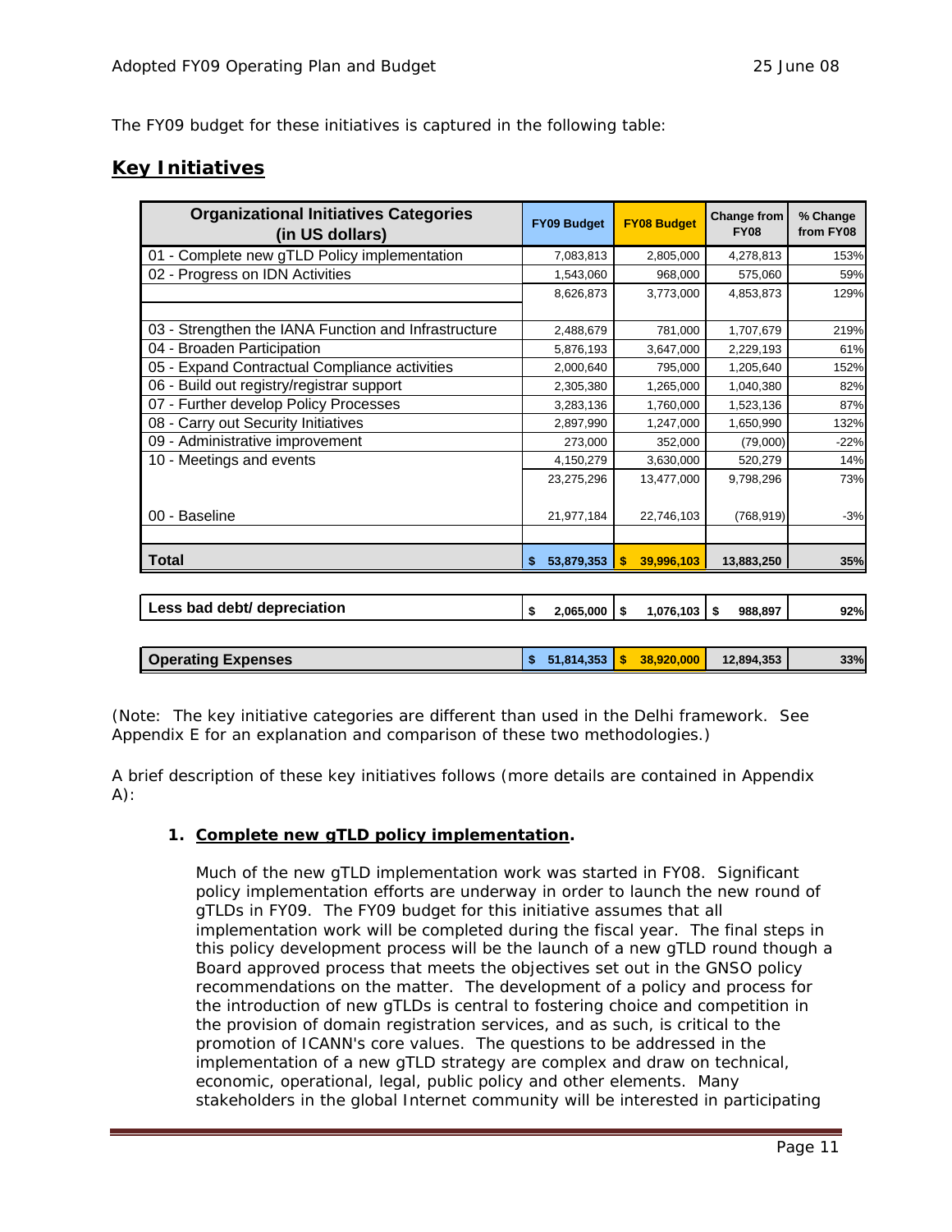The FY09 budget for these initiatives is captured in the following table:

## Key Initiatives

| Organizational Initiatives Categories (in US dollars) | FY09 Budget | FY08 Budget | Change from FY08 | % Change from FY08 |
|---|---|---|---|---|
| 01 - Complete new gTLD Policy implementation | 7,083,813 | 2,805,000 | 4,278,813 | 153% |
| 02 - Progress on IDN Activities | 1,543,060 | 968,000 | 575,060 | 59% |
| | 8,626,873 | 3,773,000 | 4,853,873 | 129% |
| 03 - Strengthen the IANA Function and Infrastructure | 2,488,679 | 781,000 | 1,707,679 | 219% |
| 04 - Broaden Participation | 5,876,193 | 3,647,000 | 2,229,193 | 61% |
| 05 - Expand Contractual Compliance activities | 2,000,640 | 795,000 | 1,205,640 | 152% |
| 06 - Build out registry/registrar support | 2,305,380 | 1,265,000 | 1,040,380 | 82% |
| 07 - Further develop Policy Processes | 3,283,136 | 1,760,000 | 1,523,136 | 87% |
| 08 - Carry out Security Initiatives | 2,897,990 | 1,247,000 | 1,650,990 | 132% |
| 09 - Administrative improvement | 273,000 | 352,000 | (79,000) | -22% |
| 10 - Meetings and events | 4,150,279 | 3,630,000 | 520,279 | 14% |
| | 23,275,296 | 13,477,000 | 9,798,296 | 73% |
| 00 - Baseline | 21,977,184 | 22,746,103 | (768,919) | -3% |
| **Total** | **$ 53,879,353** | **$ 39,996,103** | **13,883,250** | **35%** |
| **Less bad debt/ depreciation** | **$ 2,065,000** | **$ 1,076,103** | **$ 988,897** | **92%** |
| **Operating Expenses** | **$ 51,814,353** | **$ 38,920,000** | **12,894,353** | **33%** |

(Note: The key initiative categories are different than used in the Delhi framework. See Appendix E for an explanation and comparison of these two methodologies.)

A brief description of these key initiatives follows (more details are contained in Appendix A):

1. **Complete new gTLD policy implementation.**

   Much of the new gTLD implementation work was started in FY08. Significant policy implementation efforts are underway in order to launch the new round of gTLDs in FY09. The FY09 budget for this initiative assumes that all implementation work will be completed during the fiscal year. The final steps in this policy development process will be the launch of a new gTLD round though a Board approved process that meets the objectives set out in the GNSO policy recommendations on the matter. The development of a policy and process for the introduction of new gTLDs is central to fostering choice and competition in the provision of domain registration services, and as such, is critical to the promotion of ICANN's core values. The questions to be addressed in the implementation of a new gTLD strategy are complex and draw on technical, economic, operational, legal, public policy and other elements. Many stakeholders in the global Internet community will be interested in participating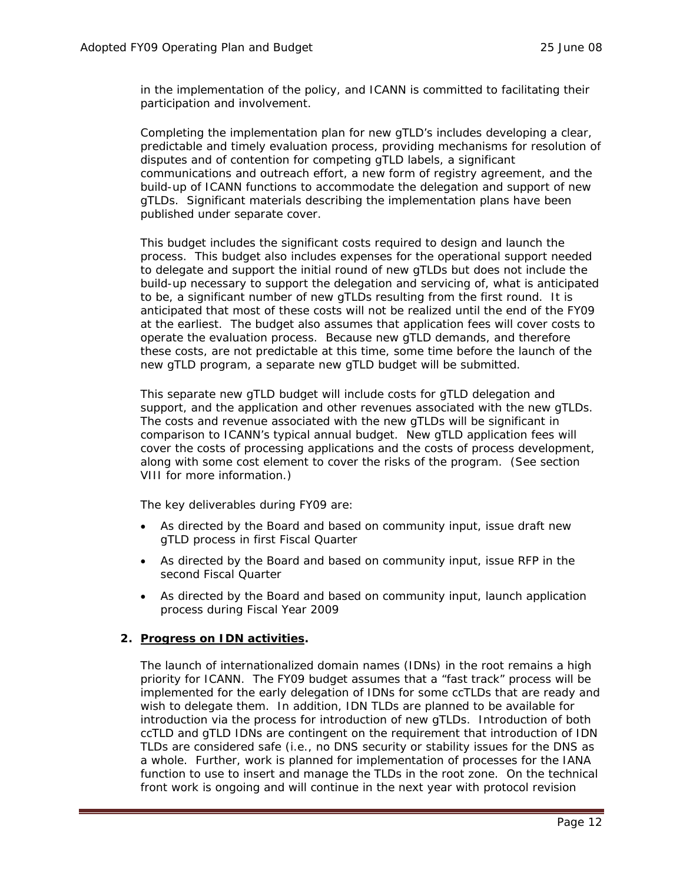in the implementation of the policy, and ICANN is committed to facilitating their participation and involvement.

Completing the implementation plan for new gTLD's includes developing a clear, predictable and timely evaluation process, providing mechanisms for resolution of disputes and of contention for competing gTLD labels, a significant communications and outreach effort, a new form of registry agreement, and the build-up of ICANN functions to accommodate the delegation and support of new gTLDs. Significant materials describing the implementation plans have been published under separate cover.

This budget includes the significant costs required to design and launch the process. This budget also includes expenses for the operational support needed to delegate and support the initial round of new gTLDs but does not include the build-up necessary to support the delegation and servicing of, what is anticipated to be, a significant number of new gTLDs resulting from the first round. It is anticipated that most of these costs will not be realized until the end of the FY09 at the earliest. The budget also assumes that application fees will cover costs to operate the evaluation process. Because new gTLD demands, and therefore these costs, are not predictable at this time, some time before the launch of the new gTLD program, a separate new gTLD budget will be submitted.

This separate new gTLD budget will include costs for gTLD delegation and support, and the application and other revenues associated with the new gTLDs. The costs and revenue associated with the new gTLDs will be significant in comparison to ICANN's typical annual budget. New gTLD application fees will cover the costs of processing applications and the costs of process development, along with some cost element to cover the risks of the program. (See section VIII for more information.)

The key deliverables during FY09 are:

- As directed by the Board and based on community input, issue draft new gTLD process in first Fiscal Quarter
- As directed by the Board and based on community input, issue RFP in the second Fiscal Quarter
- As directed by the Board and based on community input, launch application process during Fiscal Year 2009

**2. <u>Progress on IDN activities</u>.**

The launch of internationalized domain names (IDNs) in the root remains a high priority for ICANN. The FY09 budget assumes that a "fast track" process will be implemented for the early delegation of IDNs for some ccTLDs that are ready and wish to delegate them. In addition, IDN TLDs are planned to be available for introduction via the process for introduction of new gTLDs. Introduction of both ccTLD and gTLD IDNs are contingent on the requirement that introduction of IDN TLDs are considered safe (i.e., no DNS security or stability issues for the DNS as a whole. Further, work is planned for implementation of processes for the IANA function to use to insert and manage the TLDs in the root zone. On the technical front work is ongoing and will continue in the next year with protocol revision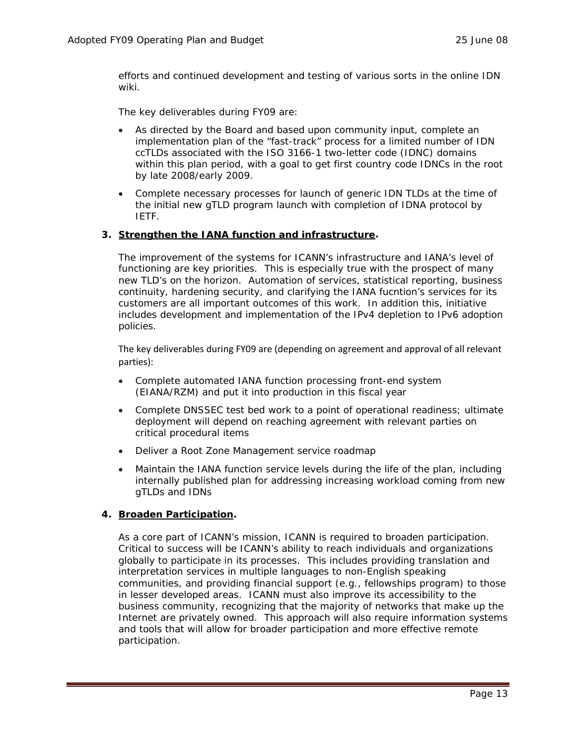efforts and continued development and testing of various sorts in the online IDN wiki.

The key deliverables during FY09 are:

- As directed by the Board and based upon community input, complete an implementation plan of the "fast-track" process for a limited number of IDN ccTLDs associated with the ISO 3166-1 two-letter code (IDNC) domains within this plan period, with a goal to get first country code IDNCs in the root by late 2008/early 2009.
- Complete necessary processes for launch of generic IDN TLDs at the time of the initial new gTLD program launch with completion of IDNA protocol by IETF.

**3. <u>Strengthen the IANA function and infrastructure</u>.**

The improvement of the systems for ICANN's infrastructure and IANA's level of functioning are key priorities. This is especially true with the prospect of many new TLD's on the horizon. Automation of services, statistical reporting, business continuity, hardening security, and clarifying the IANA fucntion's services for its customers are all important outcomes of this work. In addition this, initiative includes development and implementation of the IPv4 depletion to IPv6 adoption policies.

The key deliverables during FY09 are (depending on agreement and approval of all relevant parties):

- Complete automated IANA function processing front-end system (EIANA/RZM) and put it into production in this fiscal year
- Complete DNSSEC test bed work to a point of operational readiness; ultimate deployment will depend on reaching agreement with relevant parties on critical procedural items
- Deliver a Root Zone Management service roadmap
- Maintain the IANA function service levels during the life of the plan, including internally published plan for addressing increasing workload coming from new gTLDs and IDNs

**4. <u>Broaden Participation</u>.**

As a core part of ICANN's mission, ICANN is required to broaden participation. Critical to success will be ICANN's ability to reach individuals and organizations globally to participate in its processes. This includes providing translation and interpretation services in multiple languages to non-English speaking communities, and providing financial support (e.g., fellowships program) to those in lesser developed areas. ICANN must also improve its accessibility to the business community, recognizing that the majority of networks that make up the Internet are privately owned. This approach will also require information systems and tools that will allow for broader participation and more effective remote participation.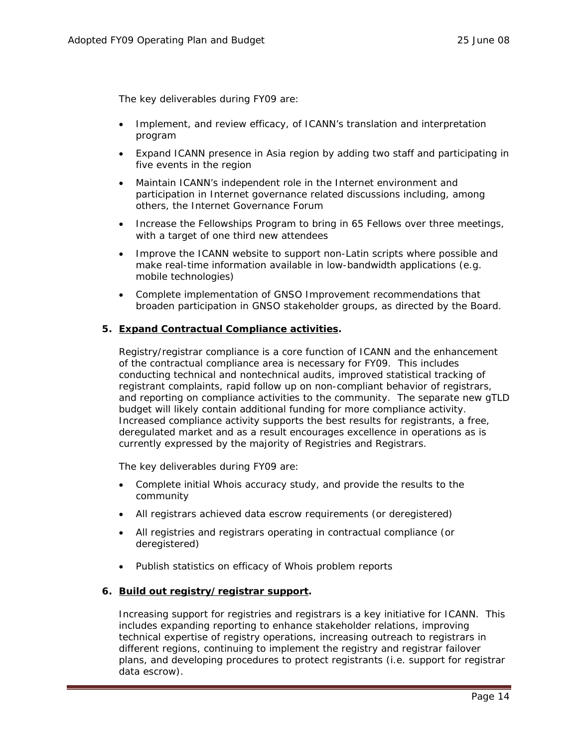The key deliverables during FY09 are:

- Implement, and review efficacy, of ICANN's translation and interpretation program
- Expand ICANN presence in Asia region by adding two staff and participating in five events in the region
- Maintain ICANN's independent role in the Internet environment and participation in Internet governance related discussions including, among others, the Internet Governance Forum
- Increase the Fellowships Program to bring in 65 Fellows over three meetings, with a target of one third new attendees
- Improve the ICANN website to support non-Latin scripts where possible and make real-time information available in low-bandwidth applications (e.g. mobile technologies)
- Complete implementation of GNSO Improvement recommendations that broaden participation in GNSO stakeholder groups, as directed by the Board.

**5. <u>Expand Contractual Compliance activities</u>.**

Registry/registrar compliance is a core function of ICANN and the enhancement of the contractual compliance area is necessary for FY09. This includes conducting technical and nontechnical audits, improved statistical tracking of registrant complaints, rapid follow up on non-compliant behavior of registrars, and reporting on compliance activities to the community. The separate new gTLD budget will likely contain additional funding for more compliance activity. Increased compliance activity supports the best results for registrants, a free, deregulated market and as a result encourages excellence in operations as is currently expressed by the majority of Registries and Registrars.

The key deliverables during FY09 are:

- Complete initial Whois accuracy study, and provide the results to the community
- All registrars achieved data escrow requirements (or deregistered)
- All registries and registrars operating in contractual compliance (or deregistered)
- Publish statistics on efficacy of Whois problem reports

**6. <u>Build out registry/registrar support</u>.**

Increasing support for registries and registrars is a key initiative for ICANN. This includes expanding reporting to enhance stakeholder relations, improving technical expertise of registry operations, increasing outreach to registrars in different regions, continuing to implement the registry and registrar failover plans, and developing procedures to protect registrants (i.e. support for registrar data escrow).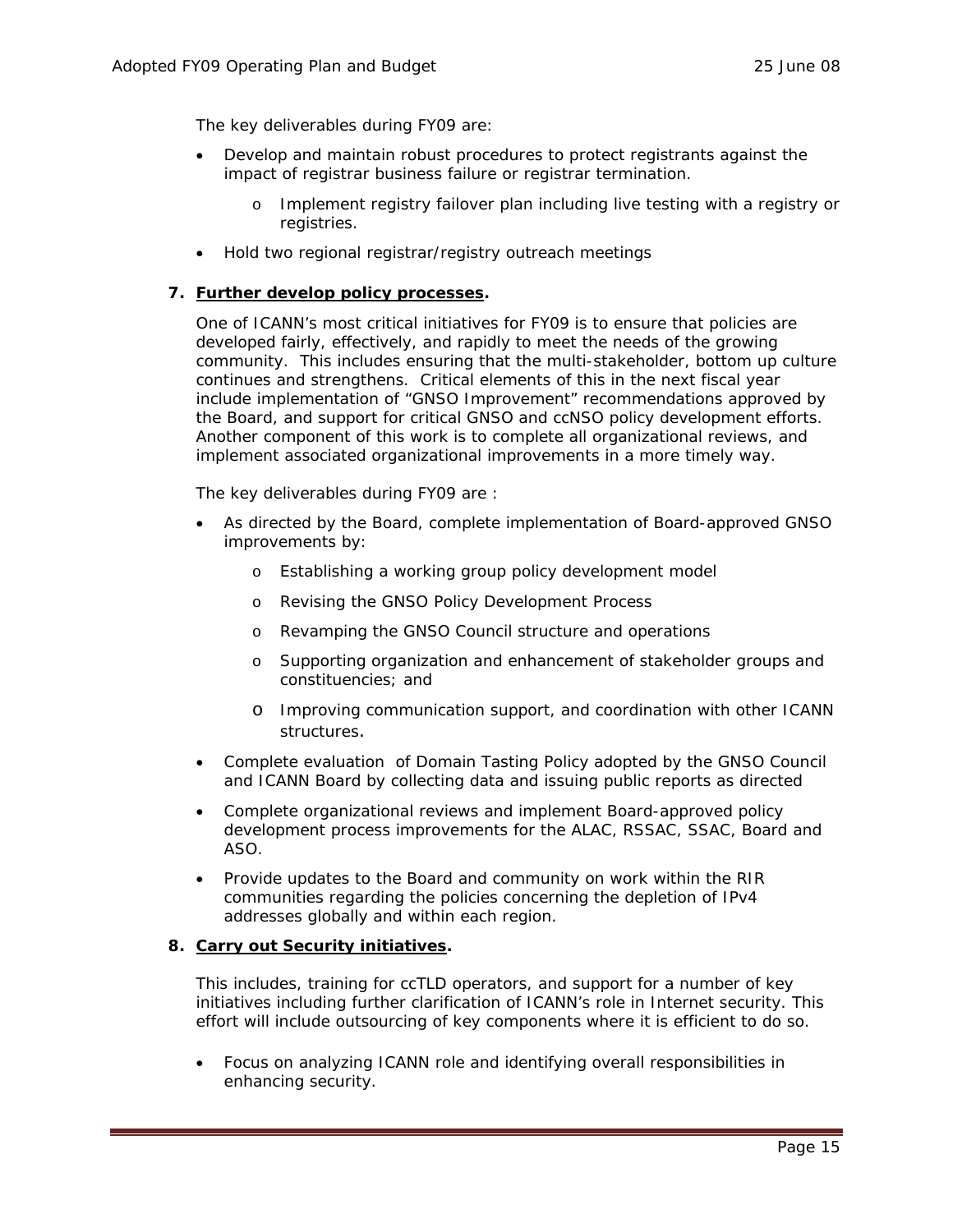The key deliverables during FY09 are:

- Develop and maintain robust procedures to protect registrants against the impact of registrar business failure or registrar termination.
  - Implement registry failover plan including live testing with a registry or registries.
- Hold two regional registrar/registry outreach meetings

**7. <u>Further develop policy processes</u>.**

One of ICANN's most critical initiatives for FY09 is to ensure that policies are developed fairly, effectively, and rapidly to meet the needs of the growing community. This includes ensuring that the multi-stakeholder, bottom up culture continues and strengthens. Critical elements of this in the next fiscal year include implementation of "GNSO Improvement" recommendations approved by the Board, and support for critical GNSO and ccNSO policy development efforts. Another component of this work is to complete all organizational reviews, and implement associated organizational improvements in a more timely way.

The key deliverables during FY09 are :

- As directed by the Board, complete implementation of Board-approved GNSO improvements by:
  - Establishing a working group policy development model
  - Revising the GNSO Policy Development Process
  - Revamping the GNSO Council structure and operations
  - Supporting organization and enhancement of stakeholder groups and constituencies; and
  - Improving communication support, and coordination with other ICANN structures.
- Complete evaluation of Domain Tasting Policy adopted by the GNSO Council and ICANN Board by collecting data and issuing public reports as directed
- Complete organizational reviews and implement Board-approved policy development process improvements for the ALAC, RSSAC, SSAC, Board and ASO.
- Provide updates to the Board and community on work within the RIR communities regarding the policies concerning the depletion of IPv4 addresses globally and within each region.

**8. <u>Carry out Security initiatives</u>.**

This includes, training for ccTLD operators, and support for a number of key initiatives including further clarification of ICANN's role in Internet security. This effort will include outsourcing of key components where it is efficient to do so.

- Focus on analyzing ICANN role and identifying overall responsibilities in enhancing security.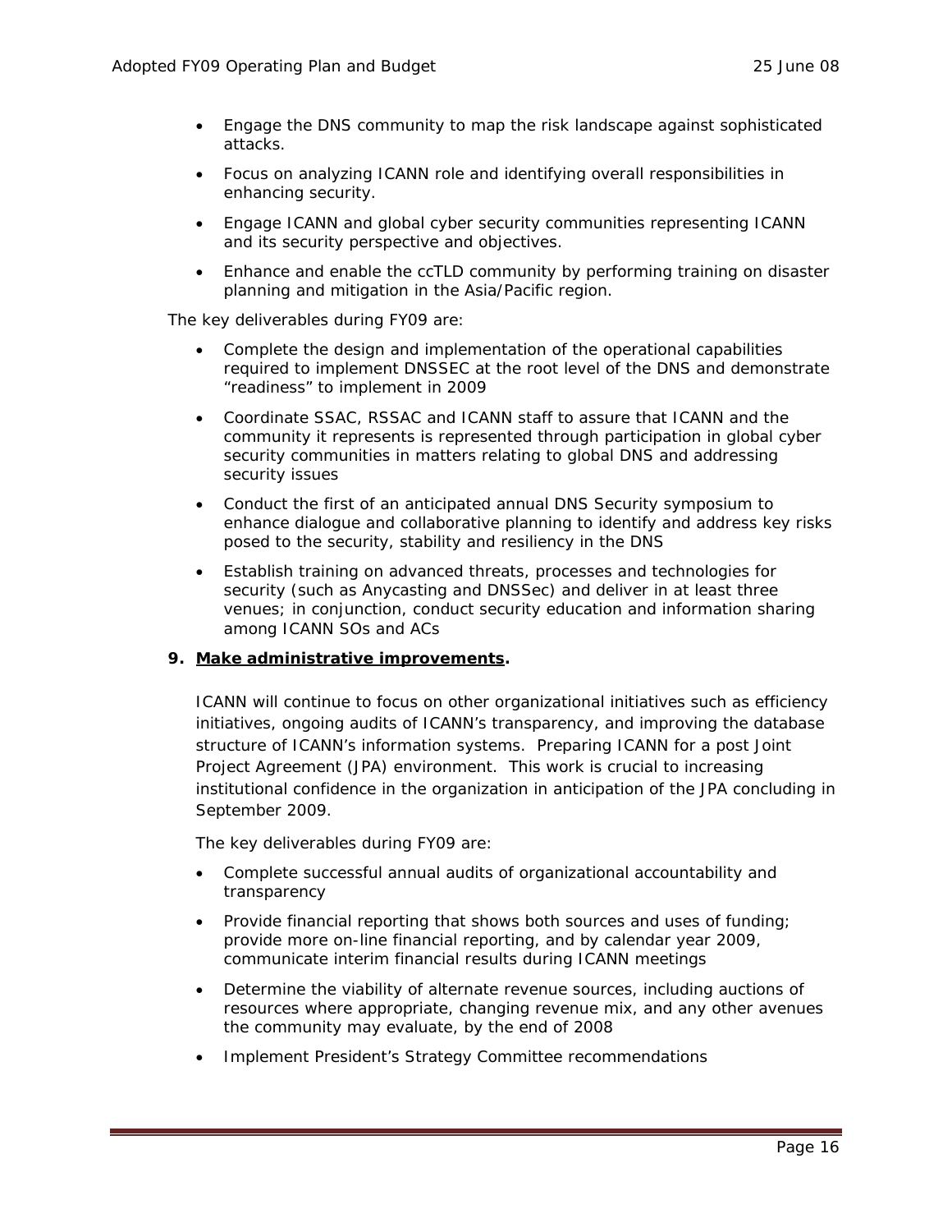- Engage the DNS community to map the risk landscape against sophisticated attacks.
- Focus on analyzing ICANN role and identifying overall responsibilities in enhancing security.
- Engage ICANN and global cyber security communities representing ICANN and its security perspective and objectives.
- Enhance and enable the ccTLD community by performing training on disaster planning and mitigation in the Asia/Pacific region.

The key deliverables during FY09 are:

- Complete the design and implementation of the operational capabilities required to implement DNSSEC at the root level of the DNS and demonstrate "readiness" to implement in 2009
- Coordinate SSAC, RSSAC and ICANN staff to assure that ICANN and the community it represents is represented through participation in global cyber security communities in matters relating to global DNS and addressing security issues
- Conduct the first of an anticipated annual DNS Security symposium to enhance dialogue and collaborative planning to identify and address key risks posed to the security, stability and resiliency in the DNS
- Establish training on advanced threats, processes and technologies for security (such as Anycasting and DNSSec) and deliver in at least three venues; in conjunction, conduct security education and information sharing among ICANN SOs and ACs

**9. Make administrative improvements.**

ICANN will continue to focus on other organizational initiatives such as efficiency initiatives, ongoing audits of ICANN's transparency, and improving the database structure of ICANN's information systems. Preparing ICANN for a post Joint Project Agreement (JPA) environment. This work is crucial to increasing institutional confidence in the organization in anticipation of the JPA concluding in September 2009.

The key deliverables during FY09 are:

- Complete successful annual audits of organizational accountability and transparency
- Provide financial reporting that shows both sources and uses of funding; provide more on-line financial reporting, and by calendar year 2009, communicate interim financial results during ICANN meetings
- Determine the viability of alternate revenue sources, including auctions of resources where appropriate, changing revenue mix, and any other avenues the community may evaluate, by the end of 2008
- Implement President's Strategy Committee recommendations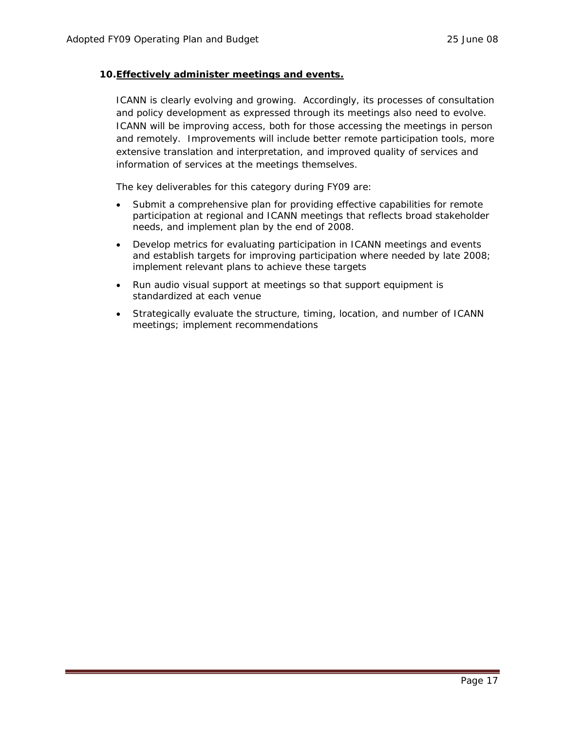**10. Effectively administer meetings and events.**

ICANN is clearly evolving and growing. Accordingly, its processes of consultation and policy development as expressed through its meetings also need to evolve. ICANN will be improving access, both for those accessing the meetings in person and remotely. Improvements will include better remote participation tools, more extensive translation and interpretation, and improved quality of services and information of services at the meetings themselves.

The key deliverables for this category during FY09 are:

- Submit a comprehensive plan for providing effective capabilities for remote participation at regional and ICANN meetings that reflects broad stakeholder needs, and implement plan by the end of 2008.
- Develop metrics for evaluating participation in ICANN meetings and events and establish targets for improving participation where needed by late 2008; implement relevant plans to achieve these targets
- Run audio visual support at meetings so that support equipment is standardized at each venue
- Strategically evaluate the structure, timing, location, and number of ICANN meetings; implement recommendations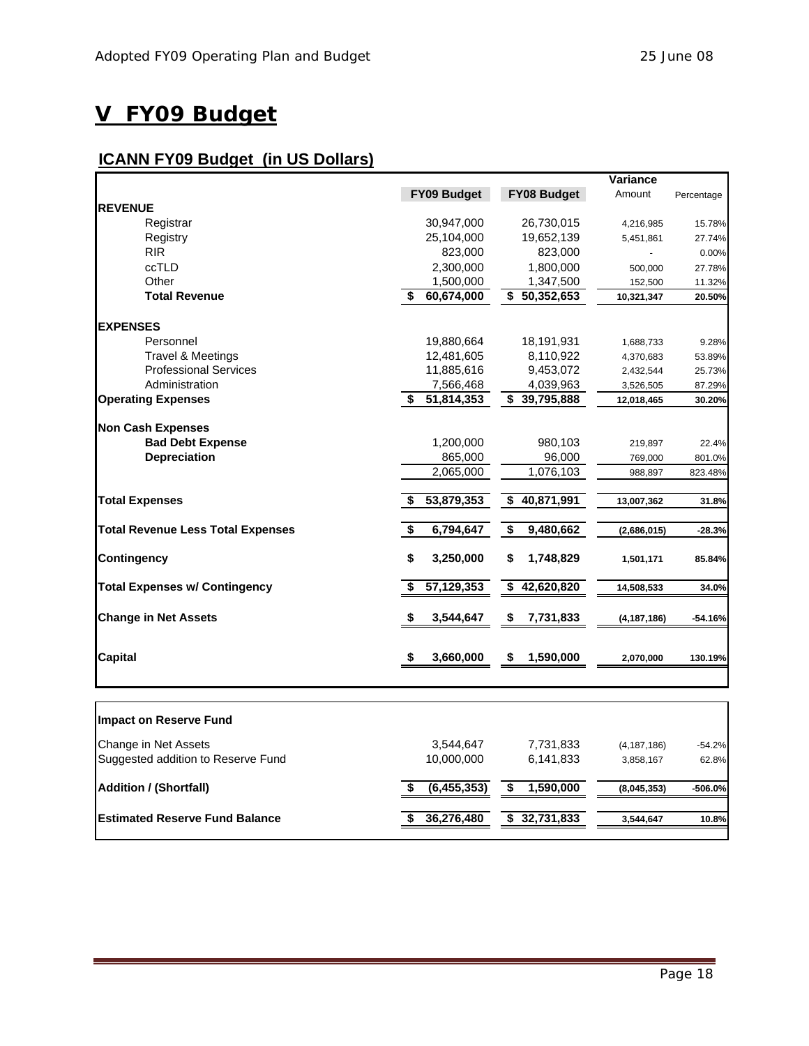# V FY09 Budget

## ICANN FY09 Budget (in US Dollars)

| | FY09 Budget | FY08 Budget | Variance Amount | Percentage |
|---|---|---|---|---|
| **REVENUE** | | | | |
| Registrar | 30,947,000 | 26,730,015 | 4,216,985 | 15.78% |
| Registry | 25,104,000 | 19,652,139 | 5,451,861 | 27.74% |
| RIR | 823,000 | 823,000 | - | 0.00% |
| ccTLD | 2,300,000 | 1,800,000 | 500,000 | 27.78% |
| Other | 1,500,000 | 1,347,500 | 152,500 | 11.32% |
| **Total Revenue** | **$ 60,674,000** | **$ 50,352,653** | **10,321,347** | **20.50%** |
| **EXPENSES** | | | | |
| Personnel | 19,880,664 | 18,191,931 | 1,688,733 | 9.28% |
| Travel & Meetings | 12,481,605 | 8,110,922 | 4,370,683 | 53.89% |
| Professional Services | 11,885,616 | 9,453,072 | 2,432,544 | 25.73% |
| Administration | 7,566,468 | 4,039,963 | 3,526,505 | 87.29% |
| **Operating Expenses** | **$ 51,814,353** | **$ 39,795,888** | **12,018,465** | **30.20%** |
| **Non Cash Expenses** | | | | |
| **Bad Debt Expense** | 1,200,000 | 980,103 | 219,897 | 22.4% |
| **Depreciation** | 865,000 | 96,000 | 769,000 | 801.0% |
| | 2,065,000 | 1,076,103 | 988,897 | 823.48% |
| **Total Expenses** | **$ 53,879,353** | **$ 40,871,991** | **13,007,362** | **31.8%** |
| **Total Revenue Less Total Expenses** | **$ 6,794,647** | **$ 9,480,662** | **(2,686,015)** | **-28.3%** |
| **Contingency** | **$ 3,250,000** | **$ 1,748,829** | **1,501,171** | **85.84%** |
| **Total Expenses w/ Contingency** | **$ 57,129,353** | **$ 42,620,820** | **14,508,533** | **34.0%** |
| **Change in Net Assets** | **$ 3,544,647** | **$ 7,731,833** | **(4,187,186)** | **-54.16%** |
| **Capital** | **$ 3,660,000** | **$ 1,590,000** | **2,070,000** | **130.19%** |

| **Impact on Reserve Fund** | | | | |
|---|---|---|---|---|
| Change in Net Assets | 3,544,647 | 7,731,833 | (4,187,186) | -54.2% |
| Suggested addition to Reserve Fund | 10,000,000 | 6,141,833 | 3,858,167 | 62.8% |
| **Addition / (Shortfall)** | **$ (6,455,353)** | **$ 1,590,000** | **(8,045,353)** | **-506.0%** |
| **Estimated Reserve Fund Balance** | **$ 36,276,480** | **$ 32,731,833** | **3,544,647** | **10.8%** |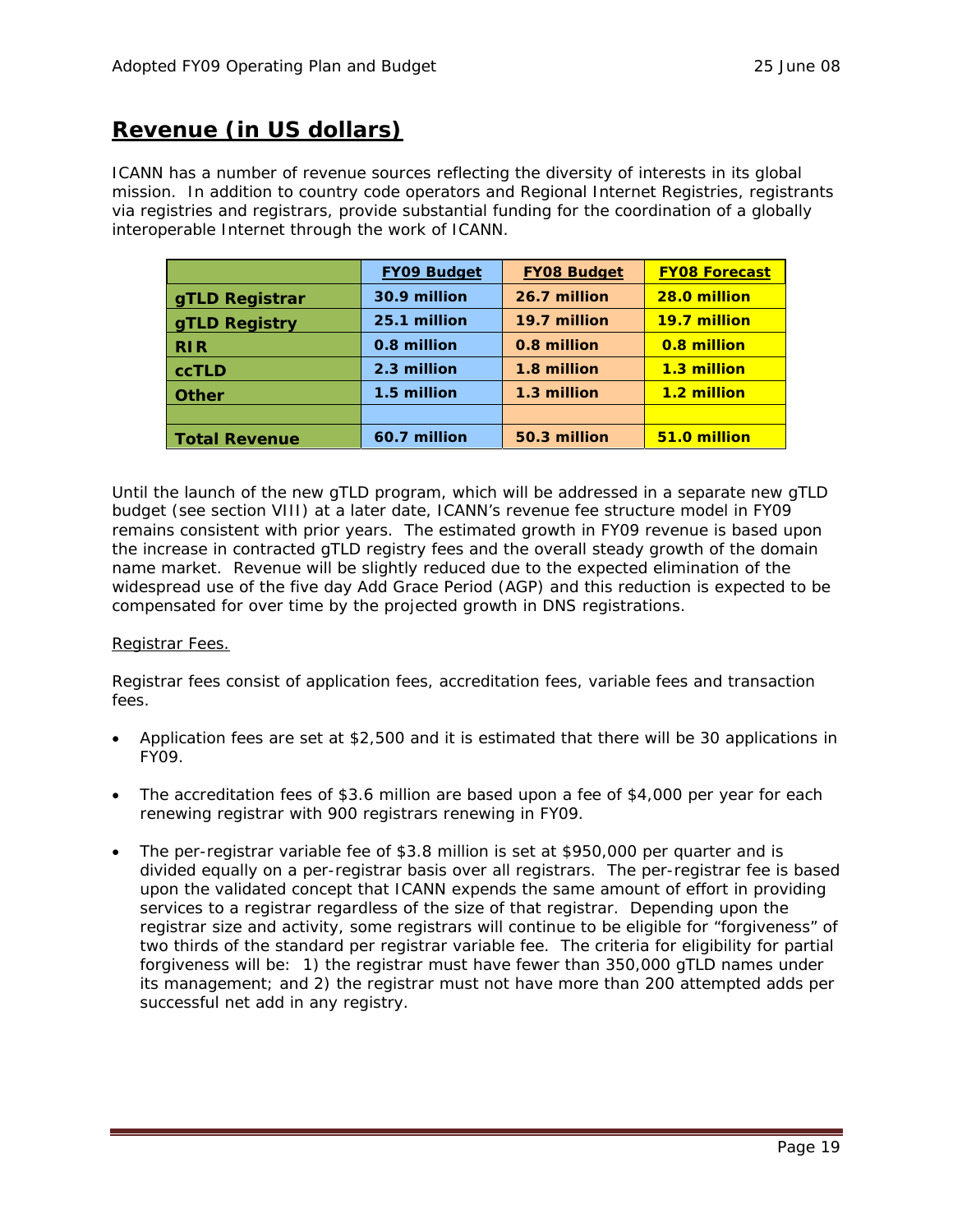## **Revenue (in US dollars)**

ICANN has a number of revenue sources reflecting the diversity of interests in its global mission. In addition to country code operators and Regional Internet Registries, registrants via registries and registrars, provide substantial funding for the coordination of a globally interoperable Internet through the work of ICANN.

| | **FY09 Budget** | **FY08 Budget** | **FY08 Forecast** |
|---|---|---|---|
| **gTLD Registrar** | **30.9 million** | **26.7 million** | **28.0 million** |
| **gTLD Registry** | **25.1 million** | **19.7 million** | **19.7 million** |
| **RIR** | **0.8 million** | **0.8 million** | **0.8 million** |
| **ccTLD** | **2.3 million** | **1.8 million** | **1.3 million** |
| **Other** | **1.5 million** | **1.3 million** | **1.2 million** |
| | | | |
| **Total Revenue** | **60.7 million** | **50.3 million** | **51.0 million** |

Until the launch of the new gTLD program, which will be addressed in a separate new gTLD budget (see section VIII) at a later date, ICANN's revenue fee structure model in FY09 remains consistent with prior years. The estimated growth in FY09 revenue is based upon the increase in contracted gTLD registry fees and the overall steady growth of the domain name market. Revenue will be slightly reduced due to the expected elimination of the widespread use of the five day Add Grace Period (AGP) and this reduction is expected to be compensated for over time by the projected growth in DNS registrations.

Registrar Fees.

Registrar fees consist of application fees, accreditation fees, variable fees and transaction fees.

- Application fees are set at $2,500 and it is estimated that there will be 30 applications in FY09.
- The accreditation fees of $3.6 million are based upon a fee of $4,000 per year for each renewing registrar with 900 registrars renewing in FY09.
- The per-registrar variable fee of $3.8 million is set at $950,000 per quarter and is divided equally on a per-registrar basis over all registrars. The per-registrar fee is based upon the validated concept that ICANN expends the same amount of effort in providing services to a registrar regardless of the size of that registrar. Depending upon the registrar size and activity, some registrars will continue to be eligible for "forgiveness" of two thirds of the standard per registrar variable fee. The criteria for eligibility for partial forgiveness will be: 1) the registrar must have fewer than 350,000 gTLD names under its management; and 2) the registrar must not have more than 200 attempted adds per successful net add in any registry.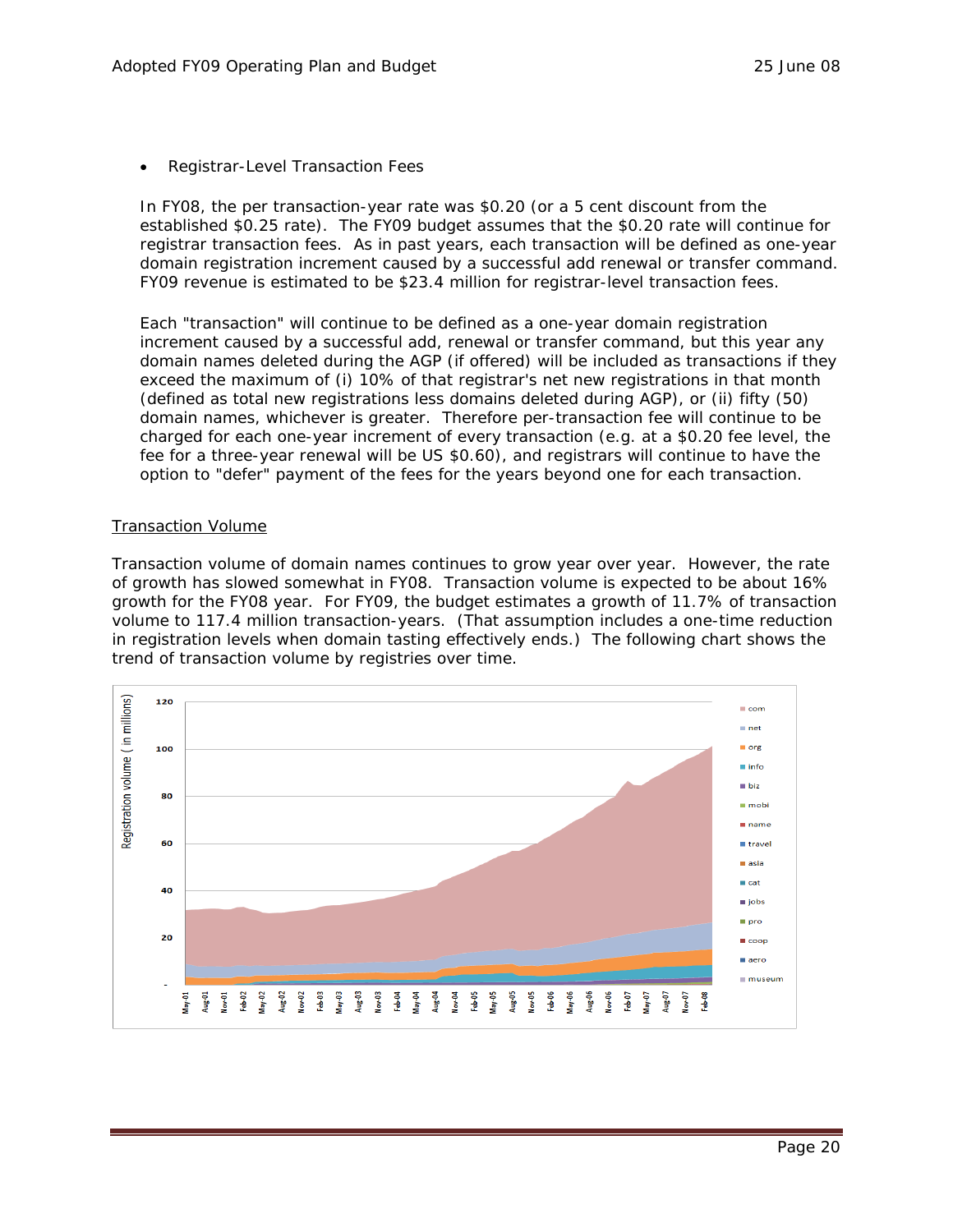- Registrar-Level Transaction Fees

In FY08, the per transaction-year rate was $0.20 (or a 5 cent discount from the established $0.25 rate). The FY09 budget assumes that the $0.20 rate will continue for registrar transaction fees. As in past years, each transaction will be defined as one-year domain registration increment caused by a successful add renewal or transfer command. FY09 revenue is estimated to be $23.4 million for registrar-level transaction fees.

Each "transaction" will continue to be defined as a one-year domain registration increment caused by a successful add, renewal or transfer command, but this year any domain names deleted during the AGP (if offered) will be included as transactions if they exceed the maximum of (i) 10% of that registrar's net new registrations in that month (defined as total new registrations less domains deleted during AGP), or (ii) fifty (50) domain names, whichever is greater. Therefore per-transaction fee will continue to be charged for each one-year increment of every transaction (e.g. at a $0.20 fee level, the fee for a three-year renewal will be US $0.60), and registrars will continue to have the option to "defer" payment of the fees for the years beyond one for each transaction.

<u>Transaction Volume</u>

Transaction volume of domain names continues to grow year over year. However, the rate of growth has slowed somewhat in FY08. Transaction volume is expected to be about 16% growth for the FY08 year. For FY09, the budget estimates a growth of 11.7% of transaction volume to 117.4 million transaction-years. (That assumption includes a one-time reduction in registration levels when domain tasting effectively ends.) The following chart shows the trend of transaction volume by registries over time.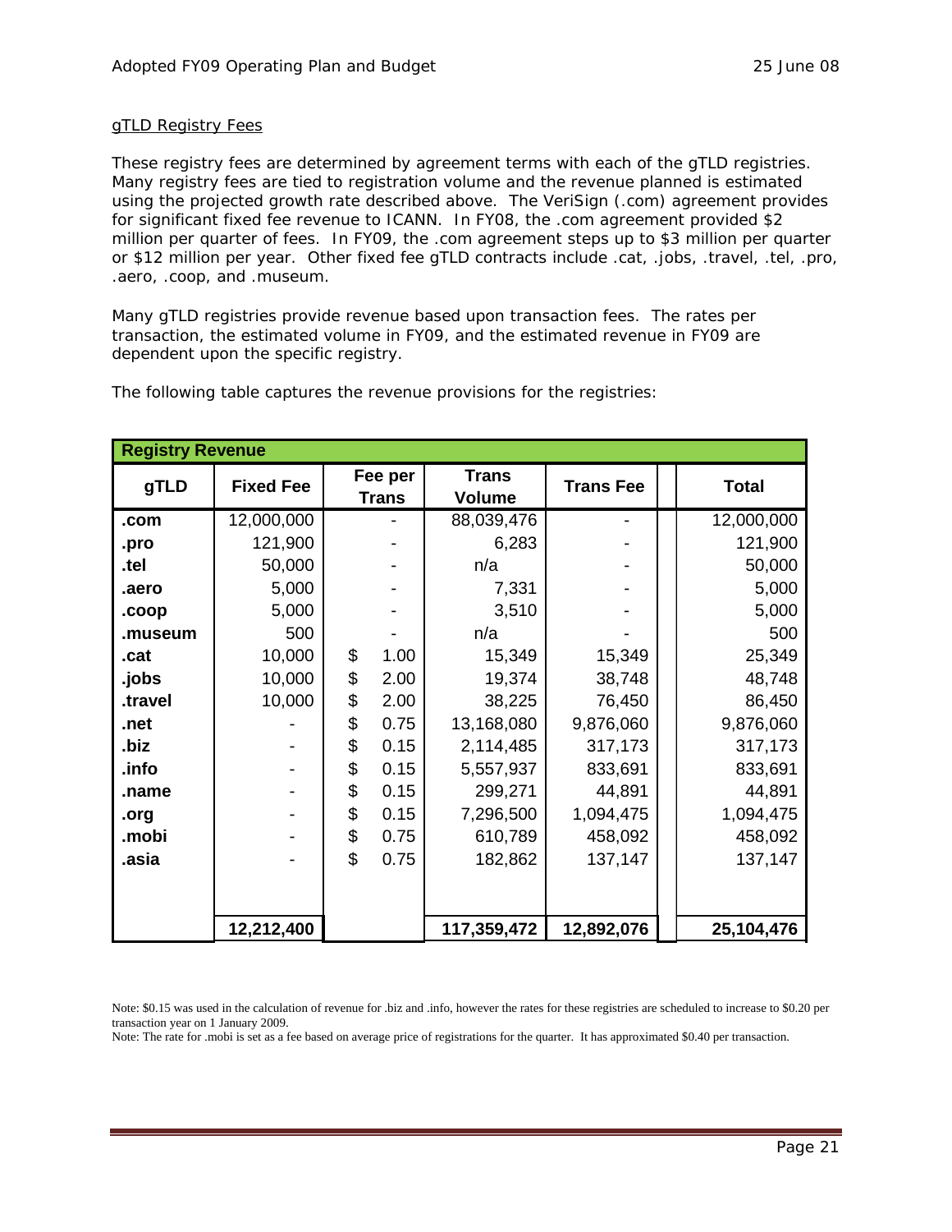gTLD Registry Fees

These registry fees are determined by agreement terms with each of the gTLD registries. Many registry fees are tied to registration volume and the revenue planned is estimated using the projected growth rate described above. The VeriSign (.com) agreement provides for significant fixed fee revenue to ICANN. In FY08, the .com agreement provided $2 million per quarter of fees. In FY09, the .com agreement steps up to $3 million per quarter or $12 million per year. Other fixed fee gTLD contracts include .cat, .jobs, .travel, .tel, .pro, .aero, .coop, and .museum.

Many gTLD registries provide revenue based upon transaction fees. The rates per transaction, the estimated volume in FY09, and the estimated revenue in FY09 are dependent upon the specific registry.

The following table captures the revenue provisions for the registries:

| **Registry Revenue** | | | | | |
|---|---|---|---|---|---|
| **gTLD** | **Fixed Fee** | **Fee per Trans** | **Trans Volume** | **Trans Fee** | **Total** |
| **.com** | 12,000,000 | - | 88,039,476 | - | 12,000,000 |
| **.pro** | 121,900 | - | 6,283 | - | 121,900 |
| **.tel** | 50,000 | - | n/a | - | 50,000 |
| **.aero** | 5,000 | - | 7,331 | - | 5,000 |
| **.coop** | 5,000 | - | 3,510 | - | 5,000 |
| **.museum** | 500 | - | n/a | - | 500 |
| **.cat** | 10,000 | $ 1.00 | 15,349 | 15,349 | 25,349 |
| **.jobs** | 10,000 | $ 2.00 | 19,374 | 38,748 | 48,748 |
| **.travel** | 10,000 | $ 2.00 | 38,225 | 76,450 | 86,450 |
| **.net** | - | $ 0.75 | 13,168,080 | 9,876,060 | 9,876,060 |
| **.biz** | - | $ 0.15 | 2,114,485 | 317,173 | 317,173 |
| **.info** | - | $ 0.15 | 5,557,937 | 833,691 | 833,691 |
| **.name** | - | $ 0.15 | 299,271 | 44,891 | 44,891 |
| **.org** | - | $ 0.15 | 7,296,500 | 1,094,475 | 1,094,475 |
| **.mobi** | - | $ 0.75 | 610,789 | 458,092 | 458,092 |
| **.asia** | - | $ 0.75 | 182,862 | 137,147 | 137,147 |
| | **12,212,400** | | **117,359,472** | **12,892,076** | **25,104,476** |

Note: $0.15 was used in the calculation of revenue for .biz and .info, however the rates for these registries are scheduled to increase to $0.20 per transaction year on 1 January 2009.

Note: The rate for .mobi is set as a fee based on average price of registrations for the quarter. It has approximated $0.40 per transaction.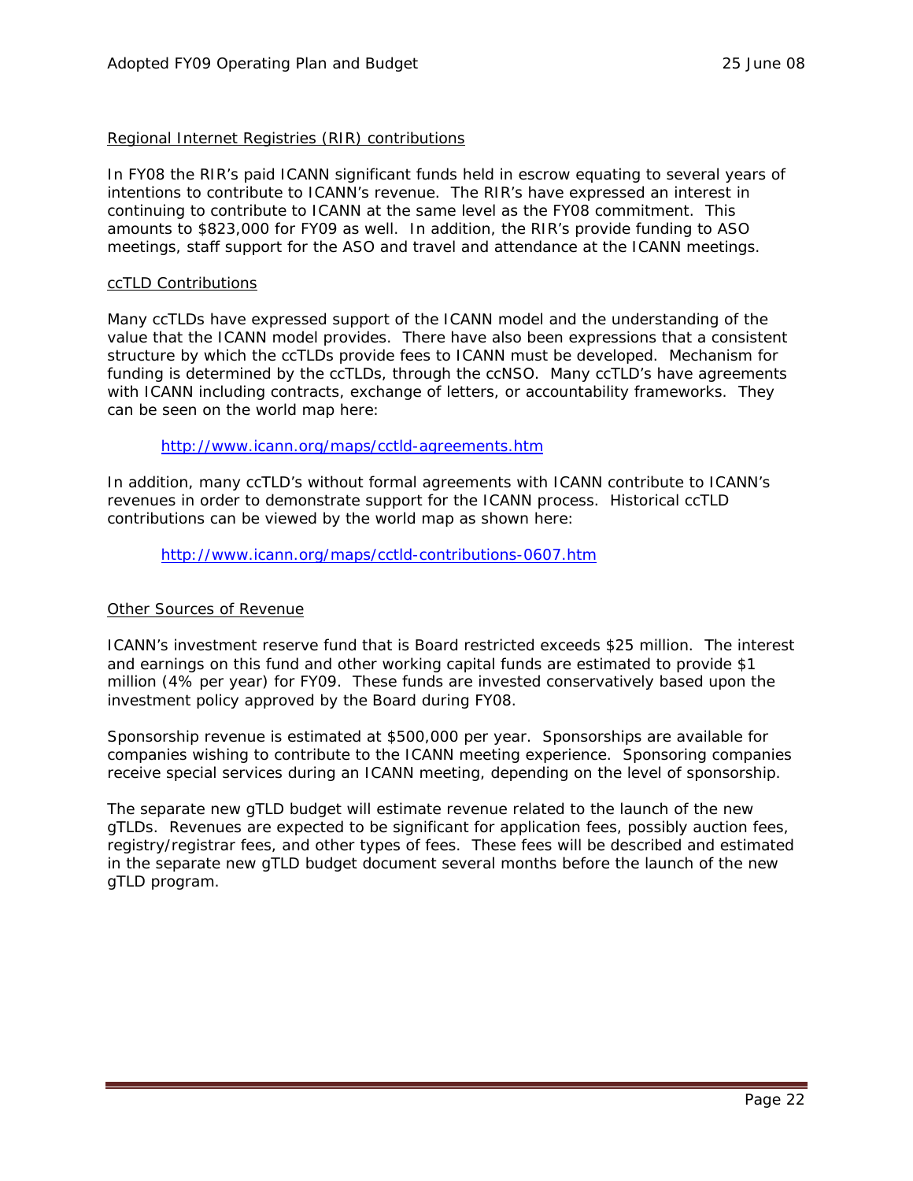## Regional Internet Registries (RIR) contributions

In FY08 the RIR's paid ICANN significant funds held in escrow equating to several years of intentions to contribute to ICANN's revenue. The RIR's have expressed an interest in continuing to contribute to ICANN at the same level as the FY08 commitment. This amounts to $823,000 for FY09 as well. In addition, the RIR's provide funding to ASO meetings, staff support for the ASO and travel and attendance at the ICANN meetings.

## ccTLD Contributions

Many ccTLDs have expressed support of the ICANN model and the understanding of the value that the ICANN model provides. There have also been expressions that a consistent structure by which the ccTLDs provide fees to ICANN must be developed. Mechanism for funding is determined by the ccTLDs, through the ccNSO. Many ccTLD's have agreements with ICANN including contracts, exchange of letters, or accountability frameworks. They can be seen on the world map here:

> http://www.icann.org/maps/cctld-agreements.htm

In addition, many ccTLD's without formal agreements with ICANN contribute to ICANN's revenues in order to demonstrate support for the ICANN process. Historical ccTLD contributions can be viewed by the world map as shown here:

> http://www.icann.org/maps/cctld-contributions-0607.htm

## Other Sources of Revenue

ICANN's investment reserve fund that is Board restricted exceeds $25 million. The interest and earnings on this fund and other working capital funds are estimated to provide $1 million (4% per year) for FY09. These funds are invested conservatively based upon the investment policy approved by the Board during FY08.

Sponsorship revenue is estimated at $500,000 per year. Sponsorships are available for companies wishing to contribute to the ICANN meeting experience. Sponsoring companies receive special services during an ICANN meeting, depending on the level of sponsorship.

The separate new gTLD budget will estimate revenue related to the launch of the new gTLDs. Revenues are expected to be significant for application fees, possibly auction fees, registry/registrar fees, and other types of fees. These fees will be described and estimated in the separate new gTLD budget document several months before the launch of the new gTLD program.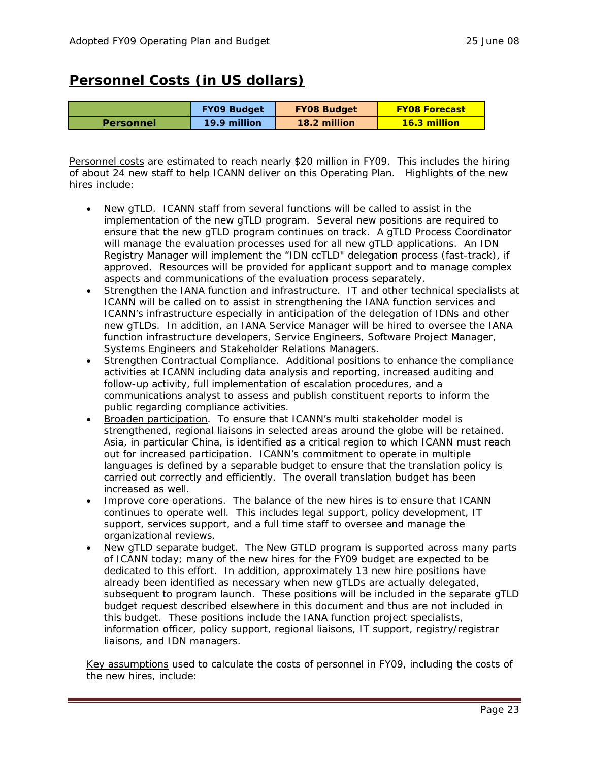## Personnel Costs (in US dollars)

| | FY09 Budget | FY08 Budget | FY08 Forecast |
|---|---|---|---|
| **Personnel** | **19.9 million** | **18.2 million** | **16.3 million** |

Personnel costs are estimated to reach nearly $20 million in FY09. This includes the hiring of about 24 new staff to help ICANN deliver on this Operating Plan. Highlights of the new hires include:

- New gTLD. ICANN staff from several functions will be called to assist in the implementation of the new gTLD program. Several new positions are required to ensure that the new gTLD program continues on track. A gTLD Process Coordinator will manage the evaluation processes used for all new gTLD applications. An IDN Registry Manager will implement the "IDN ccTLD" delegation process (fast-track), if approved. Resources will be provided for applicant support and to manage complex aspects and communications of the evaluation process separately.
- Strengthen the IANA function and infrastructure. IT and other technical specialists at ICANN will be called on to assist in strengthening the IANA function services and ICANN's infrastructure especially in anticipation of the delegation of IDNs and other new gTLDs. In addition, an IANA Service Manager will be hired to oversee the IANA function infrastructure developers, Service Engineers, Software Project Manager, Systems Engineers and Stakeholder Relations Managers.
- Strengthen Contractual Compliance. Additional positions to enhance the compliance activities at ICANN including data analysis and reporting, increased auditing and follow-up activity, full implementation of escalation procedures, and a communications analyst to assess and publish constituent reports to inform the public regarding compliance activities.
- Broaden participation. To ensure that ICANN's multi stakeholder model is strengthened, regional liaisons in selected areas around the globe will be retained. Asia, in particular China, is identified as a critical region to which ICANN must reach out for increased participation. ICANN's commitment to operate in multiple languages is defined by a separable budget to ensure that the translation policy is carried out correctly and efficiently. The overall translation budget has been increased as well.
- Improve core operations. The balance of the new hires is to ensure that ICANN continues to operate well. This includes legal support, policy development, IT support, services support, and a full time staff to oversee and manage the organizational reviews.
- New gTLD separate budget. The New GTLD program is supported across many parts of ICANN today; many of the new hires for the FY09 budget are expected to be dedicated to this effort. In addition, approximately 13 new hire positions have already been identified as necessary when new gTLDs are actually delegated, subsequent to program launch. These positions will be included in the separate gTLD budget request described elsewhere in this document and thus are not included in this budget. These positions include the IANA function project specialists, information officer, policy support, regional liaisons, IT support, registry/registrar liaisons, and IDN managers.

Key assumptions used to calculate the costs of personnel in FY09, including the costs of the new hires, include: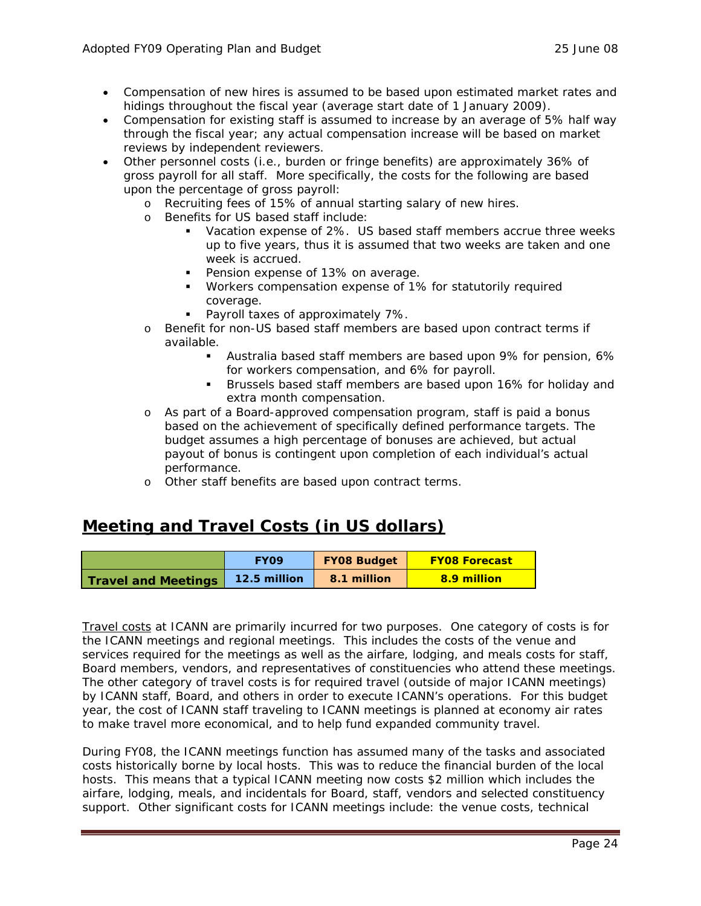- Compensation of new hires is assumed to be based upon estimated market rates and hidings throughout the fiscal year (average start date of 1 January 2009).
- Compensation for existing staff is assumed to increase by an average of 5% half way through the fiscal year; any actual compensation increase will be based on market reviews by independent reviewers.
- Other personnel costs (i.e., burden or fringe benefits) are approximately 36% of gross payroll for all staff. More specifically, the costs for the following are based upon the percentage of gross payroll:
  - Recruiting fees of 15% of annual starting salary of new hires.
  - Benefits for US based staff include:
    - Vacation expense of 2%. US based staff members accrue three weeks up to five years, thus it is assumed that two weeks are taken and one week is accrued.
    - Pension expense of 13% on average.
    - Workers compensation expense of 1% for statutorily required coverage.
    - Payroll taxes of approximately 7%.
  - Benefit for non-US based staff members are based upon contract terms if available.
    - Australia based staff members are based upon 9% for pension, 6% for workers compensation, and 6% for payroll.
    - Brussels based staff members are based upon 16% for holiday and extra month compensation.
  - As part of a Board-approved compensation program, staff is paid a bonus based on the achievement of specifically defined performance targets. The budget assumes a high percentage of bonuses are achieved, but actual payout of bonus is contingent upon completion of each individual's actual performance.
  - Other staff benefits are based upon contract terms.

## Meeting and Travel Costs (in US dollars)

| | FY09 | FY08 Budget | FY08 Forecast |
|---|---|---|---|
| **Travel and Meetings** | **12.5 million** | **8.1 million** | **8.9 million** |

Travel costs at ICANN are primarily incurred for two purposes. One category of costs is for the ICANN meetings and regional meetings. This includes the costs of the venue and services required for the meetings as well as the airfare, lodging, and meals costs for staff, Board members, vendors, and representatives of constituencies who attend these meetings. The other category of travel costs is for required travel (outside of major ICANN meetings) by ICANN staff, Board, and others in order to execute ICANN's operations. For this budget year, the cost of ICANN staff traveling to ICANN meetings is planned at economy air rates to make travel more economical, and to help fund expanded community travel.

During FY08, the ICANN meetings function has assumed many of the tasks and associated costs historically borne by local hosts. This was to reduce the financial burden of the local hosts. This means that a typical ICANN meeting now costs $2 million which includes the airfare, lodging, meals, and incidentals for Board, staff, vendors and selected constituency support. Other significant costs for ICANN meetings include: the venue costs, technical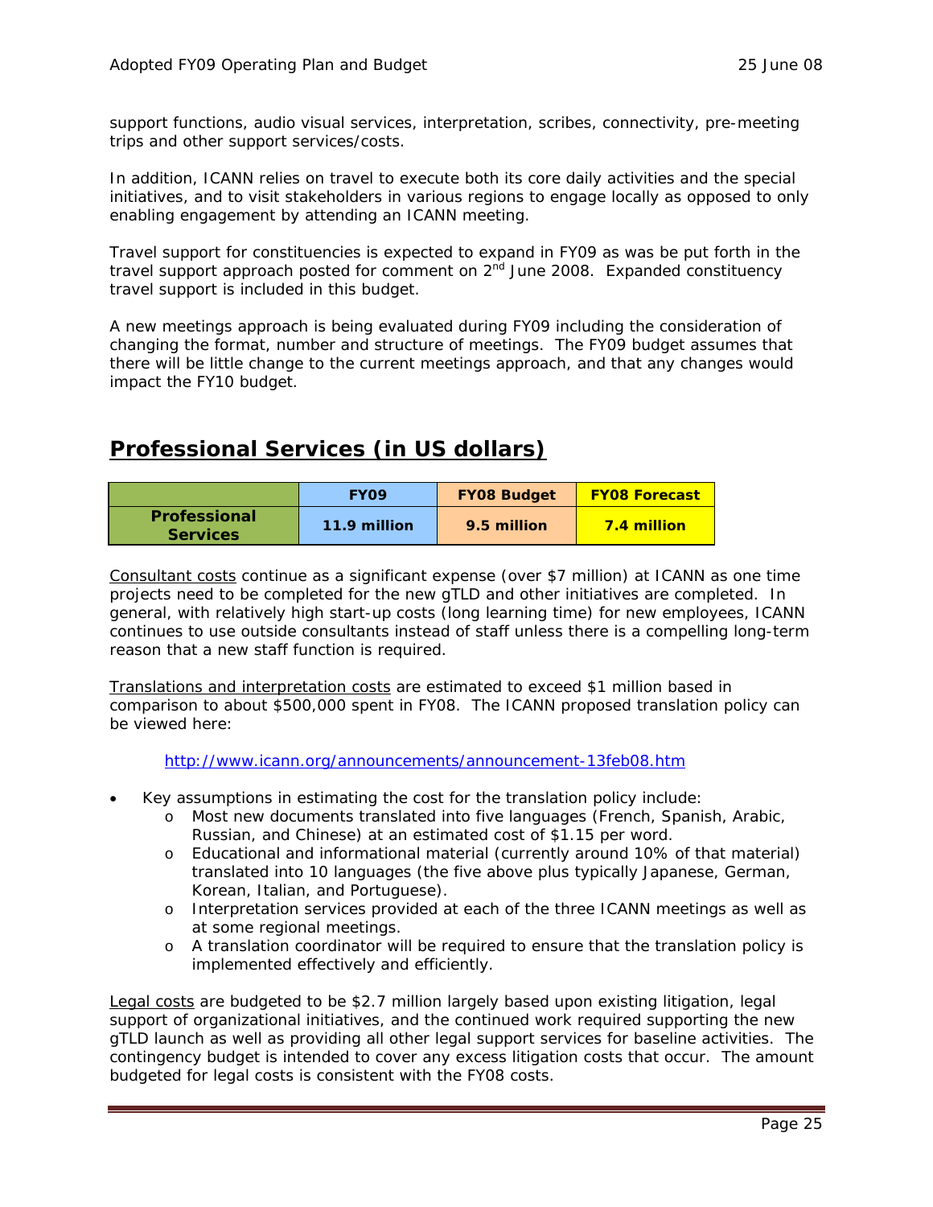support functions, audio visual services, interpretation, scribes, connectivity, pre-meeting trips and other support services/costs.

In addition, ICANN relies on travel to execute both its core daily activities and the special initiatives, and to visit stakeholders in various regions to engage locally as opposed to only enabling engagement by attending an ICANN meeting.

Travel support for constituencies is expected to expand in FY09 as was be put forth in the travel support approach posted for comment on 2nd June 2008. Expanded constituency travel support is included in this budget.

A new meetings approach is being evaluated during FY09 including the consideration of changing the format, number and structure of meetings. The FY09 budget assumes that there will be little change to the current meetings approach, and that any changes would impact the FY10 budget.

## Professional Services (in US dollars)

| | FY09 | FY08 Budget | FY08 Forecast |
|---|---|---|---|
| **Professional Services** | **11.9 million** | **9.5 million** | **7.4 million** |

Consultant costs continue as a significant expense (over $7 million) at ICANN as one time projects need to be completed for the new gTLD and other initiatives are completed. In general, with relatively high start-up costs (long learning time) for new employees, ICANN continues to use outside consultants instead of staff unless there is a compelling long-term reason that a new staff function is required.

Translations and interpretation costs are estimated to exceed $1 million based in comparison to about $500,000 spent in FY08. The ICANN proposed translation policy can be viewed here:

http://www.icann.org/announcements/announcement-13feb08.htm

- Key assumptions in estimating the cost for the translation policy include:
  - Most new documents translated into five languages (French, Spanish, Arabic, Russian, and Chinese) at an estimated cost of $1.15 per word.
  - Educational and informational material (currently around 10% of that material) translated into 10 languages (the five above plus typically Japanese, German, Korean, Italian, and Portuguese).
  - Interpretation services provided at each of the three ICANN meetings as well as at some regional meetings.
  - A translation coordinator will be required to ensure that the translation policy is implemented effectively and efficiently.

Legal costs are budgeted to be $2.7 million largely based upon existing litigation, legal support of organizational initiatives, and the continued work required supporting the new gTLD launch as well as providing all other legal support services for baseline activities. The contingency budget is intended to cover any excess litigation costs that occur. The amount budgeted for legal costs is consistent with the FY08 costs.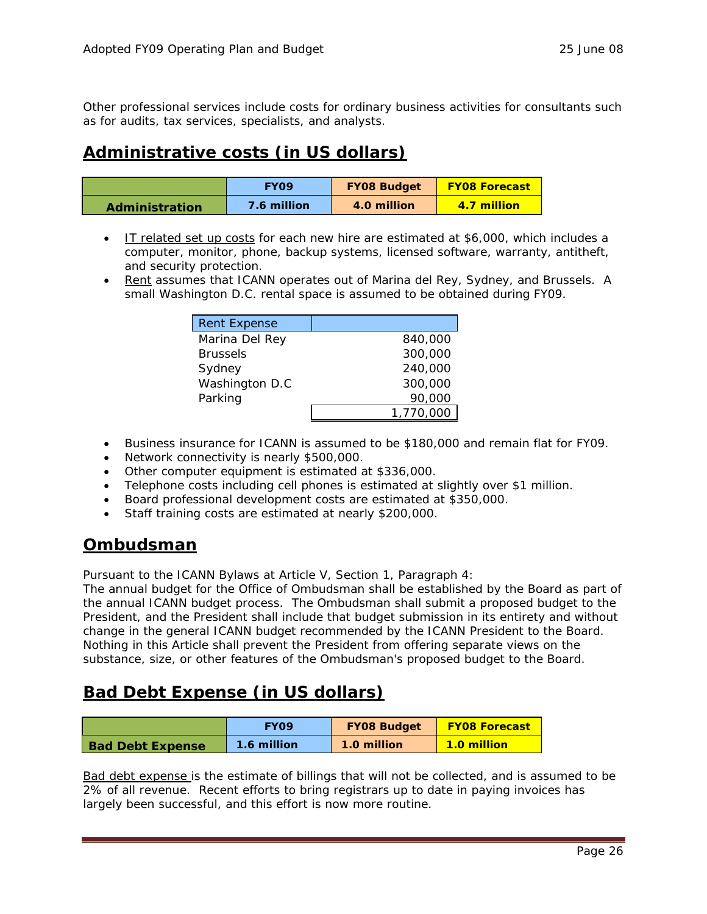Other professional services include costs for ordinary business activities for consultants such as for audits, tax services, specialists, and analysts.

## Administrative costs (in US dollars)

| | FY09 | FY08 Budget | FY08 Forecast |
|---|---|---|---|
| **Administration** | **7.6 million** | **4.0 million** | **4.7 million** |

- IT related set up costs for each new hire are estimated at $6,000, which includes a computer, monitor, phone, backup systems, licensed software, warranty, antitheft, and security protection.
- Rent assumes that ICANN operates out of Marina del Rey, Sydney, and Brussels. A small Washington D.C. rental space is assumed to be obtained during FY09.

| Rent Expense | |
|---|---|
| Marina Del Rey | 840,000 |
| Brussels | 300,000 |
| Sydney | 240,000 |
| Washington D.C | 300,000 |
| Parking | 90,000 |
| | 1,770,000 |

- Business insurance for ICANN is assumed to be $180,000 and remain flat for FY09.
- Network connectivity is nearly $500,000.
- Other computer equipment is estimated at $336,000.
- Telephone costs including cell phones is estimated at slightly over $1 million.
- Board professional development costs are estimated at $350,000.
- Staff training costs are estimated at nearly $200,000.

## Ombudsman

Pursuant to the ICANN Bylaws at Article V, Section 1, Paragraph 4:
The annual budget for the Office of Ombudsman shall be established by the Board as part of the annual ICANN budget process. The Ombudsman shall submit a proposed budget to the President, and the President shall include that budget submission in its entirety and without change in the general ICANN budget recommended by the ICANN President to the Board. Nothing in this Article shall prevent the President from offering separate views on the substance, size, or other features of the Ombudsman's proposed budget to the Board.

## Bad Debt Expense (in US dollars)

| | FY09 | FY08 Budget | FY08 Forecast |
|---|---|---|---|
| **Bad Debt Expense** | **1.6 million** | **1.0 million** | **1.0 million** |

Bad debt expense is the estimate of billings that will not be collected, and is assumed to be 2% of all revenue. Recent efforts to bring registrars up to date in paying invoices has largely been successful, and this effort is now more routine.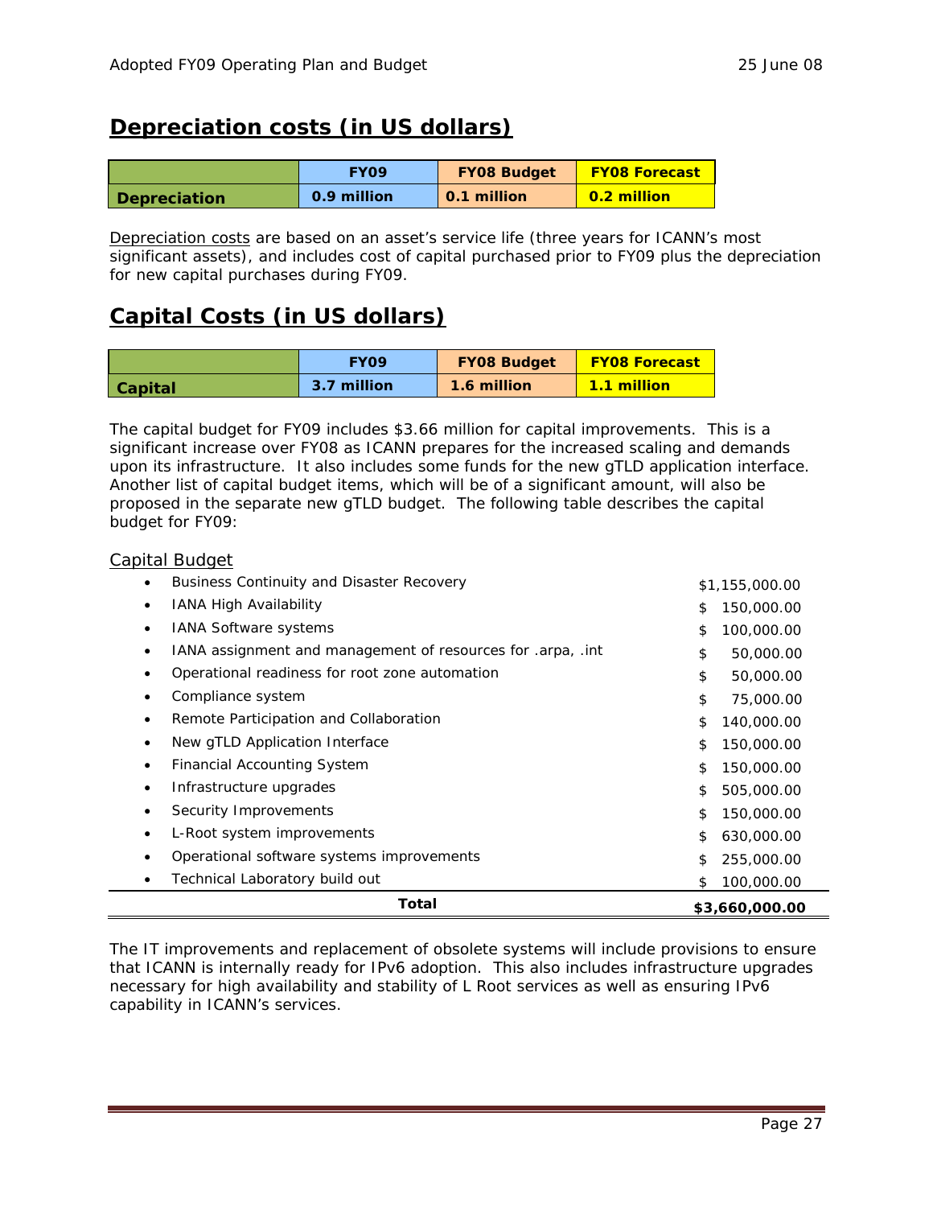## Depreciation costs (in US dollars)

| | FY09 | FY08 Budget | FY08 Forecast |
|---|---|---|---|
| **Depreciation** | **0.9 million** | **0.1 million** | **0.2 million** |

Depreciation costs are based on an asset's service life (three years for ICANN's most significant assets), and includes cost of capital purchased prior to FY09 plus the depreciation for new capital purchases during FY09.

## Capital Costs (in US dollars)

| | FY09 | FY08 Budget | FY08 Forecast |
|---|---|---|---|
| **Capital** | **3.7 million** | **1.6 million** | **1.1 million** |

The capital budget for FY09 includes $3.66 million for capital improvements. This is a significant increase over FY08 as ICANN prepares for the increased scaling and demands upon its infrastructure. It also includes some funds for the new gTLD application interface. Another list of capital budget items, which will be of a significant amount, will also be proposed in the separate new gTLD budget. The following table describes the capital budget for FY09:

Capital Budget

| Item | Amount |
|---|---|
| • Business Continuity and Disaster Recovery | $1,155,000.00 |
| • IANA High Availability | $ 150,000.00 |
| • IANA Software systems | $ 100,000.00 |
| • IANA assignment and management of resources for .arpa, .int | $ 50,000.00 |
| • Operational readiness for root zone automation | $ 50,000.00 |
| • Compliance system | $ 75,000.00 |
| • Remote Participation and Collaboration | $ 140,000.00 |
| • New gTLD Application Interface | $ 150,000.00 |
| • Financial Accounting System | $ 150,000.00 |
| • Infrastructure upgrades | $ 505,000.00 |
| • Security Improvements | $ 150,000.00 |
| • L-Root system improvements | $ 630,000.00 |
| • Operational software systems improvements | $ 255,000.00 |
| • Technical Laboratory build out | $ 100,000.00 |
| **Total** | **$3,660,000.00** |

The IT improvements and replacement of obsolete systems will include provisions to ensure that ICANN is internally ready for IPv6 adoption. This also includes infrastructure upgrades necessary for high availability and stability of L Root services as well as ensuring IPv6 capability in ICANN's services.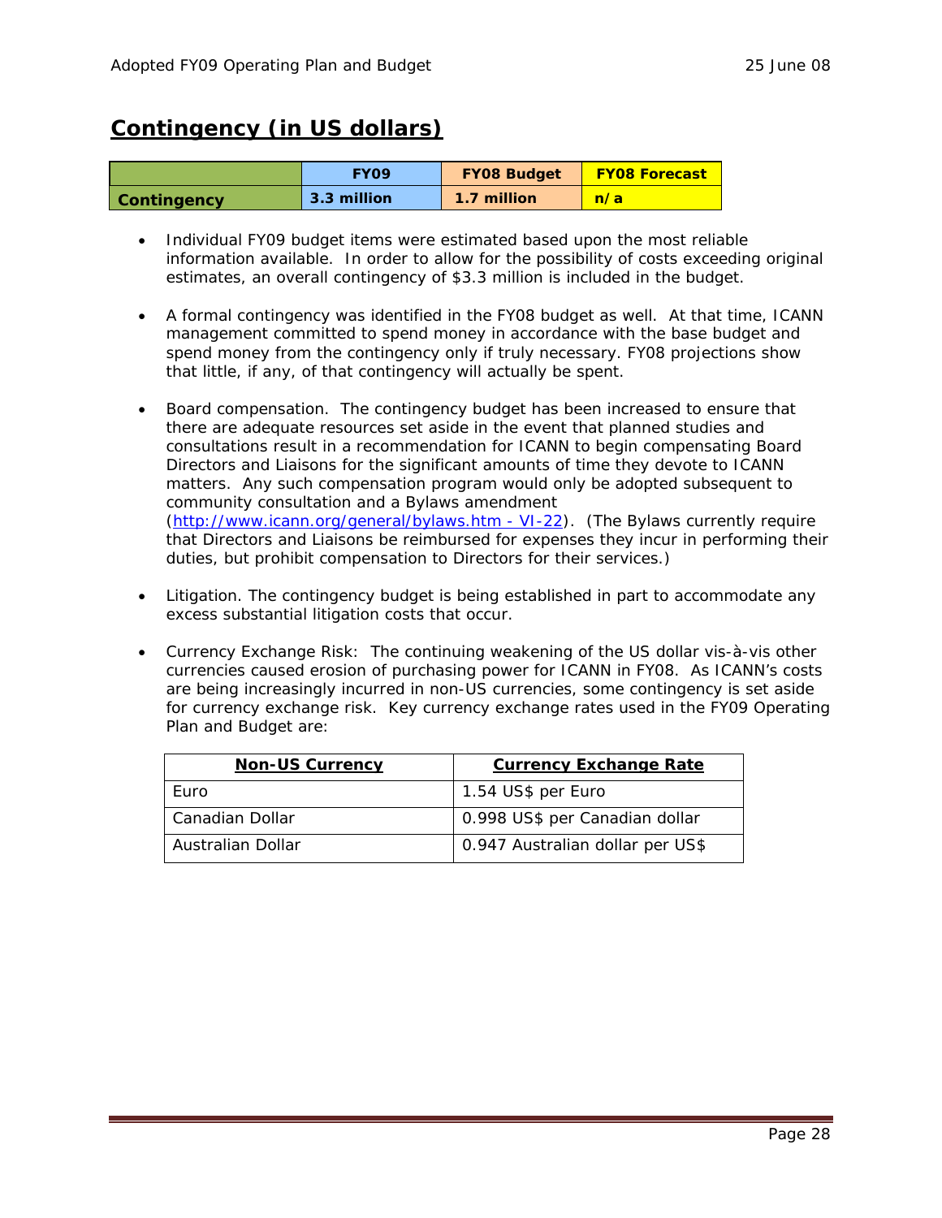## Contingency (in US dollars)

| | FY09 | FY08 Budget | FY08 Forecast |
|---|---|---|---|
| Contingency | 3.3 million | 1.7 million | n/a |

- Individual FY09 budget items were estimated based upon the most reliable information available. In order to allow for the possibility of costs exceeding original estimates, an overall contingency of $3.3 million is included in the budget.

- A formal contingency was identified in the FY08 budget as well. At that time, ICANN management committed to spend money in accordance with the base budget and spend money from the contingency only if truly necessary. FY08 projections show that little, if any, of that contingency will actually be spent.

- Board compensation. The contingency budget has been increased to ensure that there are adequate resources set aside in the event that planned studies and consultations result in a recommendation for ICANN to begin compensating Board Directors and Liaisons for the significant amounts of time they devote to ICANN matters. Any such compensation program would only be adopted subsequent to community consultation and a Bylaws amendment (http://www.icann.org/general/bylaws.htm - VI-22). (The Bylaws currently require that Directors and Liaisons be reimbursed for expenses they incur in performing their duties, but prohibit compensation to Directors for their services.)

- Litigation. The contingency budget is being established in part to accommodate any excess substantial litigation costs that occur.

- Currency Exchange Risk: The continuing weakening of the US dollar vis-à-vis other currencies caused erosion of purchasing power for ICANN in FY08. As ICANN's costs are being increasingly incurred in non-US currencies, some contingency is set aside for currency exchange risk. Key currency exchange rates used in the FY09 Operating Plan and Budget are:

| Non-US Currency | Currency Exchange Rate |
|---|---|
| Euro | 1.54 US$ per Euro |
| Canadian Dollar | 0.998 US$ per Canadian dollar |
| Australian Dollar | 0.947 Australian dollar per US$ |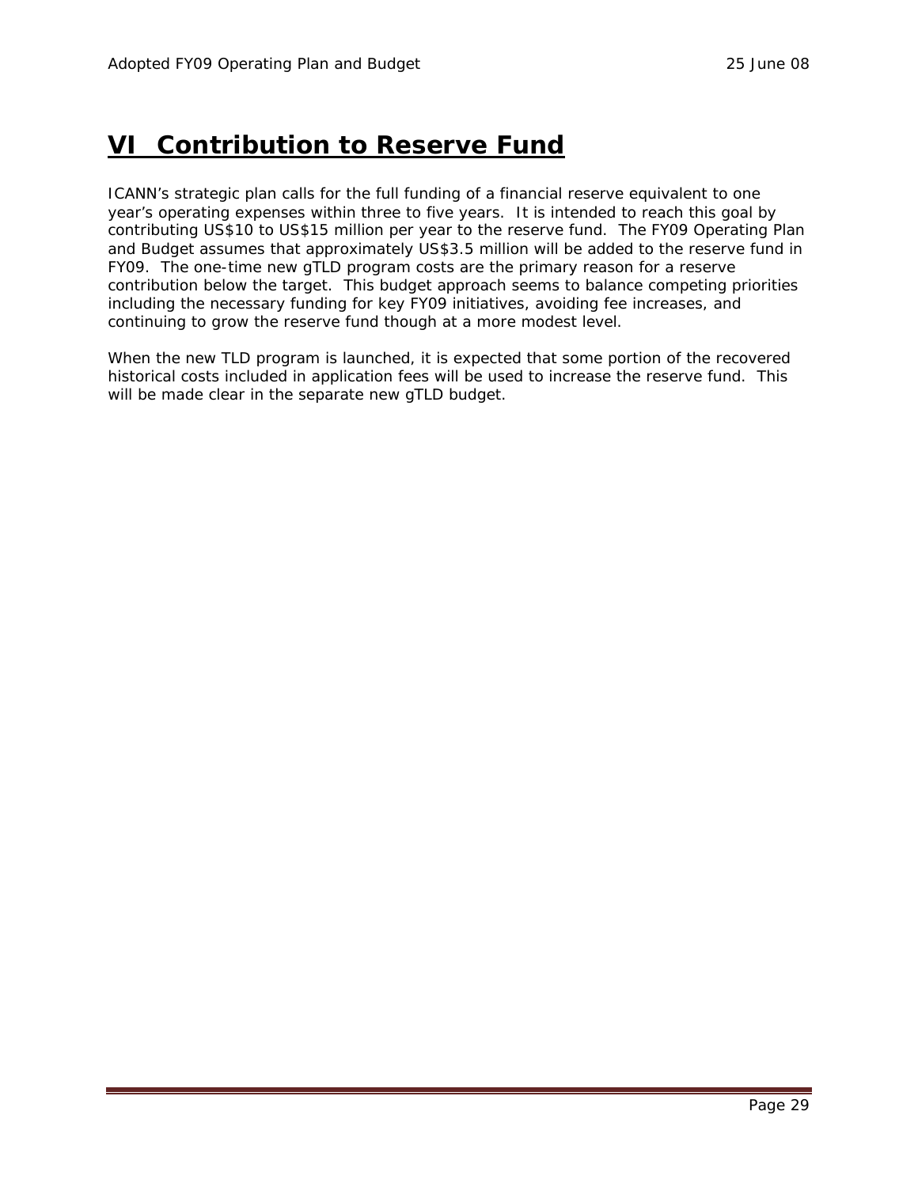# VI Contribution to Reserve Fund

ICANN's strategic plan calls for the full funding of a financial reserve equivalent to one year's operating expenses within three to five years. It is intended to reach this goal by contributing US$10 to US$15 million per year to the reserve fund. The FY09 Operating Plan and Budget assumes that approximately US$3.5 million will be added to the reserve fund in FY09. The one-time new gTLD program costs are the primary reason for a reserve contribution below the target. This budget approach seems to balance competing priorities including the necessary funding for key FY09 initiatives, avoiding fee increases, and continuing to grow the reserve fund though at a more modest level.

When the new TLD program is launched, it is expected that some portion of the recovered historical costs included in application fees will be used to increase the reserve fund. This will be made clear in the separate new gTLD budget.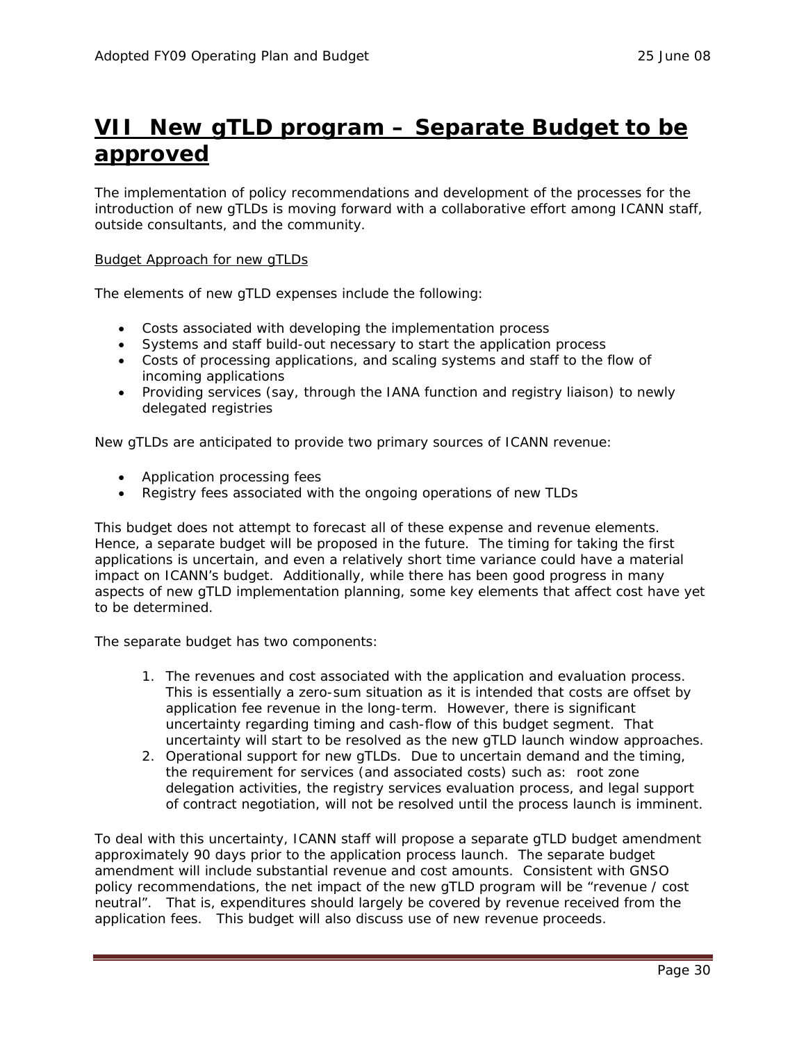# VII New gTLD program – Separate Budget to be approved

The implementation of policy recommendations and development of the processes for the introduction of new gTLDs is moving forward with a collaborative effort among ICANN staff, outside consultants, and the community.

Budget Approach for new gTLDs

The elements of new gTLD expenses include the following:

- Costs associated with developing the implementation process
- Systems and staff build-out necessary to start the application process
- Costs of processing applications, and scaling systems and staff to the flow of incoming applications
- Providing services (say, through the IANA function and registry liaison) to newly delegated registries

New gTLDs are anticipated to provide two primary sources of ICANN revenue:

- Application processing fees
- Registry fees associated with the ongoing operations of new TLDs

This budget does not attempt to forecast all of these expense and revenue elements. Hence, a separate budget will be proposed in the future. The timing for taking the first applications is uncertain, and even a relatively short time variance could have a material impact on ICANN's budget. Additionally, while there has been good progress in many aspects of new gTLD implementation planning, some key elements that affect cost have yet to be determined.

The separate budget has two components:

1. The revenues and cost associated with the application and evaluation process. This is essentially a zero-sum situation as it is intended that costs are offset by application fee revenue in the long-term. However, there is significant uncertainty regarding timing and cash-flow of this budget segment. That uncertainty will start to be resolved as the new gTLD launch window approaches.
2. Operational support for new gTLDs. Due to uncertain demand and the timing, the requirement for services (and associated costs) such as: root zone delegation activities, the registry services evaluation process, and legal support of contract negotiation, will not be resolved until the process launch is imminent.

To deal with this uncertainty, ICANN staff will propose a separate gTLD budget amendment approximately 90 days prior to the application process launch. The separate budget amendment will include substantial revenue and cost amounts. Consistent with GNSO policy recommendations, the net impact of the new gTLD program will be "revenue / cost neutral". That is, expenditures should largely be covered by revenue received from the application fees. This budget will also discuss use of new revenue proceeds.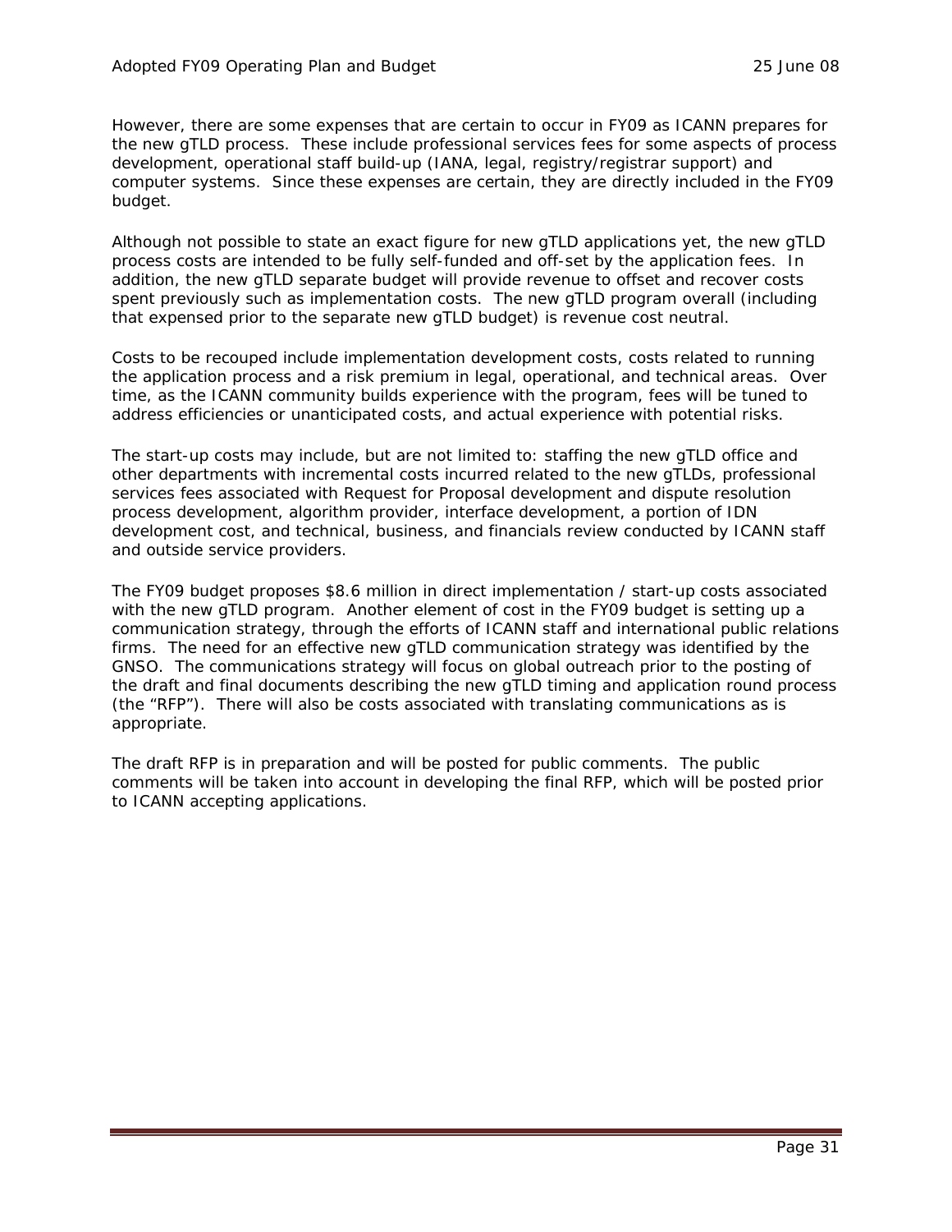However, there are some expenses that are certain to occur in FY09 as ICANN prepares for the new gTLD process. These include professional services fees for some aspects of process development, operational staff build-up (IANA, legal, registry/registrar support) and computer systems. Since these expenses are certain, they are directly included in the FY09 budget.

Although not possible to state an exact figure for new gTLD applications yet, the new gTLD process costs are intended to be fully self-funded and off-set by the application fees. In addition, the new gTLD separate budget will provide revenue to offset and recover costs spent previously such as implementation costs. The new gTLD program overall (including that expensed prior to the separate new gTLD budget) is revenue cost neutral.

Costs to be recouped include implementation development costs, costs related to running the application process and a risk premium in legal, operational, and technical areas. Over time, as the ICANN community builds experience with the program, fees will be tuned to address efficiencies or unanticipated costs, and actual experience with potential risks.

The start-up costs may include, but are not limited to: staffing the new gTLD office and other departments with incremental costs incurred related to the new gTLDs, professional services fees associated with Request for Proposal development and dispute resolution process development, algorithm provider, interface development, a portion of IDN development cost, and technical, business, and financials review conducted by ICANN staff and outside service providers.

The FY09 budget proposes $8.6 million in direct implementation / start-up costs associated with the new gTLD program. Another element of cost in the FY09 budget is setting up a communication strategy, through the efforts of ICANN staff and international public relations firms. The need for an effective new gTLD communication strategy was identified by the GNSO. The communications strategy will focus on global outreach prior to the posting of the draft and final documents describing the new gTLD timing and application round process (the "RFP"). There will also be costs associated with translating communications as is appropriate.

The draft RFP is in preparation and will be posted for public comments. The public comments will be taken into account in developing the final RFP, which will be posted prior to ICANN accepting applications.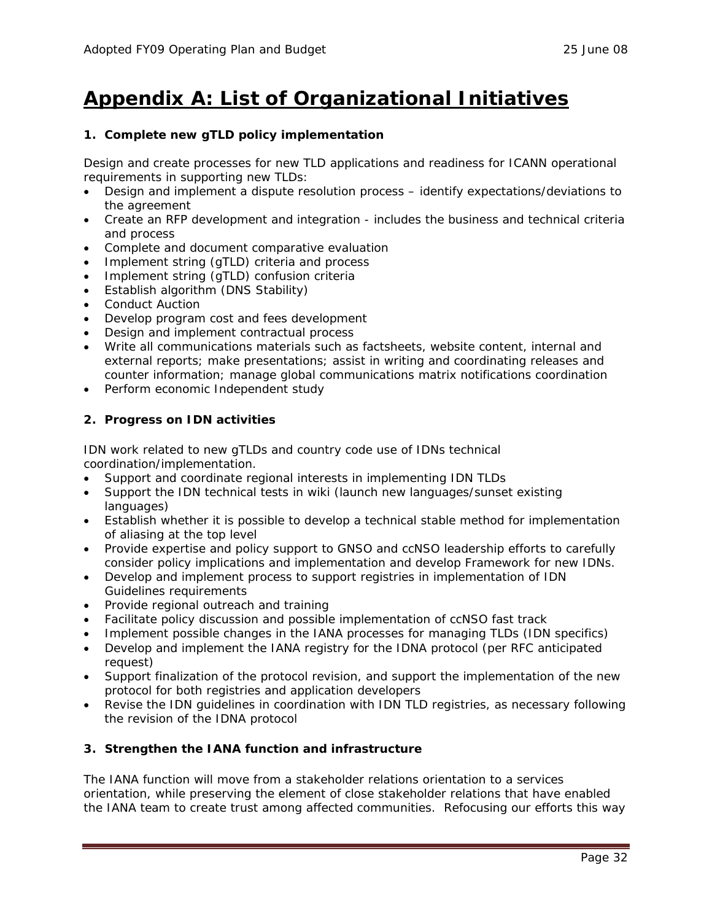# Appendix A: List of Organizational Initiatives

**1. Complete new gTLD policy implementation**

Design and create processes for new TLD applications and readiness for ICANN operational requirements in supporting new TLDs:

- Design and implement a dispute resolution process – identify expectations/deviations to the agreement
- Create an RFP development and integration - includes the business and technical criteria and process
- Complete and document comparative evaluation
- Implement string (gTLD) criteria and process
- Implement string (gTLD) confusion criteria
- Establish algorithm (DNS Stability)
- Conduct Auction
- Develop program cost and fees development
- Design and implement contractual process
- Write all communications materials such as factsheets, website content, internal and external reports; make presentations; assist in writing and coordinating releases and counter information; manage global communications matrix notifications coordination
- Perform economic Independent study

**2. Progress on IDN activities**

IDN work related to new gTLDs and country code use of IDNs technical coordination/implementation.

- Support and coordinate regional interests in implementing IDN TLDs
- Support the IDN technical tests in wiki (launch new languages/sunset existing languages)
- Establish whether it is possible to develop a technical stable method for implementation of aliasing at the top level
- Provide expertise and policy support to GNSO and ccNSO leadership efforts to carefully consider policy implications and implementation and develop Framework for new IDNs.
- Develop and implement process to support registries in implementation of IDN Guidelines requirements
- Provide regional outreach and training
- Facilitate policy discussion and possible implementation of ccNSO fast track
- Implement possible changes in the IANA processes for managing TLDs (IDN specifics)
- Develop and implement the IANA registry for the IDNA protocol (per RFC anticipated request)
- Support finalization of the protocol revision, and support the implementation of the new protocol for both registries and application developers
- Revise the IDN guidelines in coordination with IDN TLD registries, as necessary following the revision of the IDNA protocol

**3. Strengthen the IANA function and infrastructure**

The IANA function will move from a stakeholder relations orientation to a services orientation, while preserving the element of close stakeholder relations that have enabled the IANA team to create trust among affected communities. Refocusing our efforts this way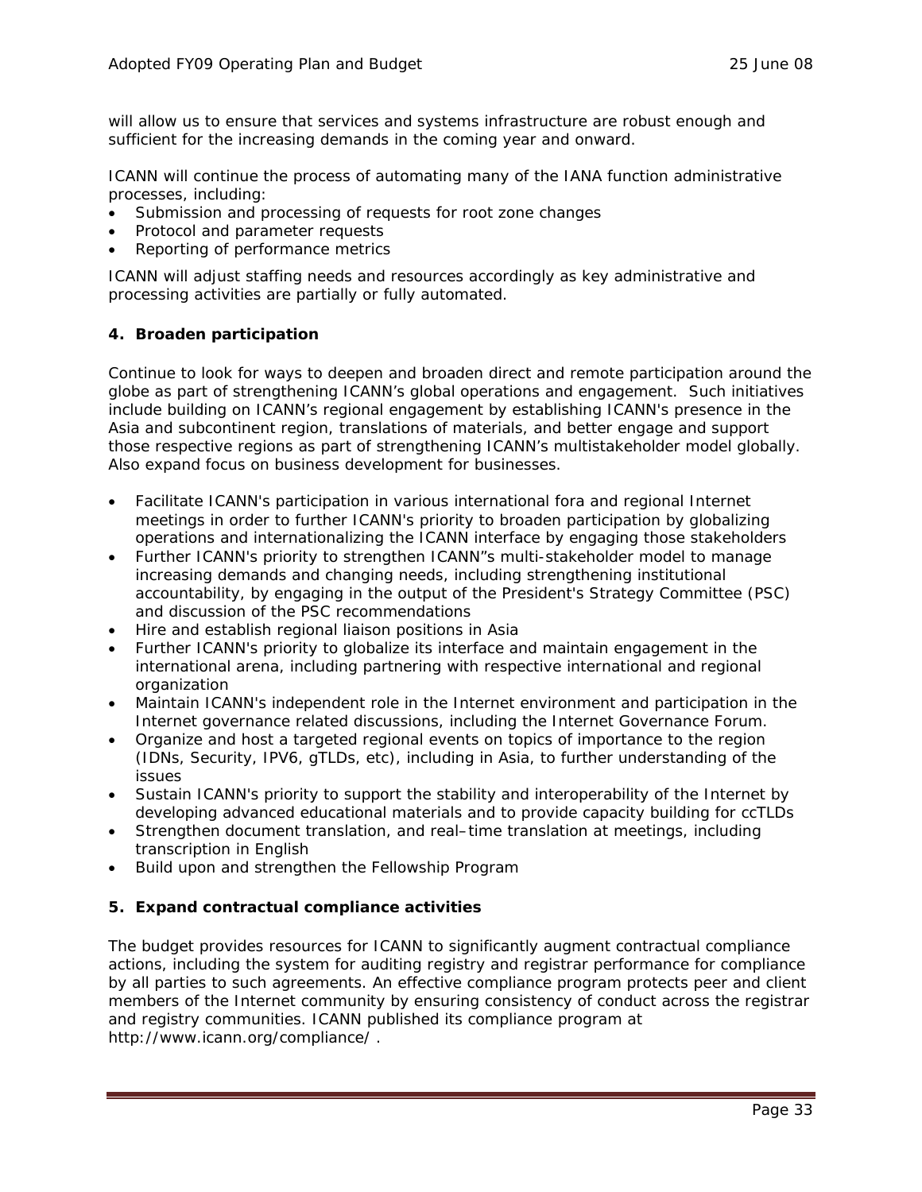will allow us to ensure that services and systems infrastructure are robust enough and sufficient for the increasing demands in the coming year and onward.

ICANN will continue the process of automating many of the IANA function administrative processes, including:

- Submission and processing of requests for root zone changes
- Protocol and parameter requests
- Reporting of performance metrics

ICANN will adjust staffing needs and resources accordingly as key administrative and processing activities are partially or fully automated.

### 4. Broaden participation

Continue to look for ways to deepen and broaden direct and remote participation around the globe as part of strengthening ICANN's global operations and engagement. Such initiatives include building on ICANN's regional engagement by establishing ICANN's presence in the Asia and subcontinent region, translations of materials, and better engage and support those respective regions as part of strengthening ICANN's multistakeholder model globally. Also expand focus on business development for businesses.

- Facilitate ICANN's participation in various international fora and regional Internet meetings in order to further ICANN's priority to broaden participation by globalizing operations and internationalizing the ICANN interface by engaging those stakeholders
- Further ICANN's priority to strengthen ICANN"s multi-stakeholder model to manage increasing demands and changing needs, including strengthening institutional accountability, by engaging in the output of the President's Strategy Committee (PSC) and discussion of the PSC recommendations
- Hire and establish regional liaison positions in Asia
- Further ICANN's priority to globalize its interface and maintain engagement in the international arena, including partnering with respective international and regional organization
- Maintain ICANN's independent role in the Internet environment and participation in the Internet governance related discussions, including the Internet Governance Forum.
- Organize and host a targeted regional events on topics of importance to the region (IDNs, Security, IPV6, gTLDs, etc), including in Asia, to further understanding of the issues
- Sustain ICANN's priority to support the stability and interoperability of the Internet by developing advanced educational materials and to provide capacity building for ccTLDs
- Strengthen document translation, and real–time translation at meetings, including transcription in English
- Build upon and strengthen the Fellowship Program

### 5. Expand contractual compliance activities

The budget provides resources for ICANN to significantly augment contractual compliance actions, including the system for auditing registry and registrar performance for compliance by all parties to such agreements. An effective compliance program protects peer and client members of the Internet community by ensuring consistency of conduct across the registrar and registry communities. ICANN published its compliance program at http://www.icann.org/compliance/ .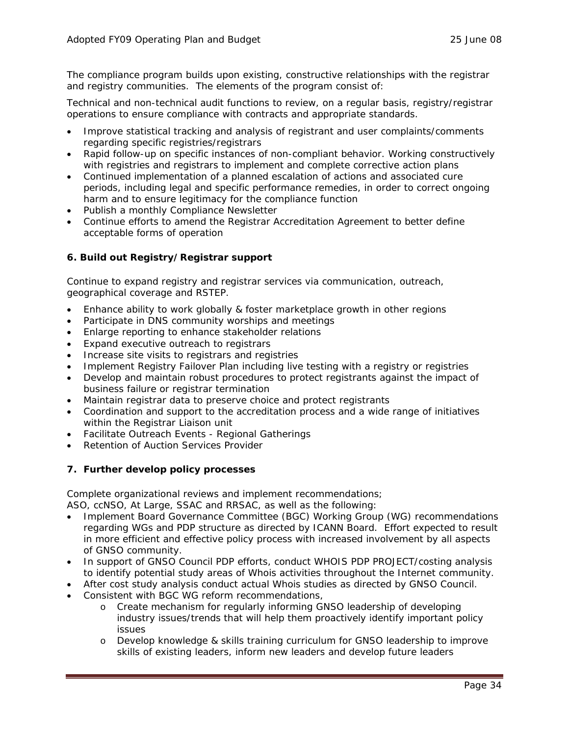The compliance program builds upon existing, constructive relationships with the registrar and registry communities. The elements of the program consist of:

Technical and non-technical audit functions to review, on a regular basis, registry/registrar operations to ensure compliance with contracts and appropriate standards.

- Improve statistical tracking and analysis of registrant and user complaints/comments regarding specific registries/registrars
- Rapid follow-up on specific instances of non-compliant behavior. Working constructively with registries and registrars to implement and complete corrective action plans
- Continued implementation of a planned escalation of actions and associated cure periods, including legal and specific performance remedies, in order to correct ongoing harm and to ensure legitimacy for the compliance function
- Publish a monthly Compliance Newsletter
- Continue efforts to amend the Registrar Accreditation Agreement to better define acceptable forms of operation

**6. Build out Registry/Registrar support**

Continue to expand registry and registrar services via communication, outreach, geographical coverage and RSTEP.

- Enhance ability to work globally & foster marketplace growth in other regions
- Participate in DNS community worships and meetings
- Enlarge reporting to enhance stakeholder relations
- Expand executive outreach to registrars
- Increase site visits to registrars and registries
- Implement Registry Failover Plan including live testing with a registry or registries
- Develop and maintain robust procedures to protect registrants against the impact of business failure or registrar termination
- Maintain registrar data to preserve choice and protect registrants
- Coordination and support to the accreditation process and a wide range of initiatives within the Registrar Liaison unit
- Facilitate Outreach Events - Regional Gatherings
- Retention of Auction Services Provider

**7. Further develop policy processes**

Complete organizational reviews and implement recommendations;
ASO, ccNSO, At Large, SSAC and RRSAC, as well as the following:

- Implement Board Governance Committee (BGC) Working Group (WG) recommendations regarding WGs and PDP structure as directed by ICANN Board. Effort expected to result in more efficient and effective policy process with increased involvement by all aspects of GNSO community.
- In support of GNSO Council PDP efforts, conduct WHOIS PDP PROJECT/costing analysis to identify potential study areas of Whois activities throughout the Internet community.
- After cost study analysis conduct actual Whois studies as directed by GNSO Council.
- Consistent with BGC WG reform recommendations,
    - Create mechanism for regularly informing GNSO leadership of developing industry issues/trends that will help them proactively identify important policy issues
    - Develop knowledge & skills training curriculum for GNSO leadership to improve skills of existing leaders, inform new leaders and develop future leaders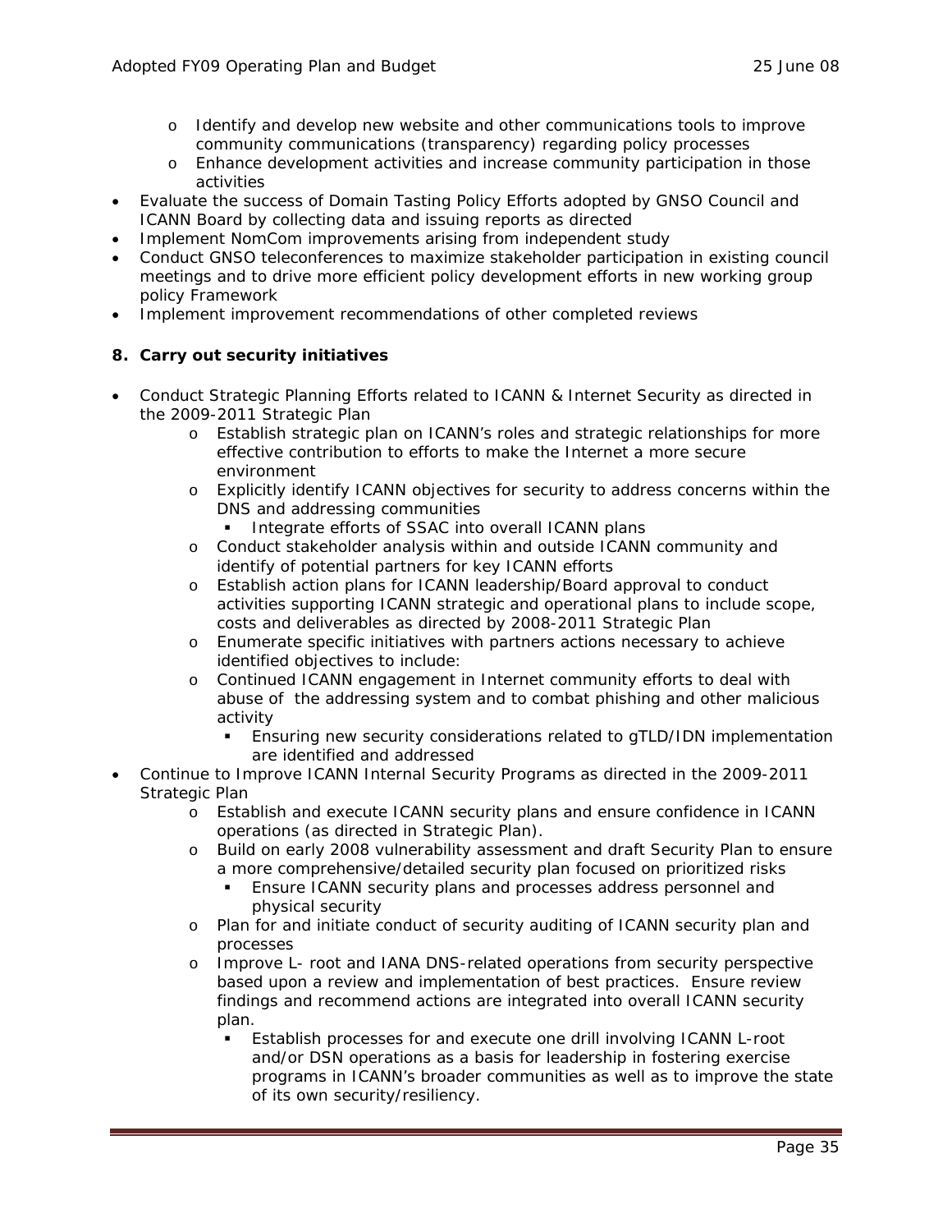- Identify and develop new website and other communications tools to improve community communications (transparency) regarding policy processes
  - Enhance development activities and increase community participation in those activities
- Evaluate the success of Domain Tasting Policy Efforts adopted by GNSO Council and ICANN Board by collecting data and issuing reports as directed
- Implement NomCom improvements arising from independent study
- Conduct GNSO teleconferences to maximize stakeholder participation in existing council meetings and to drive more efficient policy development efforts in new working group policy Framework
- Implement improvement recommendations of other completed reviews

**8. Carry out security initiatives**

- Conduct Strategic Planning Efforts related to ICANN & Internet Security as directed in the 2009-2011 Strategic Plan
  - Establish strategic plan on ICANN's roles and strategic relationships for more effective contribution to efforts to make the Internet a more secure environment
  - Explicitly identify ICANN objectives for security to address concerns within the DNS and addressing communities
    - Integrate efforts of SSAC into overall ICANN plans
  - Conduct stakeholder analysis within and outside ICANN community and identify of potential partners for key ICANN efforts
  - Establish action plans for ICANN leadership/Board approval to conduct activities supporting ICANN strategic and operational plans to include scope, costs and deliverables as directed by 2008-2011 Strategic Plan
  - Enumerate specific initiatives with partners actions necessary to achieve identified objectives to include:
  - Continued ICANN engagement in Internet community efforts to deal with abuse of the addressing system and to combat phishing and other malicious activity
    - Ensuring new security considerations related to gTLD/IDN implementation are identified and addressed
- Continue to Improve ICANN Internal Security Programs as directed in the 2009-2011 Strategic Plan
  - Establish and execute ICANN security plans and ensure confidence in ICANN operations (as directed in Strategic Plan).
  - Build on early 2008 vulnerability assessment and draft Security Plan to ensure a more comprehensive/detailed security plan focused on prioritized risks
    - Ensure ICANN security plans and processes address personnel and physical security
  - Plan for and initiate conduct of security auditing of ICANN security plan and processes
  - Improve L- root and IANA DNS-related operations from security perspective based upon a review and implementation of best practices. Ensure review findings and recommend actions are integrated into overall ICANN security plan.
    - Establish processes for and execute one drill involving ICANN L-root and/or DSN operations as a basis for leadership in fostering exercise programs in ICANN's broader communities as well as to improve the state of its own security/resiliency.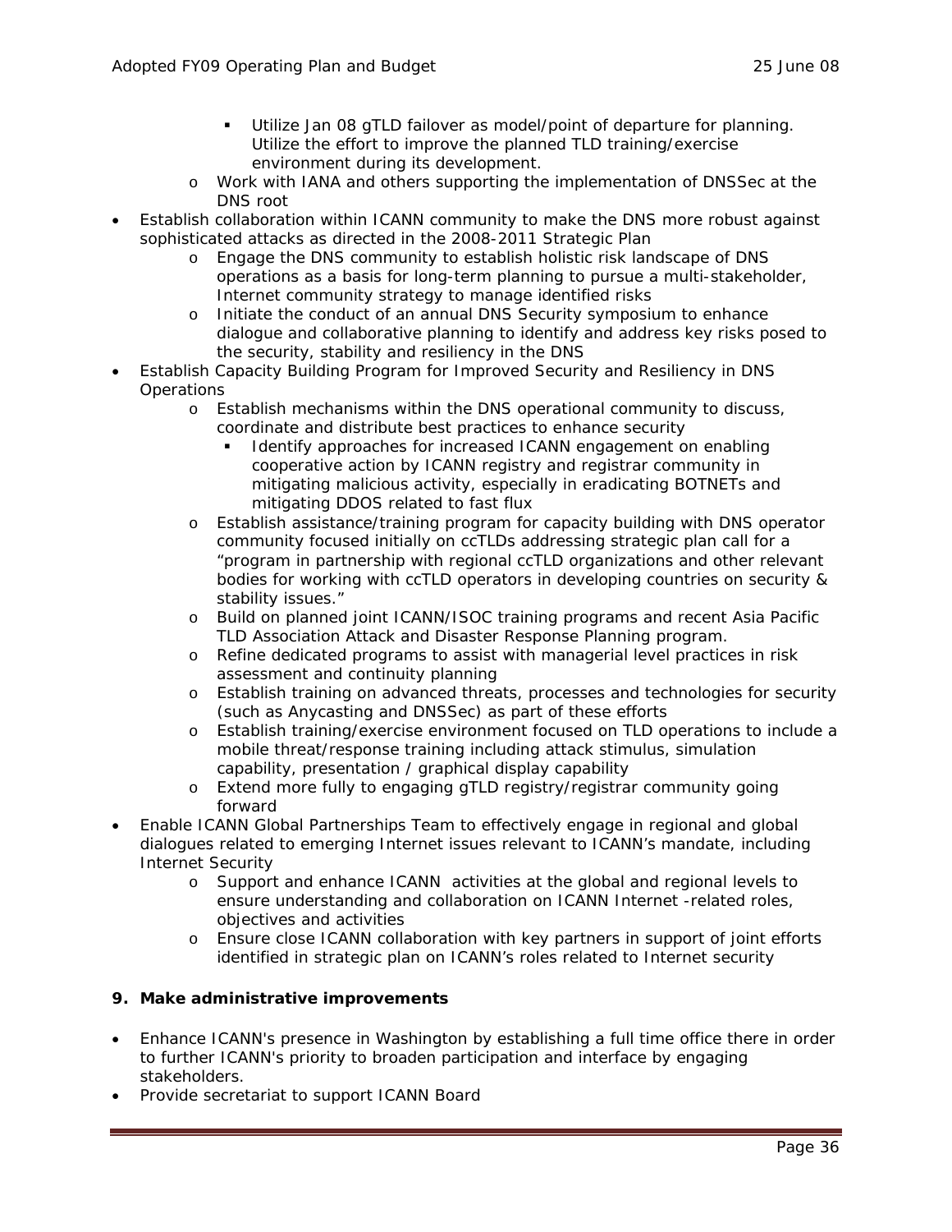- Utilize Jan 08 gTLD failover as model/point of departure for planning. Utilize the effort to improve the planned TLD training/exercise environment during its development.
    - Work with IANA and others supporting the implementation of DNSSec at the DNS root
- Establish collaboration within ICANN community to make the DNS more robust against sophisticated attacks as directed in the 2008-2011 Strategic Plan
    - Engage the DNS community to establish holistic risk landscape of DNS operations as a basis for long-term planning to pursue a multi-stakeholder, Internet community strategy to manage identified risks
    - Initiate the conduct of an annual DNS Security symposium to enhance dialogue and collaborative planning to identify and address key risks posed to the security, stability and resiliency in the DNS
- Establish Capacity Building Program for Improved Security and Resiliency in DNS Operations
    - Establish mechanisms within the DNS operational community to discuss, coordinate and distribute best practices to enhance security
        - Identify approaches for increased ICANN engagement on enabling cooperative action by ICANN registry and registrar community in mitigating malicious activity, especially in eradicating BOTNETs and mitigating DDOS related to fast flux
    - Establish assistance/training program for capacity building with DNS operator community focused initially on ccTLDs addressing strategic plan call for a "program in partnership with regional ccTLD organizations and other relevant bodies for working with ccTLD operators in developing countries on security & stability issues."
    - Build on planned joint ICANN/ISOC training programs and recent Asia Pacific TLD Association Attack and Disaster Response Planning program.
    - Refine dedicated programs to assist with managerial level practices in risk assessment and continuity planning
    - Establish training on advanced threats, processes and technologies for security (such as Anycasting and DNSSec) as part of these efforts
    - Establish training/exercise environment focused on TLD operations to include a mobile threat/response training including attack stimulus, simulation capability, presentation / graphical display capability
    - Extend more fully to engaging gTLD registry/registrar community going forward
- Enable ICANN Global Partnerships Team to effectively engage in regional and global dialogues related to emerging Internet issues relevant to ICANN's mandate, including Internet Security
    - Support and enhance ICANN activities at the global and regional levels to ensure understanding and collaboration on ICANN Internet -related roles, objectives and activities
    - Ensure close ICANN collaboration with key partners in support of joint efforts identified in strategic plan on ICANN's roles related to Internet security

**9. Make administrative improvements**

- Enhance ICANN's presence in Washington by establishing a full time office there in order to further ICANN's priority to broaden participation and interface by engaging stakeholders.
- Provide secretariat to support ICANN Board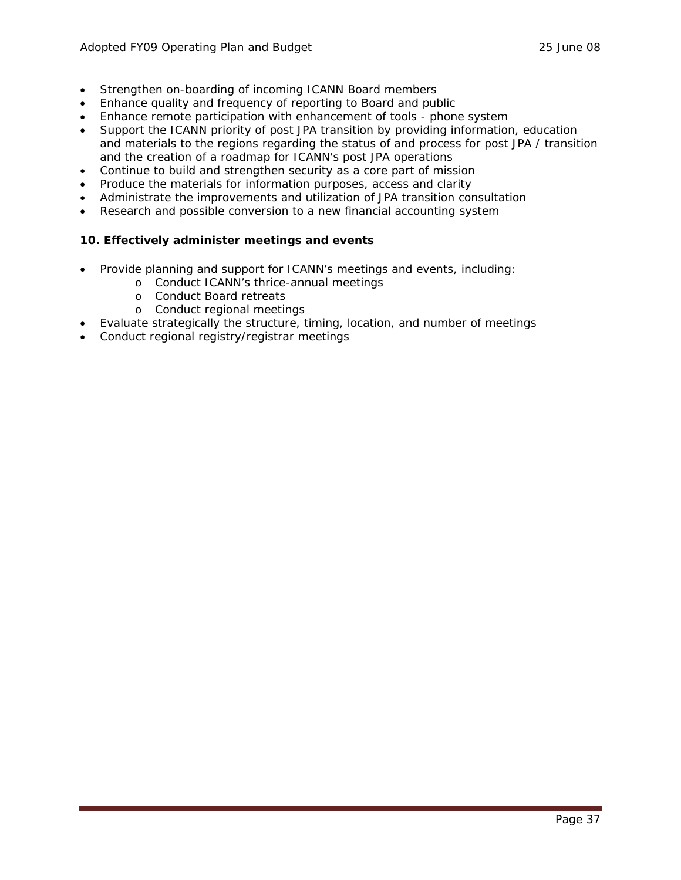- Strengthen on-boarding of incoming ICANN Board members
- Enhance quality and frequency of reporting to Board and public
- Enhance remote participation with enhancement of tools - phone system
- Support the ICANN priority of post JPA transition by providing information, education and materials to the regions regarding the status of and process for post JPA / transition and the creation of a roadmap for ICANN's post JPA operations
- Continue to build and strengthen security as a core part of mission
- Produce the materials for information purposes, access and clarity
- Administrate the improvements and utilization of JPA transition consultation
- Research and possible conversion to a new financial accounting system

**10. Effectively administer meetings and events**

- Provide planning and support for ICANN's meetings and events, including:
    - Conduct ICANN's thrice-annual meetings
    - Conduct Board retreats
    - Conduct regional meetings
- Evaluate strategically the structure, timing, location, and number of meetings
- Conduct regional registry/registrar meetings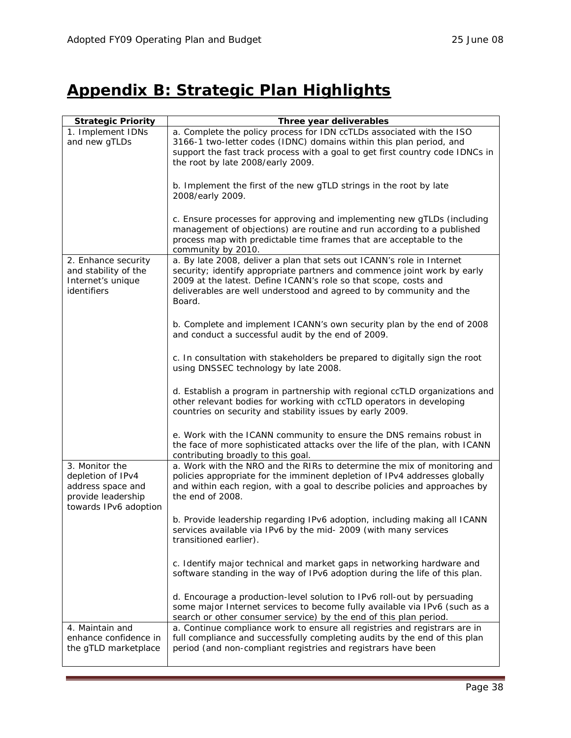# Appendix B: Strategic Plan Highlights

| Strategic Priority | Three year deliverables |
|---|---|
| 1. Implement IDNs and new gTLDs | a. Complete the policy process for IDN ccTLDs associated with the ISO 3166-1 two-letter codes (IDNC) domains within this plan period, and support the fast track process with a goal to get first country code IDNCs in the root by late 2008/early 2009.<br><br>b. Implement the first of the new gTLD strings in the root by late 2008/early 2009.<br><br>c. Ensure processes for approving and implementing new gTLDs (including management of objections) are routine and run according to a published process map with predictable time frames that are acceptable to the community by 2010. |
| 2. Enhance security and stability of the Internet's unique identifiers | a. By late 2008, deliver a plan that sets out ICANN's role in Internet security; identify appropriate partners and commence joint work by early 2009 at the latest. Define ICANN's role so that scope, costs and deliverables are well understood and agreed to by community and the Board.<br><br>b. Complete and implement ICANN's own security plan by the end of 2008 and conduct a successful audit by the end of 2009.<br><br>c. In consultation with stakeholders be prepared to digitally sign the root using DNSSEC technology by late 2008.<br><br>d. Establish a program in partnership with regional ccTLD organizations and other relevant bodies for working with ccTLD operators in developing countries on security and stability issues by early 2009.<br><br>e. Work with the ICANN community to ensure the DNS remains robust in the face of more sophisticated attacks over the life of the plan, with ICANN contributing broadly to this goal. |
| 3. Monitor the depletion of IPv4 address space and provide leadership towards IPv6 adoption | a. Work with the NRO and the RIRs to determine the mix of monitoring and policies appropriate for the imminent depletion of IPv4 addresses globally and within each region, with a goal to describe policies and approaches by the end of 2008.<br><br>b. Provide leadership regarding IPv6 adoption, including making all ICANN services available via IPv6 by the mid- 2009 (with many services transitioned earlier).<br><br>c. Identify major technical and market gaps in networking hardware and software standing in the way of IPv6 adoption during the life of this plan.<br><br>d. Encourage a production-level solution to IPv6 roll-out by persuading some major Internet services to become fully available via IPv6 (such as a search or other consumer service) by the end of this plan period. |
| 4. Maintain and enhance confidence in the gTLD marketplace | a. Continue compliance work to ensure all registries and registrars are in full compliance and successfully completing audits by the end of this plan period (and non-compliant registries and registrars have been |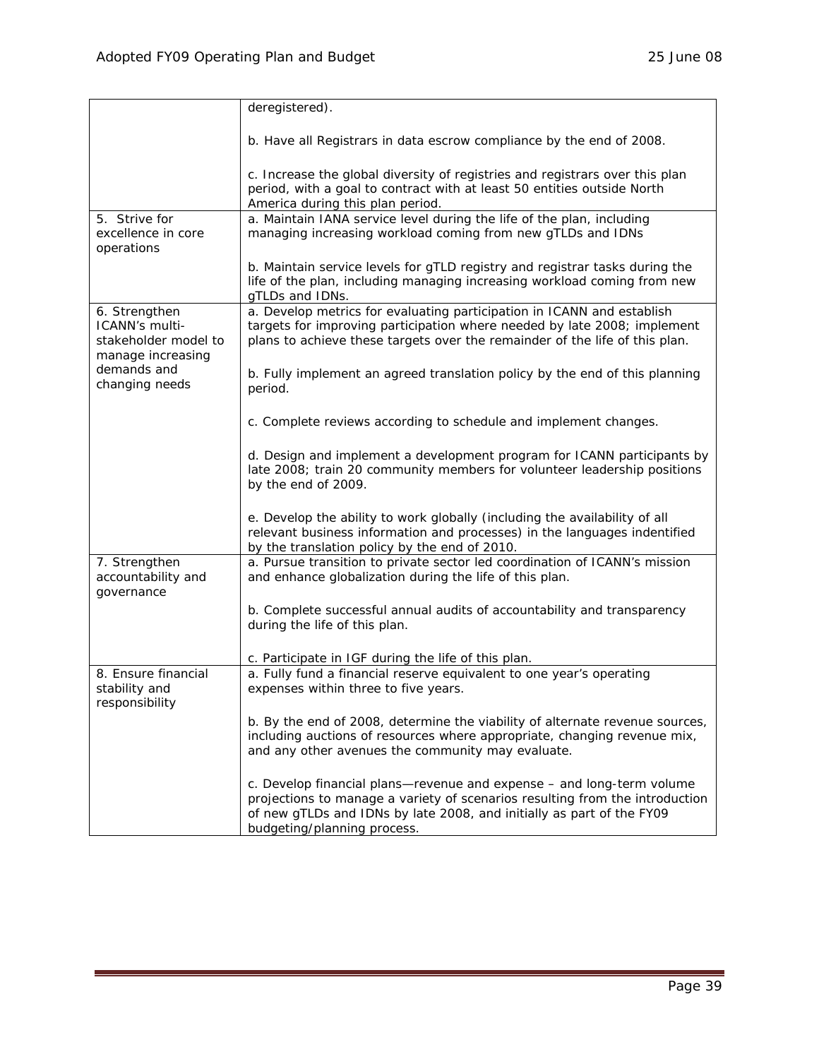| | |
|---|---|
| | deregistered).<br><br>b. Have all Registrars in data escrow compliance by the end of 2008.<br><br>c. Increase the global diversity of registries and registrars over this plan period, with a goal to contract with at least 50 entities outside North America during this plan period. |
| 5. Strive for excellence in core operations | a. Maintain IANA service level during the life of the plan, including managing increasing workload coming from new gTLDs and IDNs<br><br>b. Maintain service levels for gTLD registry and registrar tasks during the life of the plan, including managing increasing workload coming from new gTLDs and IDNs. |
| 6. Strengthen ICANN's multi-stakeholder model to manage increasing demands and changing needs | a. Develop metrics for evaluating participation in ICANN and establish targets for improving participation where needed by late 2008; implement plans to achieve these targets over the remainder of the life of this plan.<br><br>b. Fully implement an agreed translation policy by the end of this planning period.<br><br>c. Complete reviews according to schedule and implement changes.<br><br>d. Design and implement a development program for ICANN participants by late 2008; train 20 community members for volunteer leadership positions by the end of 2009.<br><br>e. Develop the ability to work globally (including the availability of all relevant business information and processes) in the languages indentified by the translation policy by the end of 2010. |
| 7. Strengthen accountability and governance | a. Pursue transition to private sector led coordination of ICANN's mission and enhance globalization during the life of this plan.<br><br>b. Complete successful annual audits of accountability and transparency during the life of this plan.<br><br>c. Participate in IGF during the life of this plan. |
| 8. Ensure financial stability and responsibility | a. Fully fund a financial reserve equivalent to one year's operating expenses within three to five years.<br><br>b. By the end of 2008, determine the viability of alternate revenue sources, including auctions of resources where appropriate, changing revenue mix, and any other avenues the community may evaluate.<br><br>c. Develop financial plans—revenue and expense – and long-term volume projections to manage a variety of scenarios resulting from the introduction of new gTLDs and IDNs by late 2008, and initially as part of the FY09 budgeting/planning process. |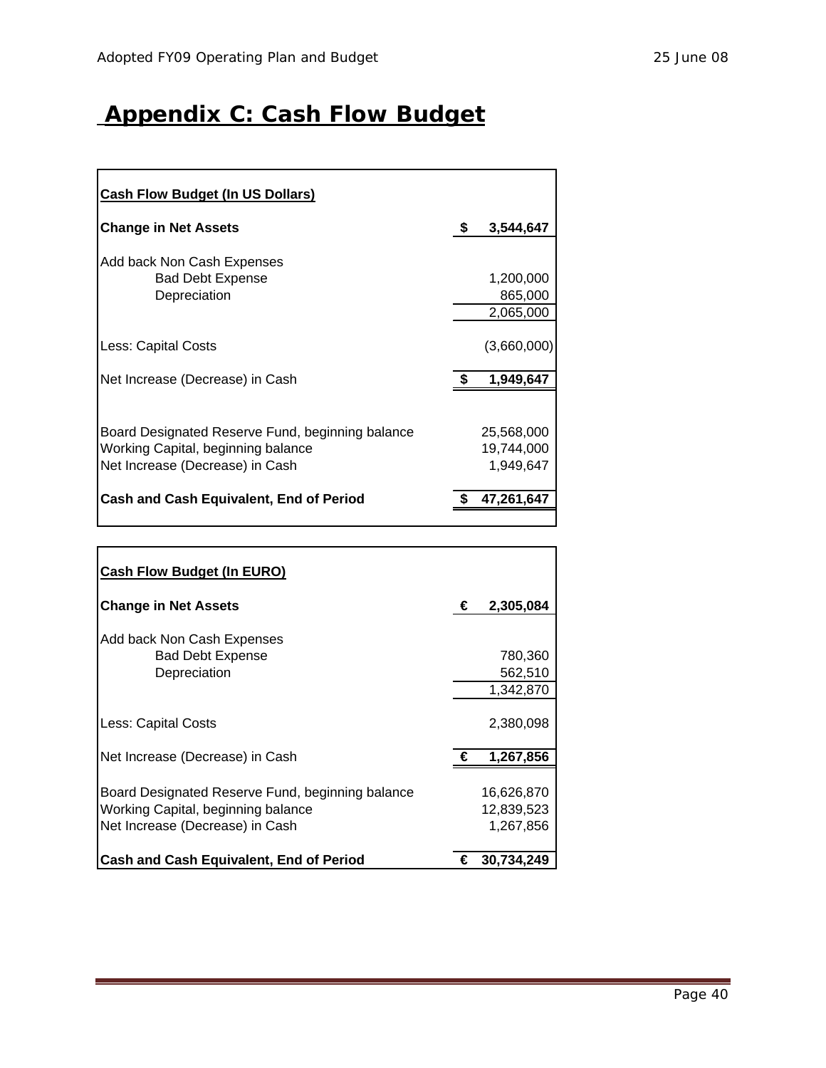# Appendix C: Cash Flow Budget

| **Cash Flow Budget (In US Dollars)** | | |
|---|---|---|
| **Change in Net Assets** | **$** | **3,544,647** |
| Add back Non Cash Expenses | | |
| Bad Debt Expense | | 1,200,000 |
| Depreciation | | 865,000 |
| | | 2,065,000 |
| Less: Capital Costs | | (3,660,000) |
| Net Increase (Decrease) in Cash | **$** | **1,949,647** |
| Board Designated Reserve Fund, beginning balance | | 25,568,000 |
| Working Capital, beginning balance | | 19,744,000 |
| Net Increase (Decrease) in Cash | | 1,949,647 |
| **Cash and Cash Equivalent, End of Period** | **$** | **47,261,647** |

| **Cash Flow Budget (In EURO)** | | |
|---|---|---|
| **Change in Net Assets** | **€** | **2,305,084** |
| Add back Non Cash Expenses | | |
| Bad Debt Expense | | 780,360 |
| Depreciation | | 562,510 |
| | | 1,342,870 |
| Less: Capital Costs | | 2,380,098 |
| Net Increase (Decrease) in Cash | **€** | **1,267,856** |
| Board Designated Reserve Fund, beginning balance | | 16,626,870 |
| Working Capital, beginning balance | | 12,839,523 |
| Net Increase (Decrease) in Cash | | 1,267,856 |
| **Cash and Cash Equivalent, End of Period** | **€** | **30,734,249** |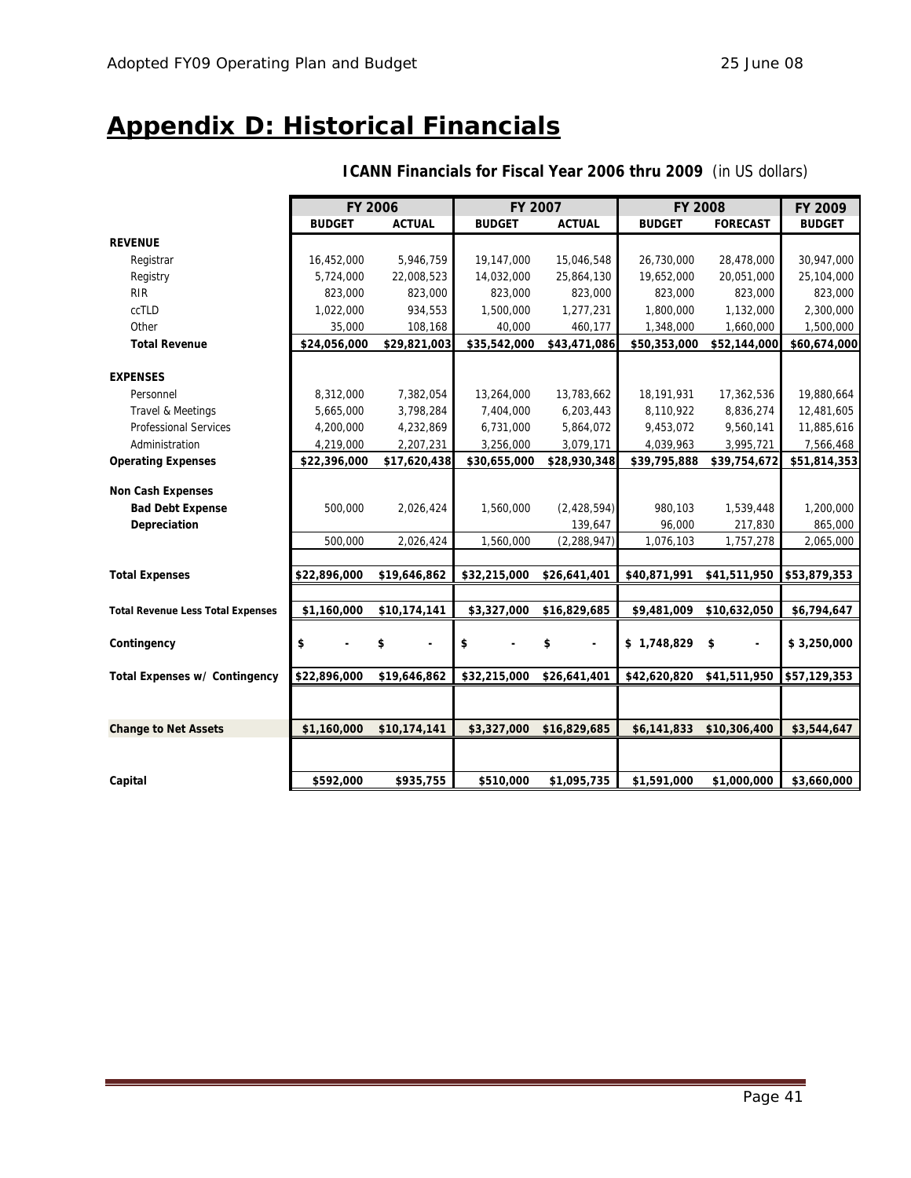# Appendix D: Historical Financials

**ICANN Financials for Fiscal Year 2006 thru 2009** (in US dollars)

| | FY 2006 | | FY 2007 | | FY 2008 | | FY 2009 |
|---|---|---|---|---|---|---|---|
| | **BUDGET** | **ACTUAL** | **BUDGET** | **ACTUAL** | **BUDGET** | **FORECAST** | **BUDGET** |
| **REVENUE** | | | | | | | |
| Registrar | 16,452,000 | 5,946,759 | 19,147,000 | 15,046,548 | 26,730,000 | 28,478,000 | 30,947,000 |
| Registry | 5,724,000 | 22,008,523 | 14,032,000 | 25,864,130 | 19,652,000 | 20,051,000 | 25,104,000 |
| RIR | 823,000 | 823,000 | 823,000 | 823,000 | 823,000 | 823,000 | 823,000 |
| ccTLD | 1,022,000 | 934,553 | 1,500,000 | 1,277,231 | 1,800,000 | 1,132,000 | 2,300,000 |
| Other | 35,000 | 108,168 | 40,000 | 460,177 | 1,348,000 | 1,660,000 | 1,500,000 |
| **Total Revenue** | **$24,056,000** | **$29,821,003** | **$35,542,000** | **$43,471,086** | **$50,353,000** | **$52,144,000** | **$60,674,000** |
| **EXPENSES** | | | | | | | |
| Personnel | 8,312,000 | 7,382,054 | 13,264,000 | 13,783,662 | 18,191,931 | 17,362,536 | 19,880,664 |
| Travel & Meetings | 5,665,000 | 3,798,284 | 7,404,000 | 6,203,443 | 8,110,922 | 8,836,274 | 12,481,605 |
| Professional Services | 4,200,000 | 4,232,869 | 6,731,000 | 5,864,072 | 9,453,072 | 9,560,141 | 11,885,616 |
| Administration | 4,219,000 | 2,207,231 | 3,256,000 | 3,079,171 | 4,039,963 | 3,995,721 | 7,566,468 |
| **Operating Expenses** | **$22,396,000** | **$17,620,438** | **$30,655,000** | **$28,930,348** | **$39,795,888** | **$39,754,672** | **$51,814,353** |
| **Non Cash Expenses** | | | | | | | |
| **Bad Debt Expense** | 500,000 | 2,026,424 | 1,560,000 | (2,428,594) | 980,103 | 1,539,448 | 1,200,000 |
| **Depreciation** | | | | 139,647 | 96,000 | 217,830 | 865,000 |
| | 500,000 | 2,026,424 | 1,560,000 | (2,288,947) | 1,076,103 | 1,757,278 | 2,065,000 |
| **Total Expenses** | **$22,896,000** | **$19,646,862** | **$32,215,000** | **$26,641,401** | **$40,871,991** | **$41,511,950** | **$53,879,353** |
| **Total Revenue Less Total Expenses** | **$1,160,000** | **$10,174,141** | **$3,327,000** | **$16,829,685** | **$9,481,009** | **$10,632,050** | **$6,794,647** |
| **Contingency** | **$ -** | **$ -** | **$ -** | **$ -** | **$ 1,748,829** | **$ -** | **$ 3,250,000** |
| **Total Expenses w/ Contingency** | **$22,896,000** | **$19,646,862** | **$32,215,000** | **$26,641,401** | **$42,620,820** | **$41,511,950** | **$57,129,353** |
| **Change to Net Assets** | **$1,160,000** | **$10,174,141** | **$3,327,000** | **$16,829,685** | **$6,141,833** | **$10,306,400** | **$3,544,647** |
| **Capital** | **$592,000** | **$935,755** | **$510,000** | **$1,095,735** | **$1,591,000** | **$1,000,000** | **$3,660,000** |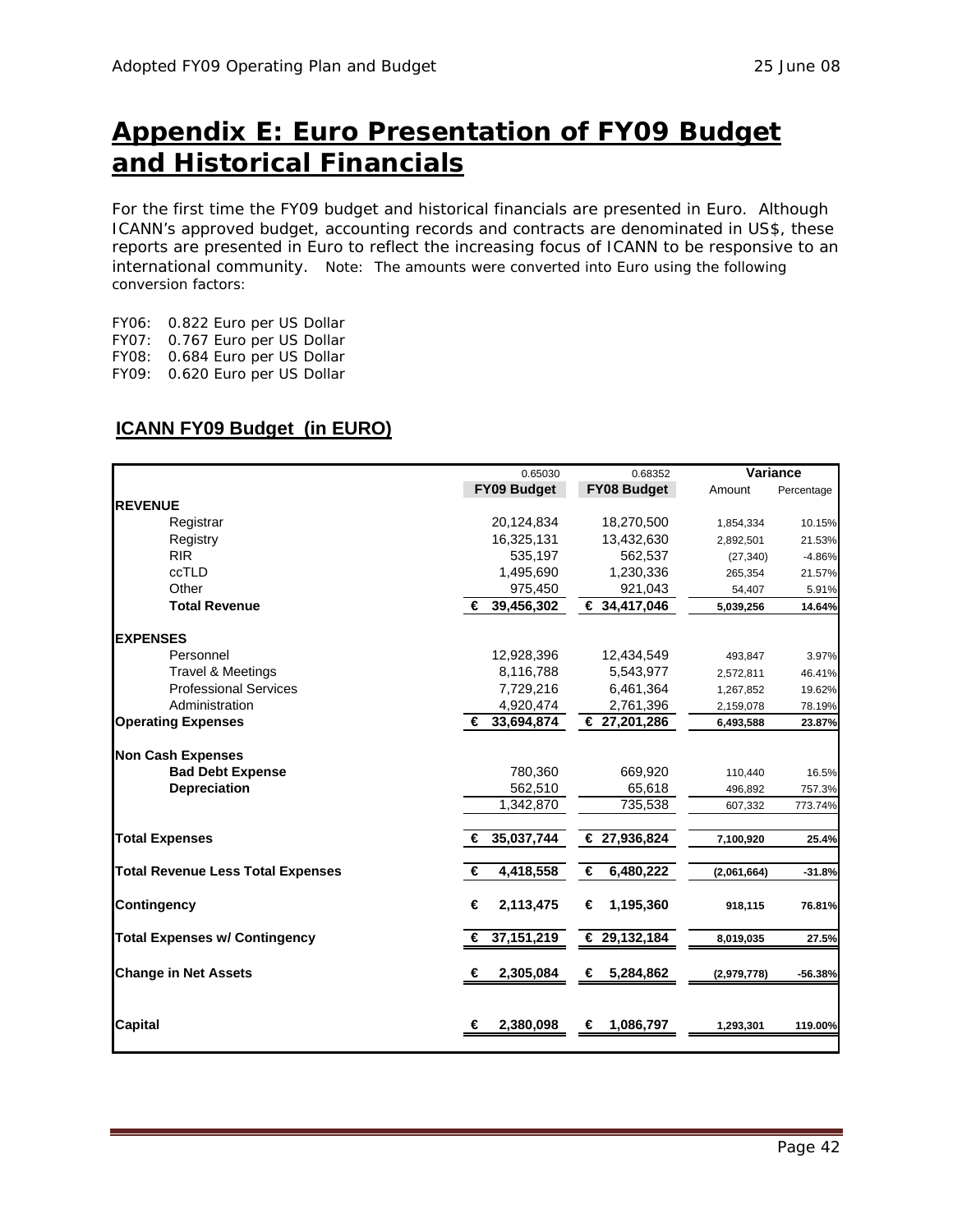# Appendix E: Euro Presentation of FY09 Budget and Historical Financials

For the first time the FY09 budget and historical financials are presented in Euro. Although ICANN's approved budget, accounting records and contracts are denominated in US$, these reports are presented in Euro to reflect the increasing focus of ICANN to be responsive to an international community. Note: The amounts were converted into Euro using the following conversion factors:

FY06: 0.822 Euro per US Dollar
FY07: 0.767 Euro per US Dollar
FY08: 0.684 Euro per US Dollar
FY09: 0.620 Euro per US Dollar

## ICANN FY09 Budget (in EURO)

| | 0.65030 | 0.68352 | Variance | |
|---|---|---|---|---|
| | **FY09 Budget** | **FY08 Budget** | Amount | Percentage |
| **REVENUE** | | | | |
| Registrar | 20,124,834 | 18,270,500 | 1,854,334 | 10.15% |
| Registry | 16,325,131 | 13,432,630 | 2,892,501 | 21.53% |
| RIR | 535,197 | 562,537 | (27,340) | -4.86% |
| ccTLD | 1,495,690 | 1,230,336 | 265,354 | 21.57% |
| Other | 975,450 | 921,043 | 54,407 | 5.91% |
| **Total Revenue** | **€ 39,456,302** | **€ 34,417,046** | **5,039,256** | **14.64%** |
| **EXPENSES** | | | | |
| Personnel | 12,928,396 | 12,434,549 | 493,847 | 3.97% |
| Travel & Meetings | 8,116,788 | 5,543,977 | 2,572,811 | 46.41% |
| Professional Services | 7,729,216 | 6,461,364 | 1,267,852 | 19.62% |
| Administration | 4,920,474 | 2,761,396 | 2,159,078 | 78.19% |
| **Operating Expenses** | **€ 33,694,874** | **€ 27,201,286** | **6,493,588** | **23.87%** |
| **Non Cash Expenses** | | | | |
| **Bad Debt Expense** | 780,360 | 669,920 | 110,440 | 16.5% |
| **Depreciation** | 562,510 | 65,618 | 496,892 | 757.3% |
| | 1,342,870 | 735,538 | 607,332 | 773.74% |
| **Total Expenses** | **€ 35,037,744** | **€ 27,936,824** | **7,100,920** | **25.4%** |
| **Total Revenue Less Total Expenses** | **€ 4,418,558** | **€ 6,480,222** | **(2,061,664)** | **-31.8%** |
| **Contingency** | **€ 2,113,475** | **€ 1,195,360** | **918,115** | **76.81%** |
| **Total Expenses w/ Contingency** | **€ 37,151,219** | **€ 29,132,184** | **8,019,035** | **27.5%** |
| **Change in Net Assets** | **€ 2,305,084** | **€ 5,284,862** | **(2,979,778)** | **-56.38%** |
| **Capital** | **€ 2,380,098** | **€ 1,086,797** | **1,293,301** | **119.00%** |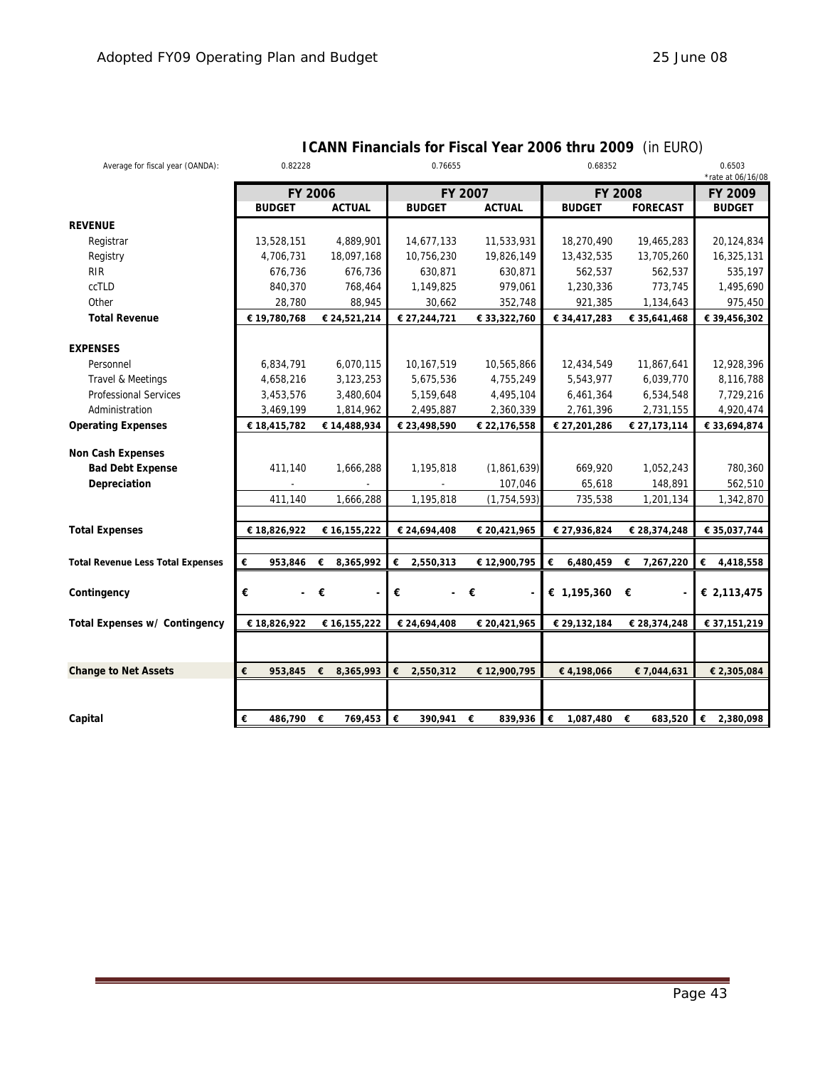## ICANN Financials for Fiscal Year 2006 thru 2009 (in EURO)

| | FY 2006 | | FY 2007 | | FY 2008 | | FY 2009 |
|---|---|---|---|---|---|---|---|
| Average for fiscal year (OANDA): | 0.82228 | | 0.76655 | | 0.68352 | | 0.6503 *rate at 06/16/08 |
| | **BUDGET** | **ACTUAL** | **BUDGET** | **ACTUAL** | **BUDGET** | **FORECAST** | **BUDGET** |
| **REVENUE** | | | | | | | |
| Registrar | 13,528,151 | 4,889,901 | 14,677,133 | 11,533,931 | 18,270,490 | 19,465,283 | 20,124,834 |
| Registry | 4,706,731 | 18,097,168 | 10,756,230 | 19,826,149 | 13,432,535 | 13,705,260 | 16,325,131 |
| RIR | 676,736 | 676,736 | 630,871 | 630,871 | 562,537 | 562,537 | 535,197 |
| ccTLD | 840,370 | 768,464 | 1,149,825 | 979,061 | 1,230,336 | 773,745 | 1,495,690 |
| Other | 28,780 | 88,945 | 30,662 | 352,748 | 921,385 | 1,134,643 | 975,450 |
| **Total Revenue** | € 19,780,768 | € 24,521,214 | € 27,244,721 | € 33,322,760 | € 34,417,283 | € 35,641,468 | € 39,456,302 |
| **EXPENSES** | | | | | | | |
| Personnel | 6,834,791 | 6,070,115 | 10,167,519 | 10,565,866 | 12,434,549 | 11,867,641 | 12,928,396 |
| Travel & Meetings | 4,658,216 | 3,123,253 | 5,675,536 | 4,755,249 | 5,543,977 | 6,039,770 | 8,116,788 |
| Professional Services | 3,453,576 | 3,480,604 | 5,159,648 | 4,495,104 | 6,461,364 | 6,534,548 | 7,729,216 |
| Administration | 3,469,199 | 1,814,962 | 2,495,887 | 2,360,339 | 2,761,396 | 2,731,155 | 4,920,474 |
| **Operating Expenses** | € 18,415,782 | € 14,488,934 | € 23,498,590 | € 22,176,558 | € 27,201,286 | € 27,173,114 | € 33,694,874 |
| **Non Cash Expenses** | | | | | | | |
| **Bad Debt Expense** | 411,140 | 1,666,288 | 1,195,818 | (1,861,639) | 669,920 | 1,052,243 | 780,360 |
| **Depreciation** | - | - | - | 107,046 | 65,618 | 148,891 | 562,510 |
| | 411,140 | 1,666,288 | 1,195,818 | (1,754,593) | 735,538 | 1,201,134 | 1,342,870 |
| **Total Expenses** | € 18,826,922 | € 16,155,222 | € 24,694,408 | € 20,421,965 | € 27,936,824 | € 28,374,248 | € 35,037,744 |
| **Total Revenue Less Total Expenses** | € 953,846 | € 8,365,992 | € 2,550,313 | € 12,900,795 | € 6,480,459 | € 7,267,220 | € 4,418,558 |
| **Contingency** | € - | € - | € - | € - | € 1,195,360 | € - | € 2,113,475 |
| **Total Expenses w/ Contingency** | € 18,826,922 | € 16,155,222 | € 24,694,408 | € 20,421,965 | € 29,132,184 | € 28,374,248 | € 37,151,219 |
| **Change to Net Assets** | € 953,845 | € 8,365,993 | € 2,550,312 | € 12,900,795 | € 4,198,066 | € 7,044,631 | € 2,305,084 |
| **Capital** | € 486,790 | € 769,453 | € 390,941 | € 839,936 | € 1,087,480 | € 683,520 | € 2,380,098 |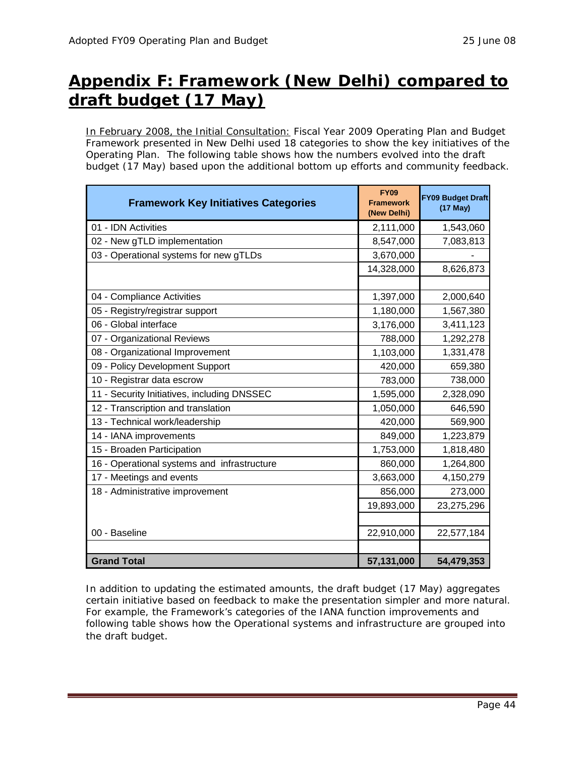# Appendix F: Framework (New Delhi) compared to draft budget (17 May)

In February 2008, the Initial Consultation: Fiscal Year 2009 Operating Plan and Budget Framework presented in New Delhi used 18 categories to show the key initiatives of the Operating Plan. The following table shows how the numbers evolved into the draft budget (17 May) based upon the additional bottom up efforts and community feedback.

| Framework Key Initiatives Categories | FY09 Framework (New Delhi) | FY09 Budget Draft (17 May) |
|---|---|---|
| 01 - IDN Activities | 2,111,000 | 1,543,060 |
| 02 - New gTLD implementation | 8,547,000 | 7,083,813 |
| 03 - Operational systems for new gTLDs | 3,670,000 | - |
| | 14,328,000 | 8,626,873 |
| | | |
| 04 - Compliance Activities | 1,397,000 | 2,000,640 |
| 05 - Registry/registrar support | 1,180,000 | 1,567,380 |
| 06 - Global interface | 3,176,000 | 3,411,123 |
| 07 - Organizational Reviews | 788,000 | 1,292,278 |
| 08 - Organizational Improvement | 1,103,000 | 1,331,478 |
| 09 - Policy Development Support | 420,000 | 659,380 |
| 10 - Registrar data escrow | 783,000 | 738,000 |
| 11 - Security Initiatives, including DNSSEC | 1,595,000 | 2,328,090 |
| 12 - Transcription and translation | 1,050,000 | 646,590 |
| 13 - Technical work/leadership | 420,000 | 569,900 |
| 14 - IANA improvements | 849,000 | 1,223,879 |
| 15 - Broaden Participation | 1,753,000 | 1,818,480 |
| 16 - Operational systems and infrastructure | 860,000 | 1,264,800 |
| 17 - Meetings and events | 3,663,000 | 4,150,279 |
| 18 - Administrative improvement | 856,000 | 273,000 |
| | 19,893,000 | 23,275,296 |
| | | |
| 00 - Baseline | 22,910,000 | 22,577,184 |
| | | |
| **Grand Total** | **57,131,000** | **54,479,353** |

In addition to updating the estimated amounts, the draft budget (17 May) aggregates certain initiative based on feedback to make the presentation simpler and more natural. For example, the Framework's categories of the IANA function improvements and following table shows how the Operational systems and infrastructure are grouped into the draft budget.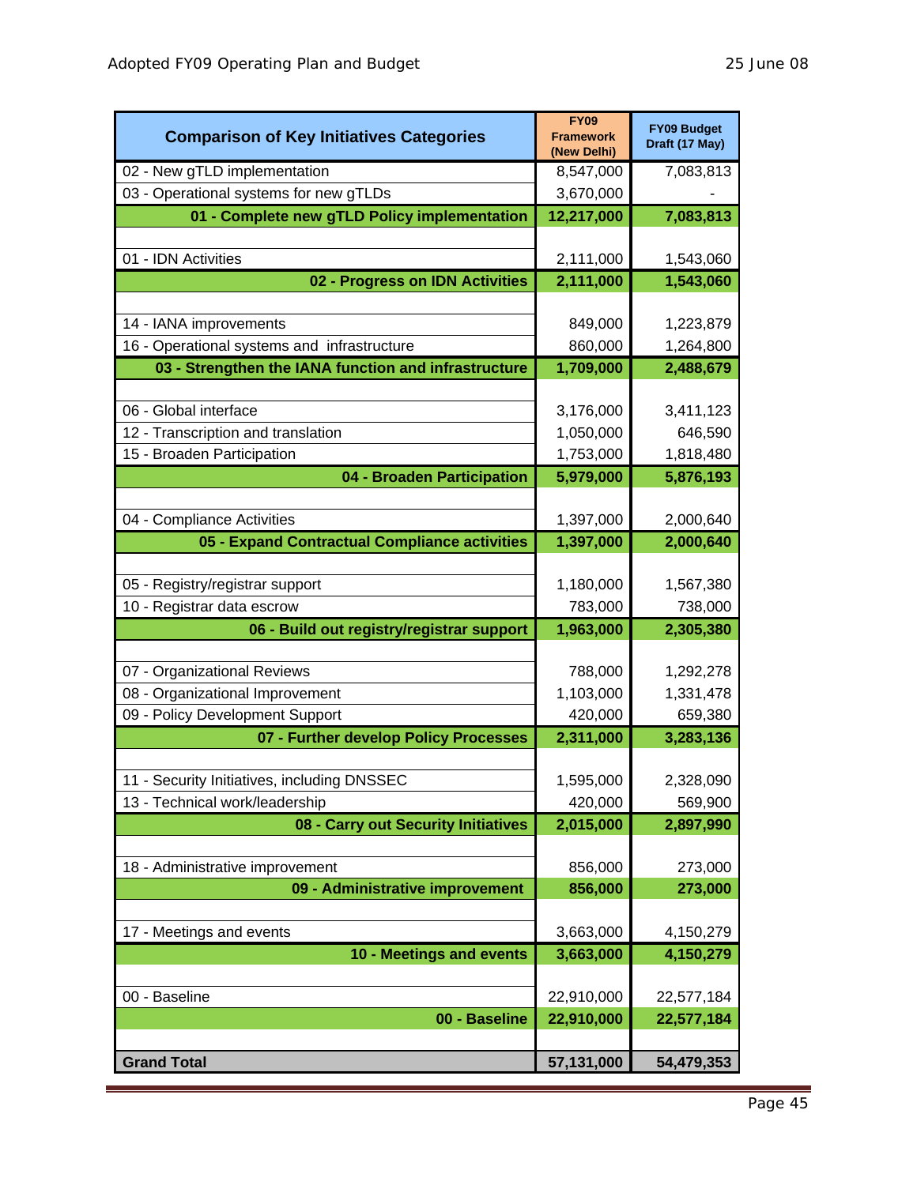| Comparison of Key Initiatives Categories | FY09 Framework (New Delhi) | FY09 Budget Draft (17 May) |
|---|---|---|
| 02 - New gTLD implementation | 8,547,000 | 7,083,813 |
| 03 - Operational systems for new gTLDs | 3,670,000 | - |
| **01 - Complete new gTLD Policy implementation** | **12,217,000** | **7,083,813** |
| | | |
| 01 - IDN Activities | 2,111,000 | 1,543,060 |
| **02 - Progress on IDN Activities** | **2,111,000** | **1,543,060** |
| | | |
| 14 - IANA improvements | 849,000 | 1,223,879 |
| 16 - Operational systems and infrastructure | 860,000 | 1,264,800 |
| **03 - Strengthen the IANA function and infrastructure** | **1,709,000** | **2,488,679** |
| | | |
| 06 - Global interface | 3,176,000 | 3,411,123 |
| 12 - Transcription and translation | 1,050,000 | 646,590 |
| 15 - Broaden Participation | 1,753,000 | 1,818,480 |
| **04 - Broaden Participation** | **5,979,000** | **5,876,193** |
| | | |
| 04 - Compliance Activities | 1,397,000 | 2,000,640 |
| **05 - Expand Contractual Compliance activities** | **1,397,000** | **2,000,640** |
| | | |
| 05 - Registry/registrar support | 1,180,000 | 1,567,380 |
| 10 - Registrar data escrow | 783,000 | 738,000 |
| **06 - Build out registry/registrar support** | **1,963,000** | **2,305,380** |
| | | |
| 07 - Organizational Reviews | 788,000 | 1,292,278 |
| 08 - Organizational Improvement | 1,103,000 | 1,331,478 |
| 09 - Policy Development Support | 420,000 | 659,380 |
| **07 - Further develop Policy Processes** | **2,311,000** | **3,283,136** |
| | | |
| 11 - Security Initiatives, including DNSSEC | 1,595,000 | 2,328,090 |
| 13 - Technical work/leadership | 420,000 | 569,900 |
| **08 - Carry out Security Initiatives** | **2,015,000** | **2,897,990** |
| | | |
| 18 - Administrative improvement | 856,000 | 273,000 |
| **09 - Administrative improvement** | **856,000** | **273,000** |
| | | |
| 17 - Meetings and events | 3,663,000 | 4,150,279 |
| **10 - Meetings and events** | **3,663,000** | **4,150,279** |
| | | |
| 00 - Baseline | 22,910,000 | 22,577,184 |
| **00 - Baseline** | **22,910,000** | **22,577,184** |
| | | |
| **Grand Total** | **57,131,000** | **54,479,353** |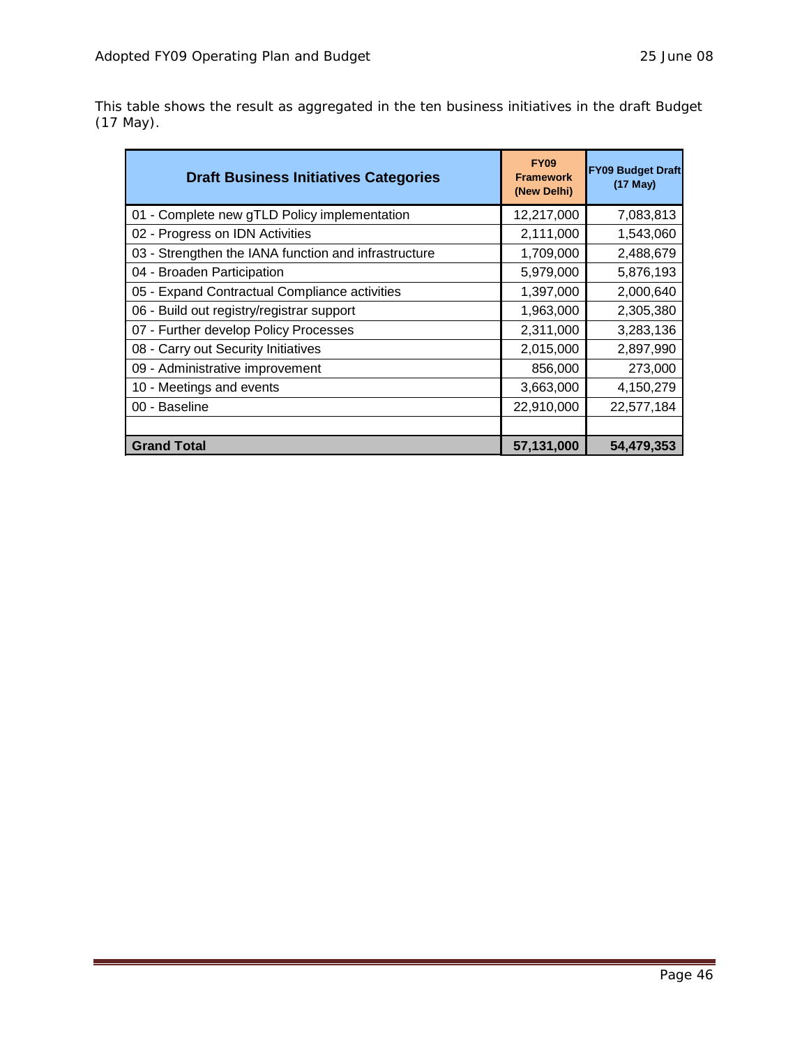This table shows the result as aggregated in the ten business initiatives in the draft Budget (17 May).

| Draft Business Initiatives Categories | FY09 Framework (New Delhi) | FY09 Budget Draft (17 May) |
|---|---|---|
| 01 - Complete new gTLD Policy implementation | 12,217,000 | 7,083,813 |
| 02 - Progress on IDN Activities | 2,111,000 | 1,543,060 |
| 03 - Strengthen the IANA function and infrastructure | 1,709,000 | 2,488,679 |
| 04 - Broaden Participation | 5,979,000 | 5,876,193 |
| 05 - Expand Contractual Compliance activities | 1,397,000 | 2,000,640 |
| 06 - Build out registry/registrar support | 1,963,000 | 2,305,380 |
| 07 - Further develop Policy Processes | 2,311,000 | 3,283,136 |
| 08 - Carry out Security Initiatives | 2,015,000 | 2,897,990 |
| 09 - Administrative improvement | 856,000 | 273,000 |
| 10 - Meetings and events | 3,663,000 | 4,150,279 |
| 00 - Baseline | 22,910,000 | 22,577,184 |
| | | |
| **Grand Total** | **57,131,000** | **54,479,353** |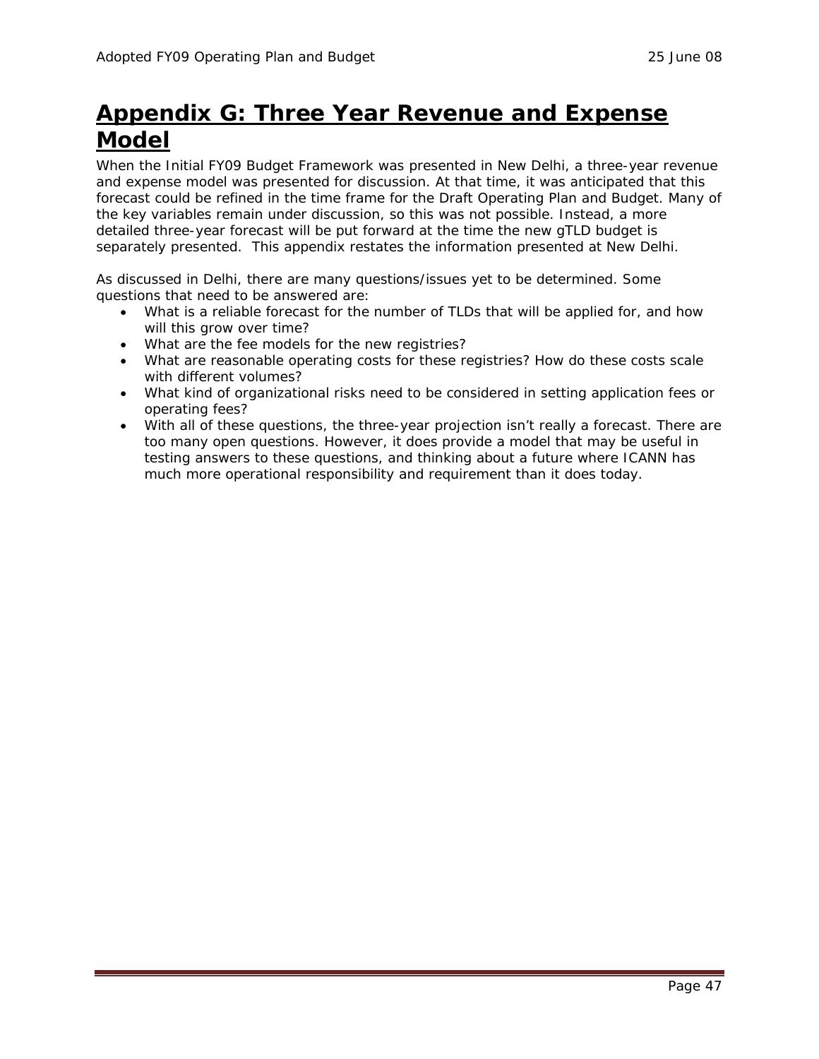# Appendix G: Three Year Revenue and Expense Model

When the Initial FY09 Budget Framework was presented in New Delhi, a three-year revenue and expense model was presented for discussion. At that time, it was anticipated that this forecast could be refined in the time frame for the Draft Operating Plan and Budget. Many of the key variables remain under discussion, so this was not possible. Instead, a more detailed three-year forecast will be put forward at the time the new gTLD budget is separately presented. This appendix restates the information presented at New Delhi.

As discussed in Delhi, there are many questions/issues yet to be determined. Some questions that need to be answered are:

- What is a reliable forecast for the number of TLDs that will be applied for, and how will this grow over time?
- What are the fee models for the new registries?
- What are reasonable operating costs for these registries? How do these costs scale with different volumes?
- What kind of organizational risks need to be considered in setting application fees or operating fees?
- With all of these questions, the three-year projection isn't really a forecast. There are too many open questions. However, it does provide a model that may be useful in testing answers to these questions, and thinking about a future where ICANN has much more operational responsibility and requirement than it does today.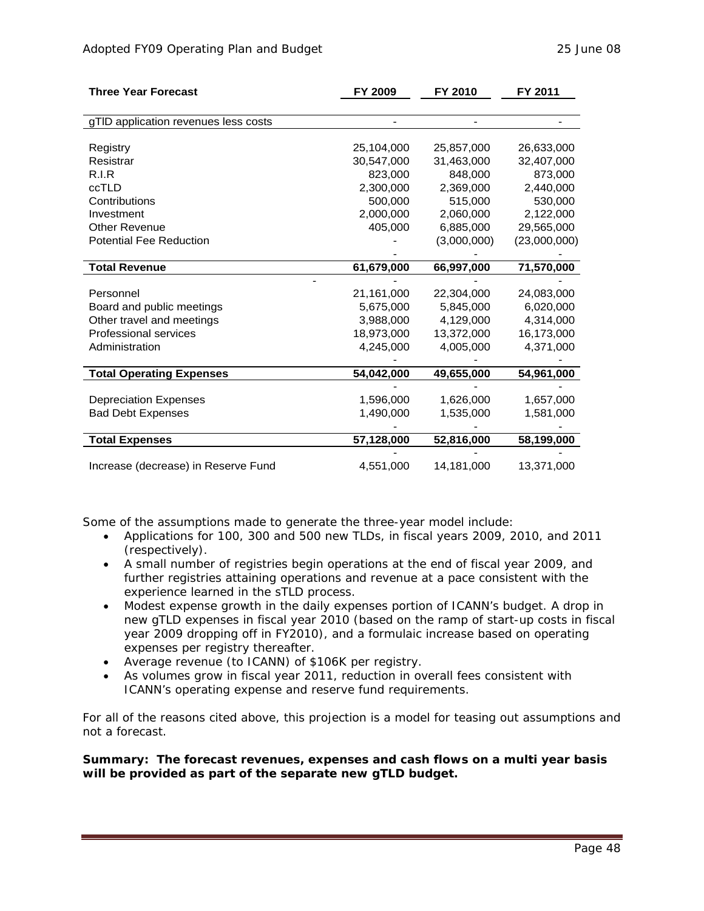| Three Year Forecast | FY 2009 | FY 2010 | FY 2011 |
|---|---|---|---|
| gTlD application revenues less costs | - | - | - |
| Registry | 25,104,000 | 25,857,000 | 26,633,000 |
| Resistrar | 30,547,000 | 31,463,000 | 32,407,000 |
| R.I.R | 823,000 | 848,000 | 873,000 |
| ccTLD | 2,300,000 | 2,369,000 | 2,440,000 |
| Contributions | 500,000 | 515,000 | 530,000 |
| Investment | 2,000,000 | 2,060,000 | 2,122,000 |
| Other Revenue | 405,000 | 6,885,000 | 29,565,000 |
| Potential Fee Reduction | - | (3,000,000) | (23,000,000) |
| | - | - | - |
| **Total Revenue** | **61,679,000** | **66,997,000** | **71,570,000** |
| - | - | - | - |
| Personnel | 21,161,000 | 22,304,000 | 24,083,000 |
| Board and public meetings | 5,675,000 | 5,845,000 | 6,020,000 |
| Other travel and meetings | 3,988,000 | 4,129,000 | 4,314,000 |
| Professional services | 18,973,000 | 13,372,000 | 16,173,000 |
| Administration | 4,245,000 | 4,005,000 | 4,371,000 |
| | - | - | - |
| **Total Operating Expenses** | **54,042,000** | **49,655,000** | **54,961,000** |
| | - | - | - |
| Depreciation Expenses | 1,596,000 | 1,626,000 | 1,657,000 |
| Bad Debt Expenses | 1,490,000 | 1,535,000 | 1,581,000 |
| | - | - | - |
| **Total Expenses** | **57,128,000** | **52,816,000** | **58,199,000** |
| | - | - | - |
| Increase (decrease) in Reserve Fund | 4,551,000 | 14,181,000 | 13,371,000 |

Some of the assumptions made to generate the three-year model include:

- Applications for 100, 300 and 500 new TLDs, in fiscal years 2009, 2010, and 2011 (respectively).
- A small number of registries begin operations at the end of fiscal year 2009, and further registries attaining operations and revenue at a pace consistent with the experience learned in the sTLD process.
- Modest expense growth in the daily expenses portion of ICANN's budget. A drop in new gTLD expenses in fiscal year 2010 (based on the ramp of start-up costs in fiscal year 2009 dropping off in FY2010), and a formulaic increase based on operating expenses per registry thereafter.
- Average revenue (to ICANN) of $106K per registry.
- As volumes grow in fiscal year 2011, reduction in overall fees consistent with ICANN's operating expense and reserve fund requirements.

For all of the reasons cited above, this projection is a model for teasing out assumptions and not a forecast.

**Summary: The forecast revenues, expenses and cash flows on a multi year basis will be provided as part of the separate new gTLD budget.**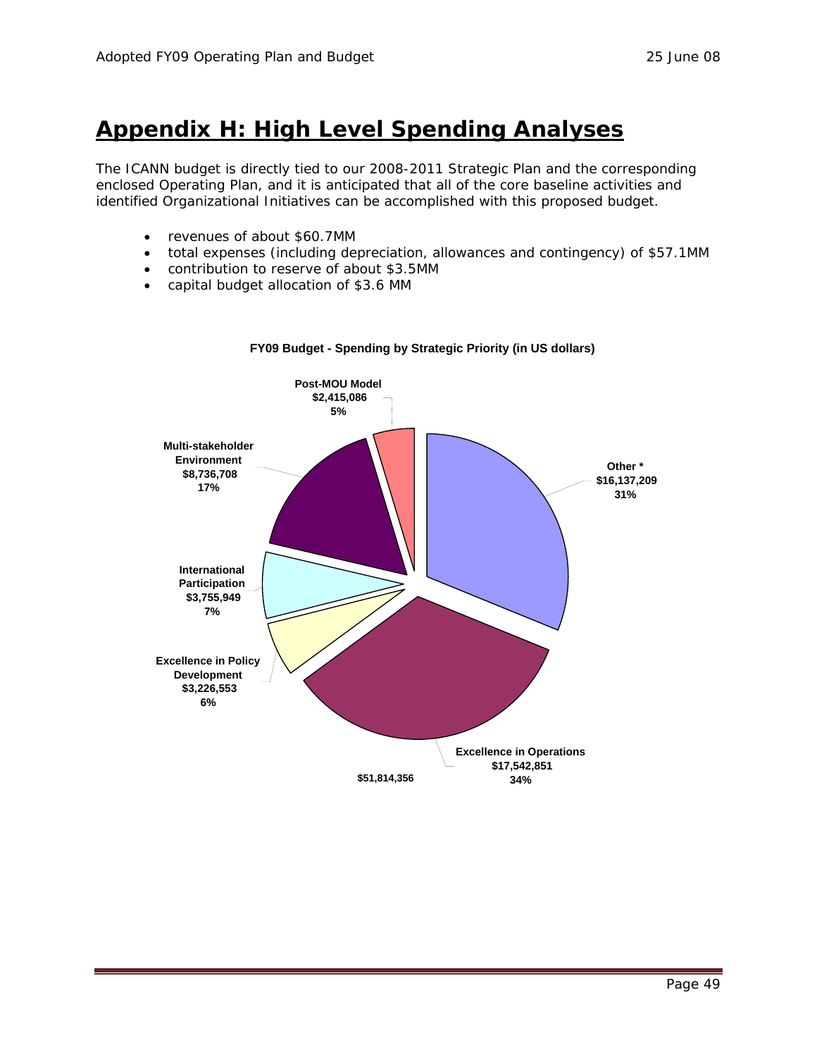# Appendix H: High Level Spending Analyses

The ICANN budget is directly tied to our 2008-2011 Strategic Plan and the corresponding enclosed Operating Plan, and it is anticipated that all of the core baseline activities and identified Organizational Initiatives can be accomplished with this proposed budget.

- revenues of about $60.7MM
- total expenses (including depreciation, allowances and contingency) of $57.1MM
- contribution to reserve of about $3.5MM
- capital budget allocation of $3.6 MM

**FY09 Budget - Spending by Strategic Priority (in US dollars)**

| Strategic Priority | Amount | Percentage |
| --- | --- | --- |
| Post-MOU Model | $2,415,086 | 5% |
| Other * | $16,137,209 | 31% |
| Excellence in Operations | $17,542,851 | 34% |
| Excellence in Policy Development | $3,226,553 | 6% |
| International Participation | $3,755,949 | 7% |
| Multi-stakeholder Environment | $8,736,708 | 17% |
| Total | $51,814,356 | |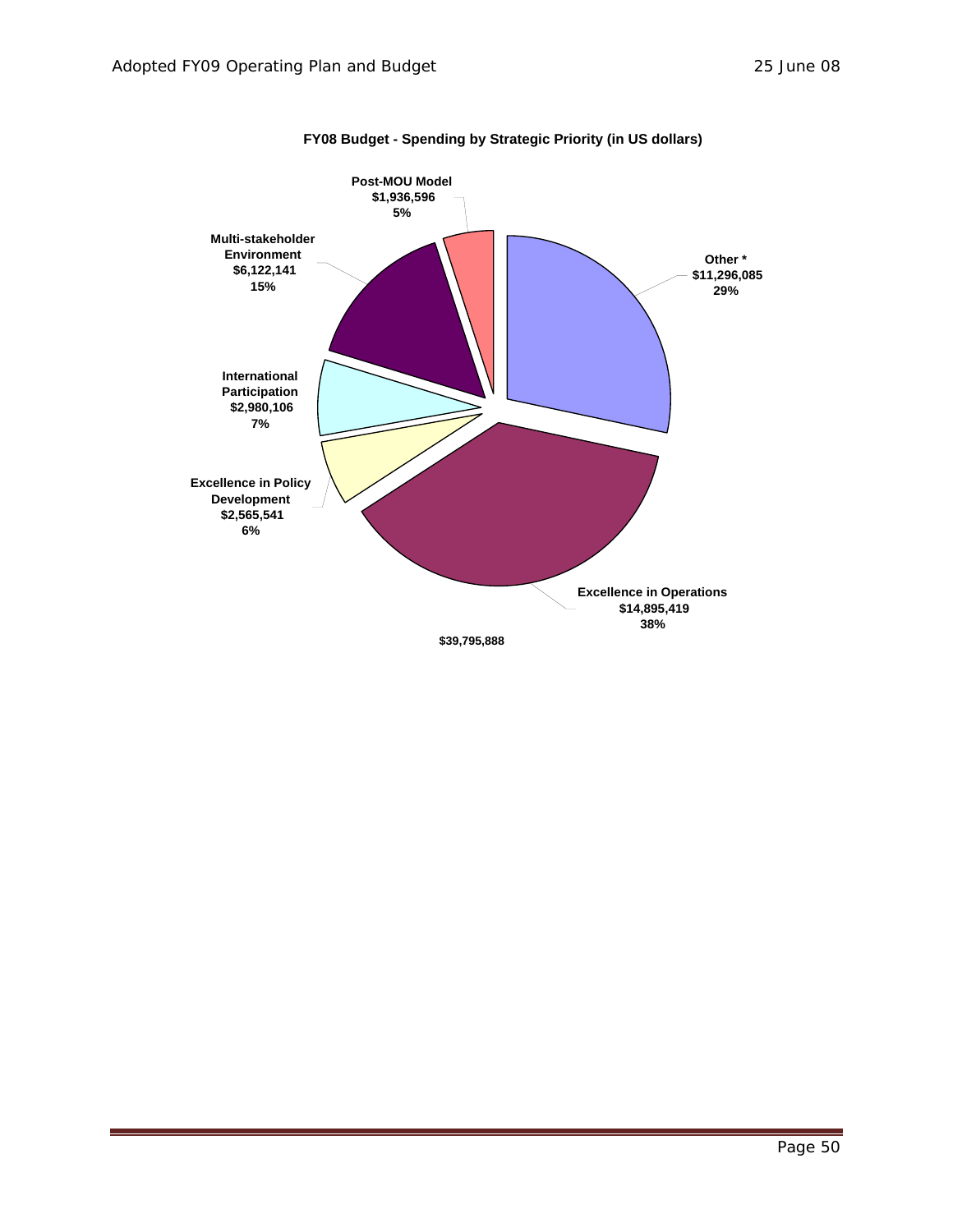**FY08 Budget - Spending by Strategic Priority (in US dollars)**

| Strategic Priority | Amount | Percent |
|---|---|---|
| Other * | $11,296,085 | 29% |
| Excellence in Operations | $14,895,419 | 38% |
| Excellence in Policy Development | $2,565,541 | 6% |
| International Participation | $2,980,106 | 7% |
| Multi-stakeholder Environment | $6,122,141 | 15% |
| Post-MOU Model | $1,936,596 | 5% |

$39,795,888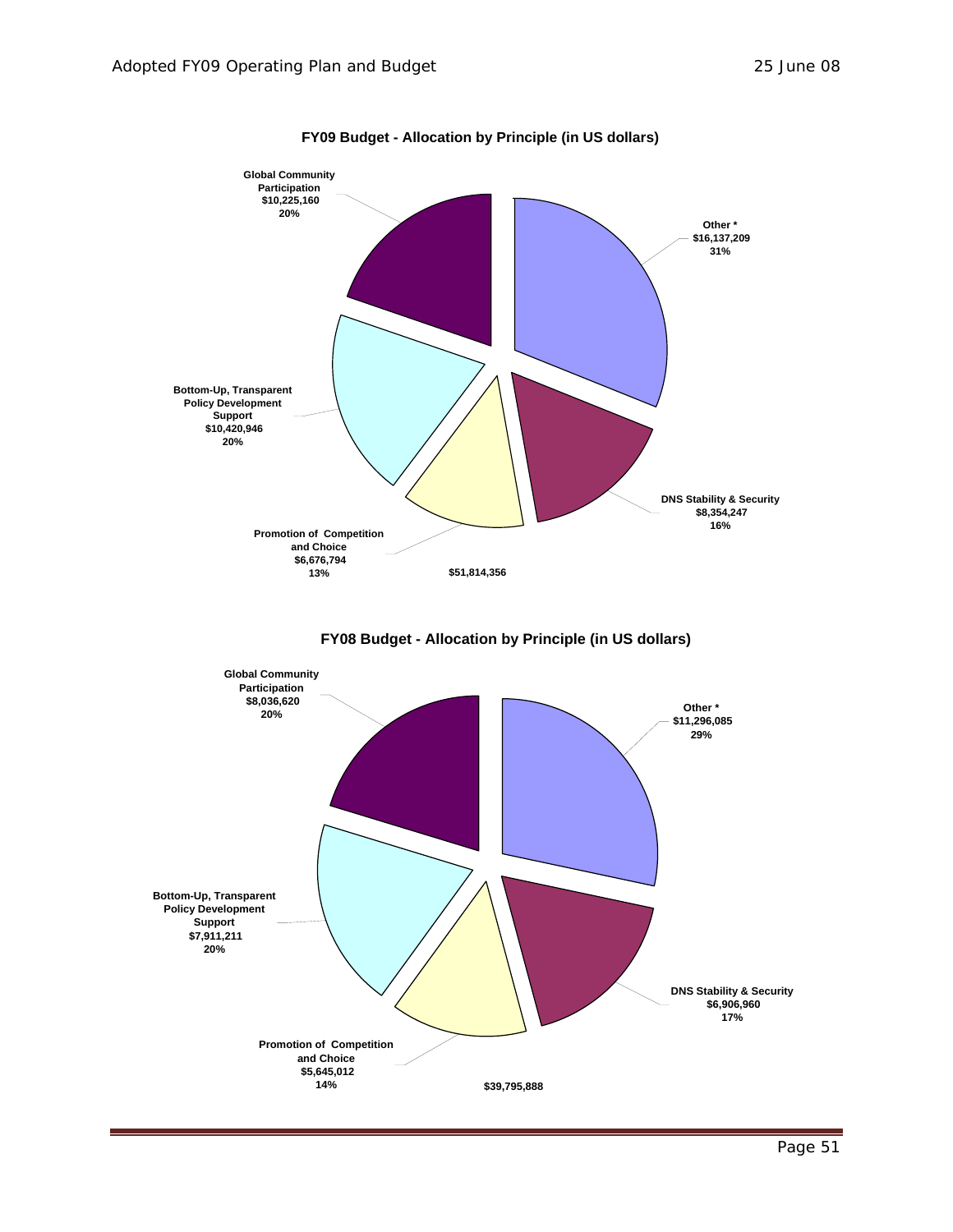**FY09 Budget - Allocation by Principle (in US dollars)**

- Global Community Participation: $10,225,160 (20%)
- Other *: $16,137,209 (31%)
- Bottom-Up, Transparent Policy Development Support: $10,420,946 (20%)
- DNS Stability & Security: $8,354,247 (16%)
- Promotion of Competition and Choice: $6,676,794 (13%)

$51,814,356

**FY08 Budget - Allocation by Principle (in US dollars)**

- Global Community Participation: $8,036,620 (20%)
- Other *: $11,296,085 (29%)
- Bottom-Up, Transparent Policy Development Support: $7,911,211 (20%)
- DNS Stability & Security: $6,906,960 (17%)
- Promotion of Competition and Choice: $5,645,012 (14%)

$39,795,888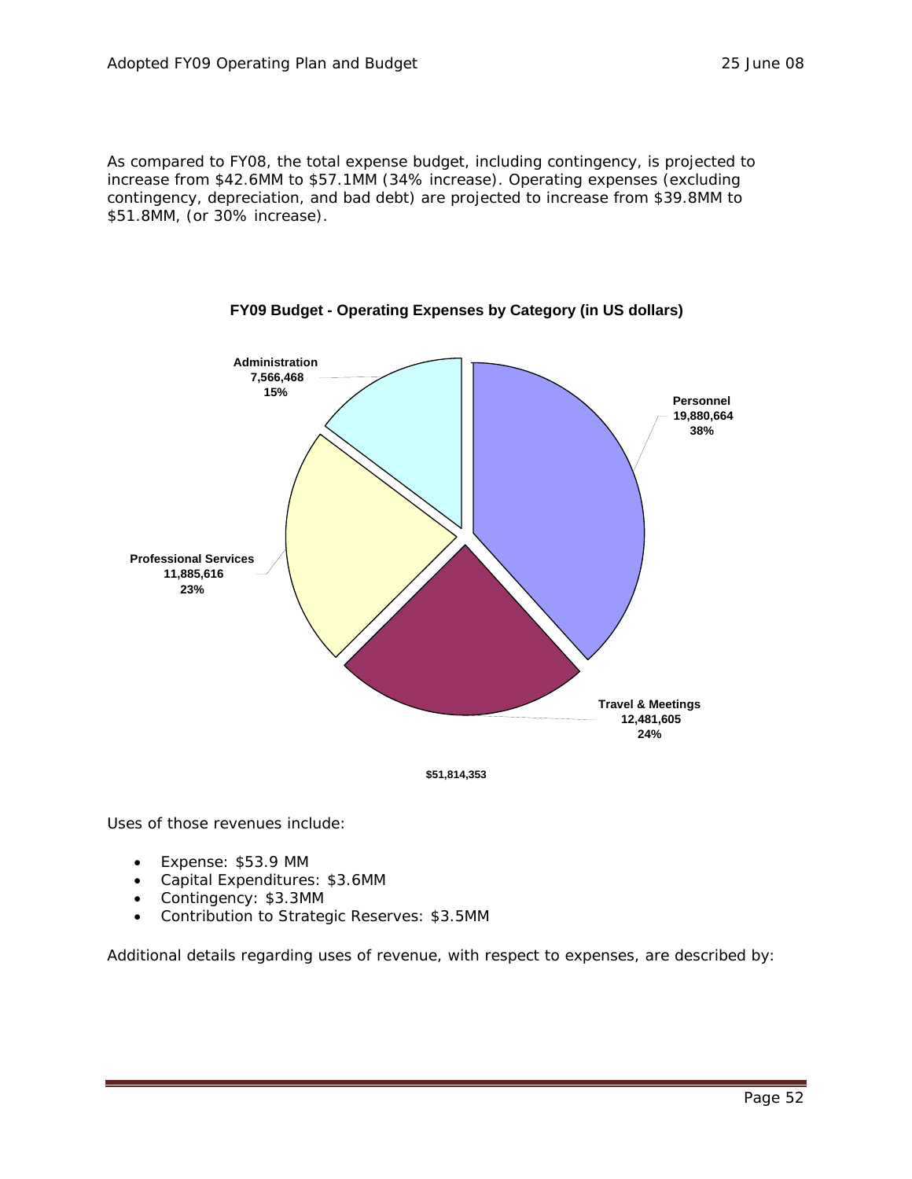As compared to FY08, the total expense budget, including contingency, is projected to increase from $42.6MM to $57.1MM (34% increase). Operating expenses (excluding contingency, depreciation, and bad debt) are projected to increase from $39.8MM to $51.8MM, (or 30% increase).

**FY09 Budget - Operating Expenses by Category (in US dollars)**

| Category | Amount | Percentage |
| --- | --- | --- |
| Personnel | 19,880,664 | 38% |
| Travel & Meetings | 12,481,605 | 24% |
| Professional Services | 11,885,616 | 23% |
| Administration | 7,566,468 | 15% |

**$51,814,353**

Uses of those revenues include:

- Expense: $53.9 MM
- Capital Expenditures: $3.6MM
- Contingency: $3.3MM
- Contribution to Strategic Reserves: $3.5MM

Additional details regarding uses of revenue, with respect to expenses, are described by: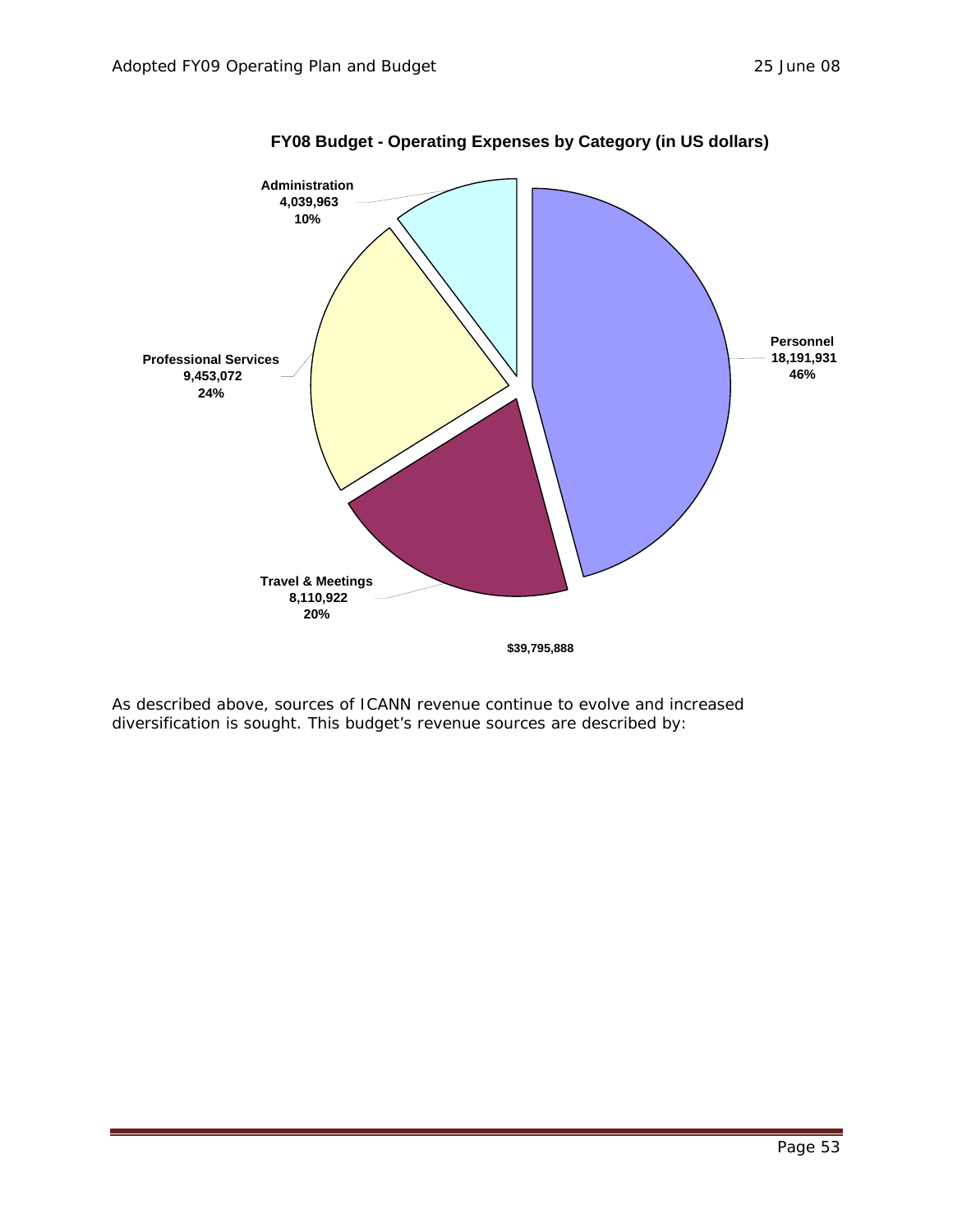**FY08 Budget - Operating Expenses by Category (in US dollars)**

| Category | Amount | Percent |
|---|---|---|
| Personnel | 18,191,931 | 46% |
| Professional Services | 9,453,072 | 24% |
| Travel & Meetings | 8,110,922 | 20% |
| Administration | 4,039,963 | 10% |

**$39,795,888**

As described above, sources of ICANN revenue continue to evolve and increased diversification is sought. This budget's revenue sources are described by: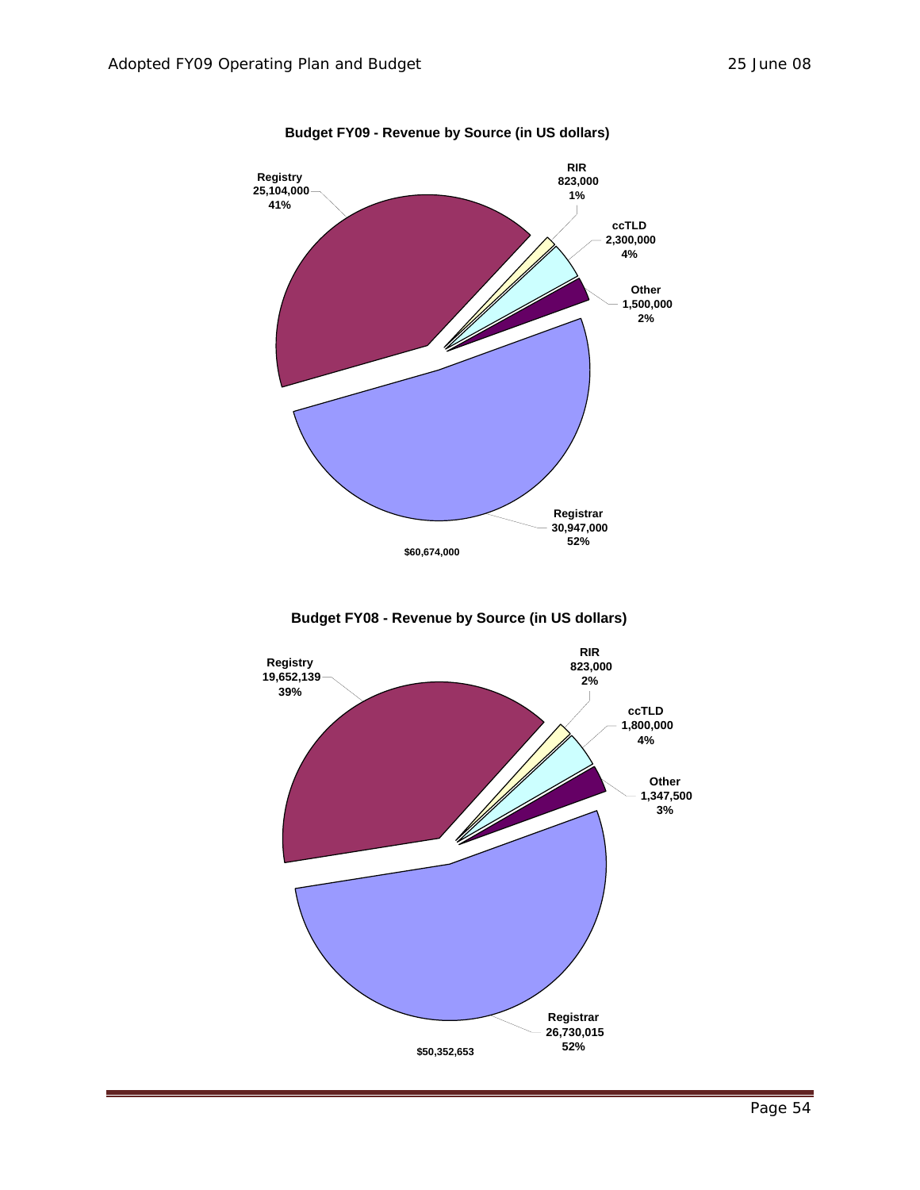**Budget FY09 - Revenue by Source (in US dollars)**

Registry
25,104,000
41%

RIR
823,000
1%

ccTLD
2,300,000
4%

Other
1,500,000
2%

Registrar
30,947,000
52%

$60,674,000

**Budget FY08 - Revenue by Source (in US dollars)**

Registry
19,652,139
39%

RIR
823,000
2%

ccTLD
1,800,000
4%

Other
1,347,500
3%

Registrar
26,730,015
52%

$50,352,653